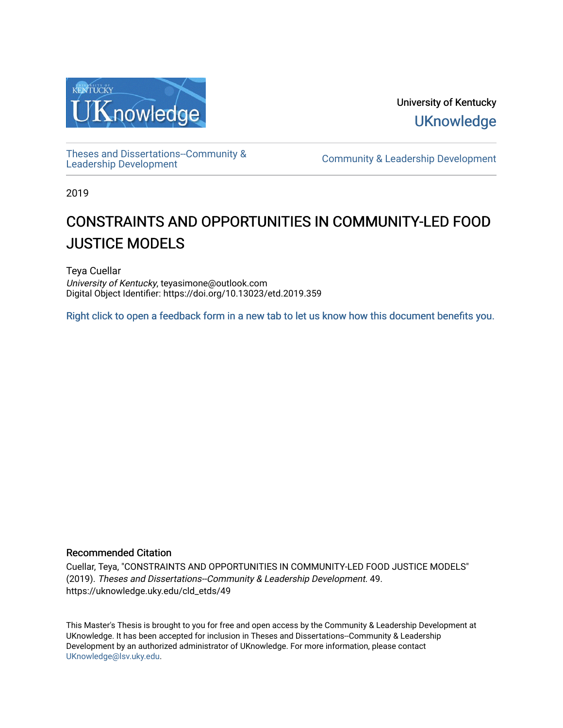University of Kentucky

UKnowledge

Theses and Dissertations--Community & Leadership Development

Community & Leadership Development

2019

# CONSTRAINTS AND OPPORTUNITIES IN COMMUNITY-LED FOOD JUSTICE MODELS

Teya Cuellar  
*University of Kentucky*, teyasimone@outlook.com  
Digital Object Identifier: https://doi.org/10.13023/etd.2019.359

Right click to open a feedback form in a new tab to let us know how this document benefits you.

## Recommended Citation

Cuellar, Teya, "CONSTRAINTS AND OPPORTUNITIES IN COMMUNITY-LED FOOD JUSTICE MODELS" (2019). *Theses and Dissertations--Community & Leadership Development*. 49.  
https://uknowledge.uky.edu/cld_etds/49

This Master's Thesis is brought to you for free and open access by the Community & Leadership Development at UKnowledge. It has been accepted for inclusion in Theses and Dissertations--Community & Leadership Development by an authorized administrator of UKnowledge. For more information, please contact UKnowledge@lsv.uky.edu.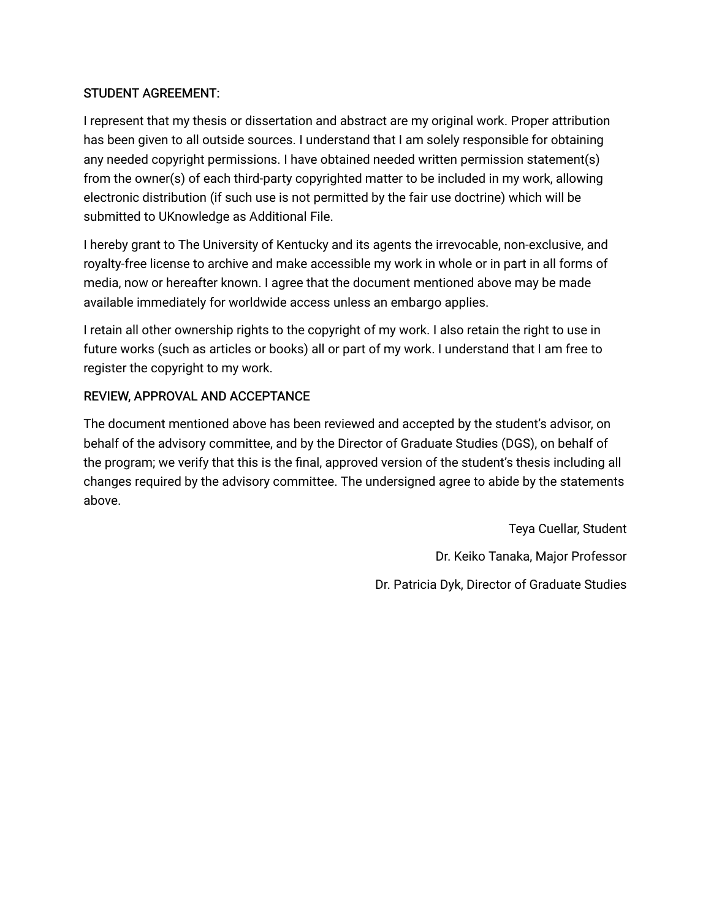STUDENT AGREEMENT:

I represent that my thesis or dissertation and abstract are my original work. Proper attribution has been given to all outside sources. I understand that I am solely responsible for obtaining any needed copyright permissions. I have obtained needed written permission statement(s) from the owner(s) of each third-party copyrighted matter to be included in my work, allowing electronic distribution (if such use is not permitted by the fair use doctrine) which will be submitted to UKnowledge as Additional File.

I hereby grant to The University of Kentucky and its agents the irrevocable, non-exclusive, and royalty-free license to archive and make accessible my work in whole or in part in all forms of media, now or hereafter known. I agree that the document mentioned above may be made available immediately for worldwide access unless an embargo applies.

I retain all other ownership rights to the copyright of my work. I also retain the right to use in future works (such as articles or books) all or part of my work. I understand that I am free to register the copyright to my work.

REVIEW, APPROVAL AND ACCEPTANCE

The document mentioned above has been reviewed and accepted by the student's advisor, on behalf of the advisory committee, and by the Director of Graduate Studies (DGS), on behalf of the program; we verify that this is the final, approved version of the student's thesis including all changes required by the advisory committee. The undersigned agree to abide by the statements above.

Teya Cuellar, Student

Dr. Keiko Tanaka, Major Professor

Dr. Patricia Dyk, Director of Graduate Studies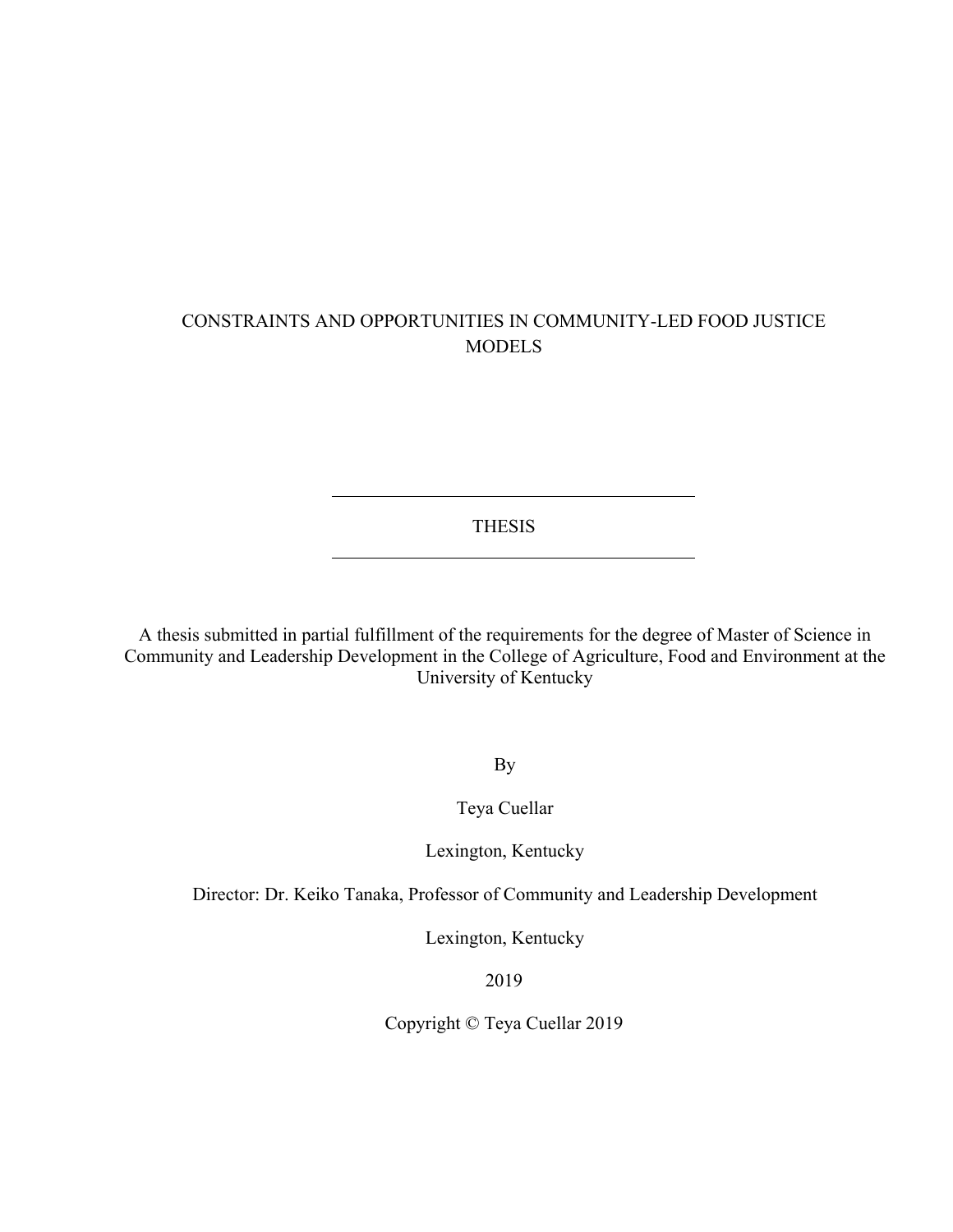# CONSTRAINTS AND OPPORTUNITIES IN COMMUNITY-LED FOOD JUSTICE MODELS

---

THESIS

---

A thesis submitted in partial fulfillment of the requirements for the degree of Master of Science in Community and Leadership Development in the College of Agriculture, Food and Environment at the University of Kentucky

By

Teya Cuellar

Lexington, Kentucky

Director: Dr. Keiko Tanaka, Professor of Community and Leadership Development

Lexington, Kentucky

2019

Copyright © Teya Cuellar 2019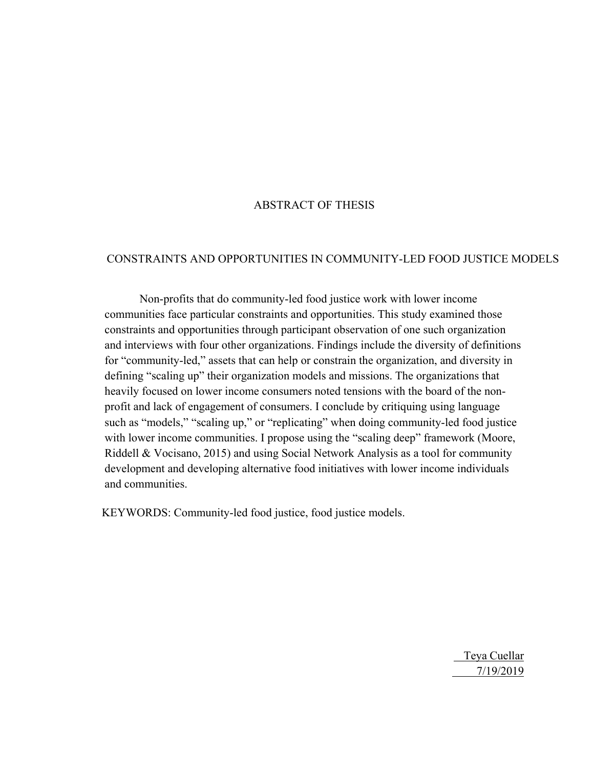# ABSTRACT OF THESIS

## CONSTRAINTS AND OPPORTUNITIES IN COMMUNITY-LED FOOD JUSTICE MODELS

Non-profits that do community-led food justice work with lower income communities face particular constraints and opportunities. This study examined those constraints and opportunities through participant observation of one such organization and interviews with four other organizations. Findings include the diversity of definitions for "community-led," assets that can help or constrain the organization, and diversity in defining "scaling up" their organization models and missions. The organizations that heavily focused on lower income consumers noted tensions with the board of the non-profit and lack of engagement of consumers. I conclude by critiquing using language such as "models," "scaling up," or "replicating" when doing community-led food justice with lower income communities. I propose using the "scaling deep" framework (Moore, Riddell & Vocisano, 2015) and using Social Network Analysis as a tool for community development and developing alternative food initiatives with lower income individuals and communities.

KEYWORDS: Community-led food justice, food justice models.

Teya Cuellar

7/19/2019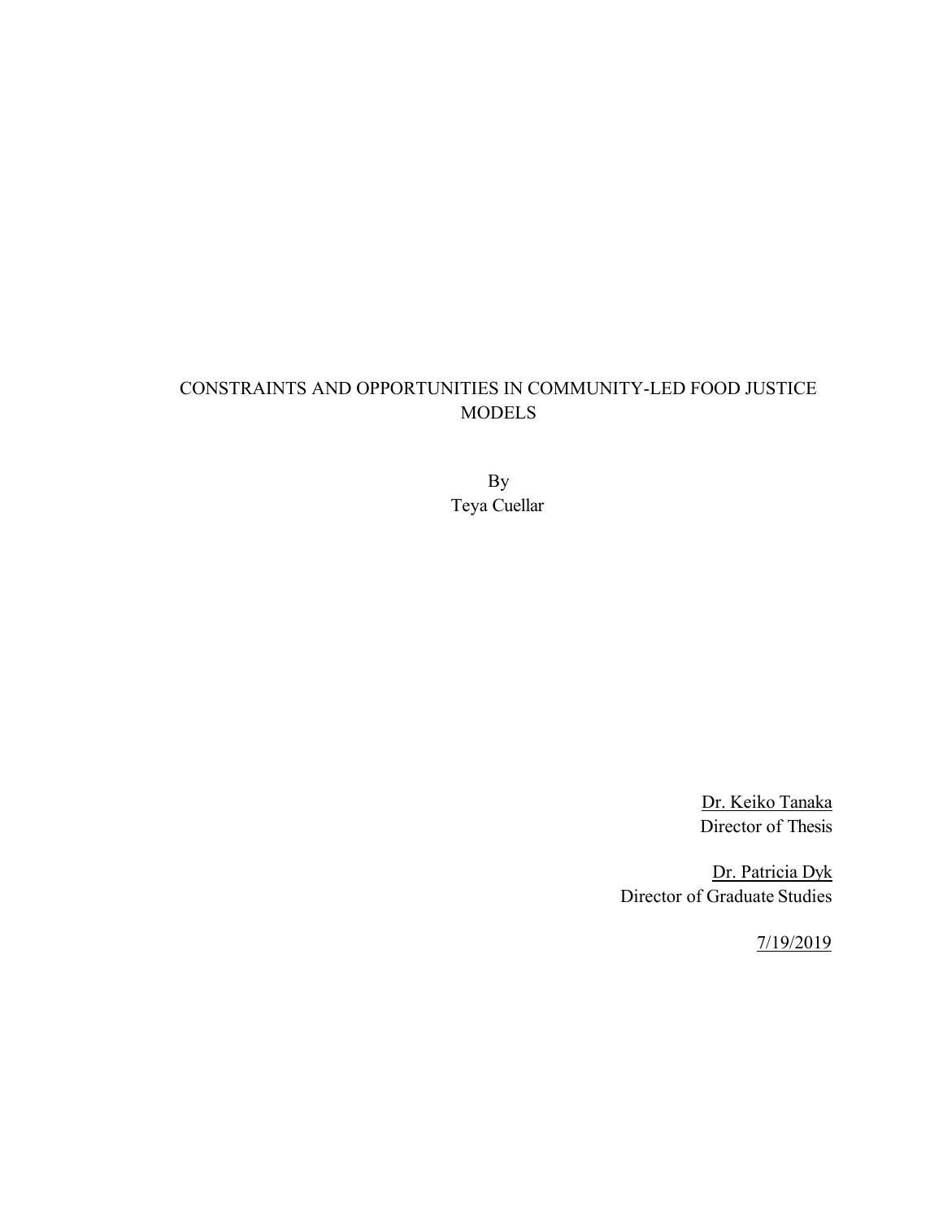# CONSTRAINTS AND OPPORTUNITIES IN COMMUNITY-LED FOOD JUSTICE MODELS

By
Teya Cuellar

<u>Dr. Keiko Tanaka</u>
Director of Thesis

<u>Dr. Patricia Dyk</u>
Director of Graduate Studies

<u>7/19/2019</u>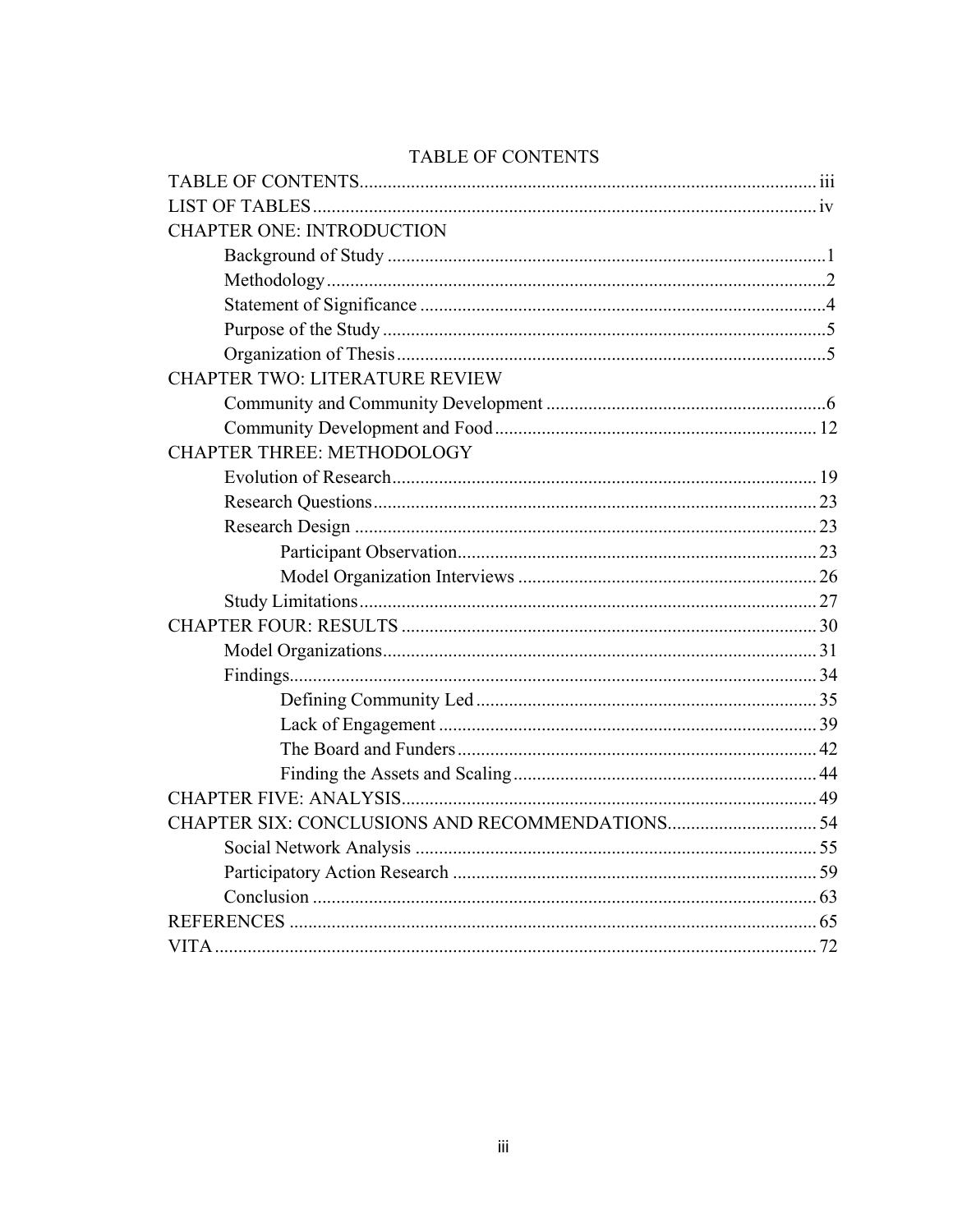# TABLE OF CONTENTS

TABLE OF CONTENTS .......... iii
LIST OF TABLES .......... iv
CHAPTER ONE: INTRODUCTION
- Background of Study .......... 1
- Methodology .......... 2
- Statement of Significance .......... 4
- Purpose of the Study .......... 5
- Organization of Thesis .......... 5

CHAPTER TWO: LITERATURE REVIEW
- Community and Community Development .......... 6
- Community Development and Food .......... 12

CHAPTER THREE: METHODOLOGY
- Evolution of Research .......... 19
- Research Questions .......... 23
- Research Design .......... 23
  - Participant Observation .......... 23
  - Model Organization Interviews .......... 26
- Study Limitations .......... 27

CHAPTER FOUR: RESULTS .......... 30
- Model Organizations .......... 31
- Findings .......... 34
  - Defining Community Led .......... 35
  - Lack of Engagement .......... 39
  - The Board and Funders .......... 42
  - Finding the Assets and Scaling .......... 44

CHAPTER FIVE: ANALYSIS .......... 49
CHAPTER SIX: CONCLUSIONS AND RECOMMENDATIONS .......... 54
- Social Network Analysis .......... 55
- Participatory Action Research .......... 59
- Conclusion .......... 63

REFERENCES .......... 65
VITA .......... 72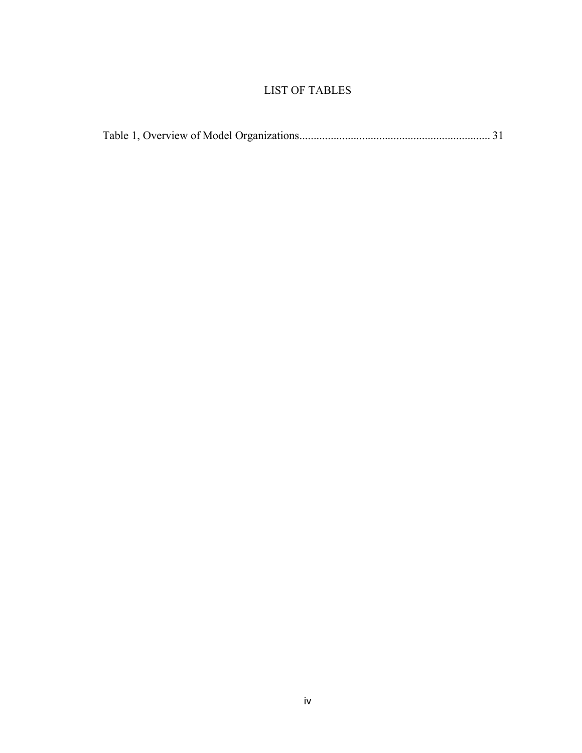# LIST OF TABLES

Table 1, Overview of Model Organizations.................................................................. 31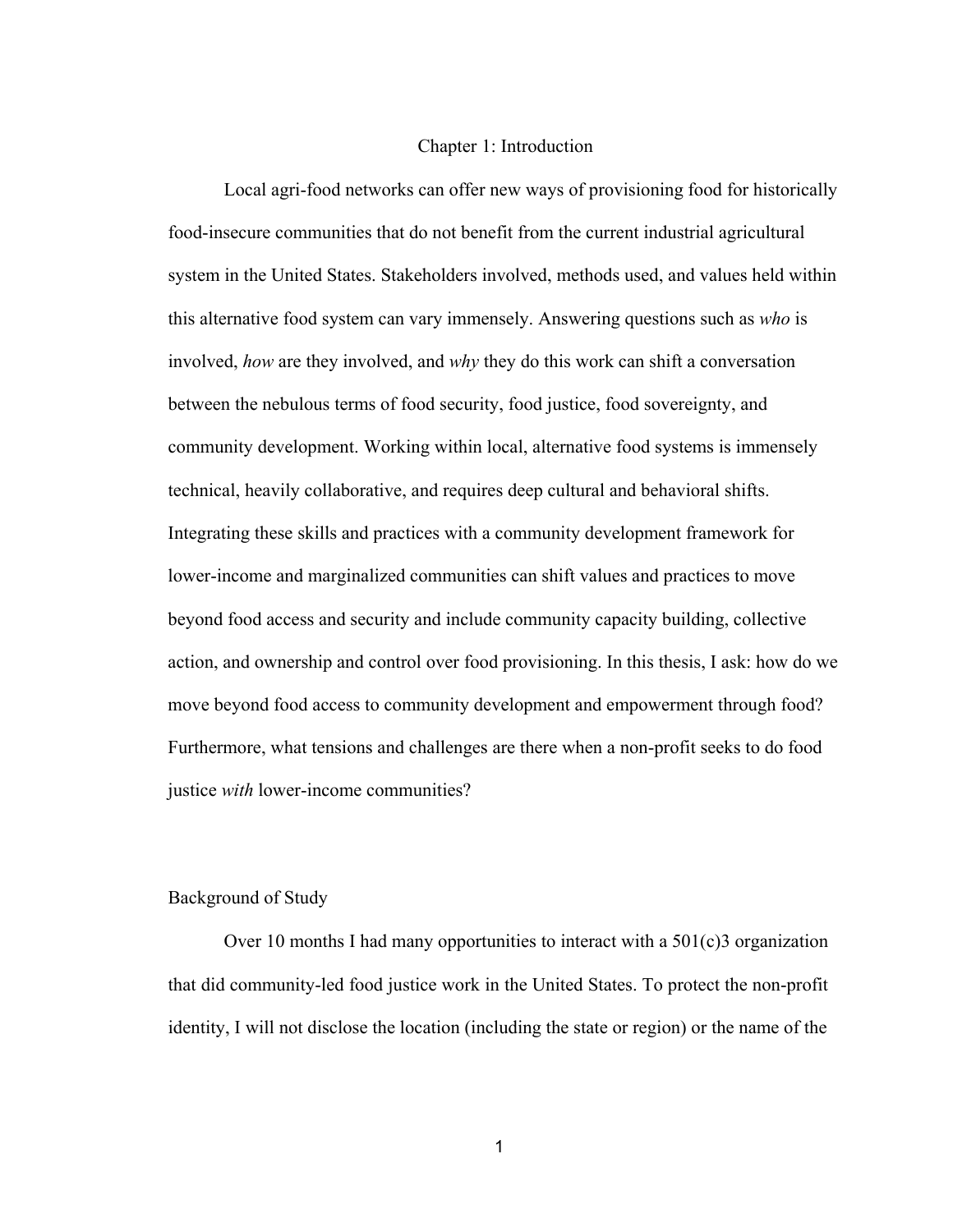# Chapter 1: Introduction

Local agri-food networks can offer new ways of provisioning food for historically food-insecure communities that do not benefit from the current industrial agricultural system in the United States. Stakeholders involved, methods used, and values held within this alternative food system can vary immensely. Answering questions such as *who* is involved, *how* are they involved, and *why* they do this work can shift a conversation between the nebulous terms of food security, food justice, food sovereignty, and community development. Working within local, alternative food systems is immensely technical, heavily collaborative, and requires deep cultural and behavioral shifts. Integrating these skills and practices with a community development framework for lower-income and marginalized communities can shift values and practices to move beyond food access and security and include community capacity building, collective action, and ownership and control over food provisioning. In this thesis, I ask: how do we move beyond food access to community development and empowerment through food? Furthermore, what tensions and challenges are there when a non-profit seeks to do food justice *with* lower-income communities?

## Background of Study

Over 10 months I had many opportunities to interact with a 501(c)3 organization that did community-led food justice work in the United States. To protect the non-profit identity, I will not disclose the location (including the state or region) or the name of the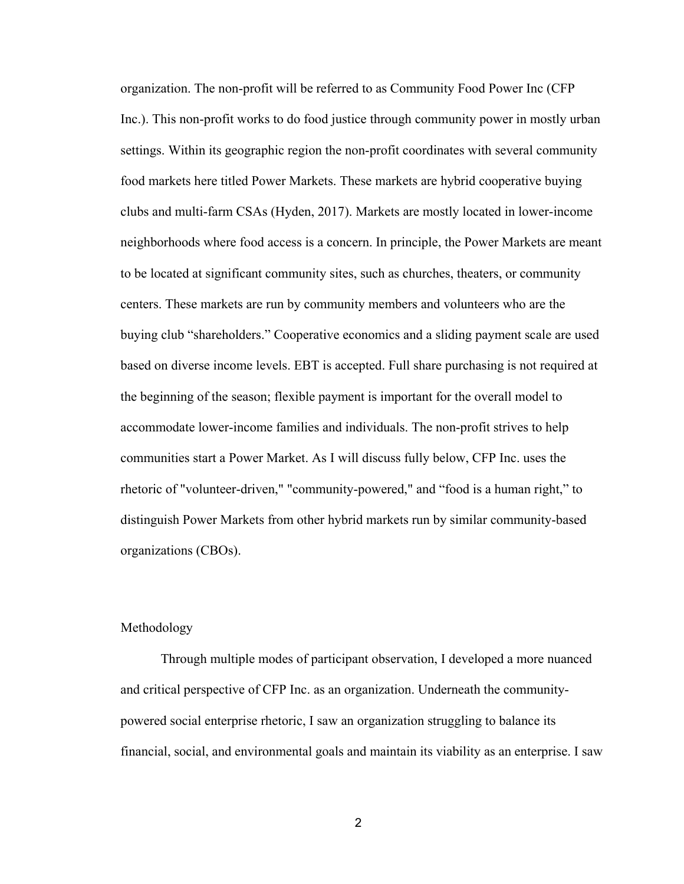organization. The non-profit will be referred to as Community Food Power Inc (CFP Inc.). This non-profit works to do food justice through community power in mostly urban settings. Within its geographic region the non-profit coordinates with several community food markets here titled Power Markets. These markets are hybrid cooperative buying clubs and multi-farm CSAs (Hyden, 2017). Markets are mostly located in lower-income neighborhoods where food access is a concern. In principle, the Power Markets are meant to be located at significant community sites, such as churches, theaters, or community centers. These markets are run by community members and volunteers who are the buying club "shareholders." Cooperative economics and a sliding payment scale are used based on diverse income levels. EBT is accepted. Full share purchasing is not required at the beginning of the season; flexible payment is important for the overall model to accommodate lower-income families and individuals. The non-profit strives to help communities start a Power Market. As I will discuss fully below, CFP Inc. uses the rhetoric of "volunteer-driven," "community-powered," and "food is a human right," to distinguish Power Markets from other hybrid markets run by similar community-based organizations (CBOs).

## Methodology

Through multiple modes of participant observation, I developed a more nuanced and critical perspective of CFP Inc. as an organization. Underneath the community-powered social enterprise rhetoric, I saw an organization struggling to balance its financial, social, and environmental goals and maintain its viability as an enterprise. I saw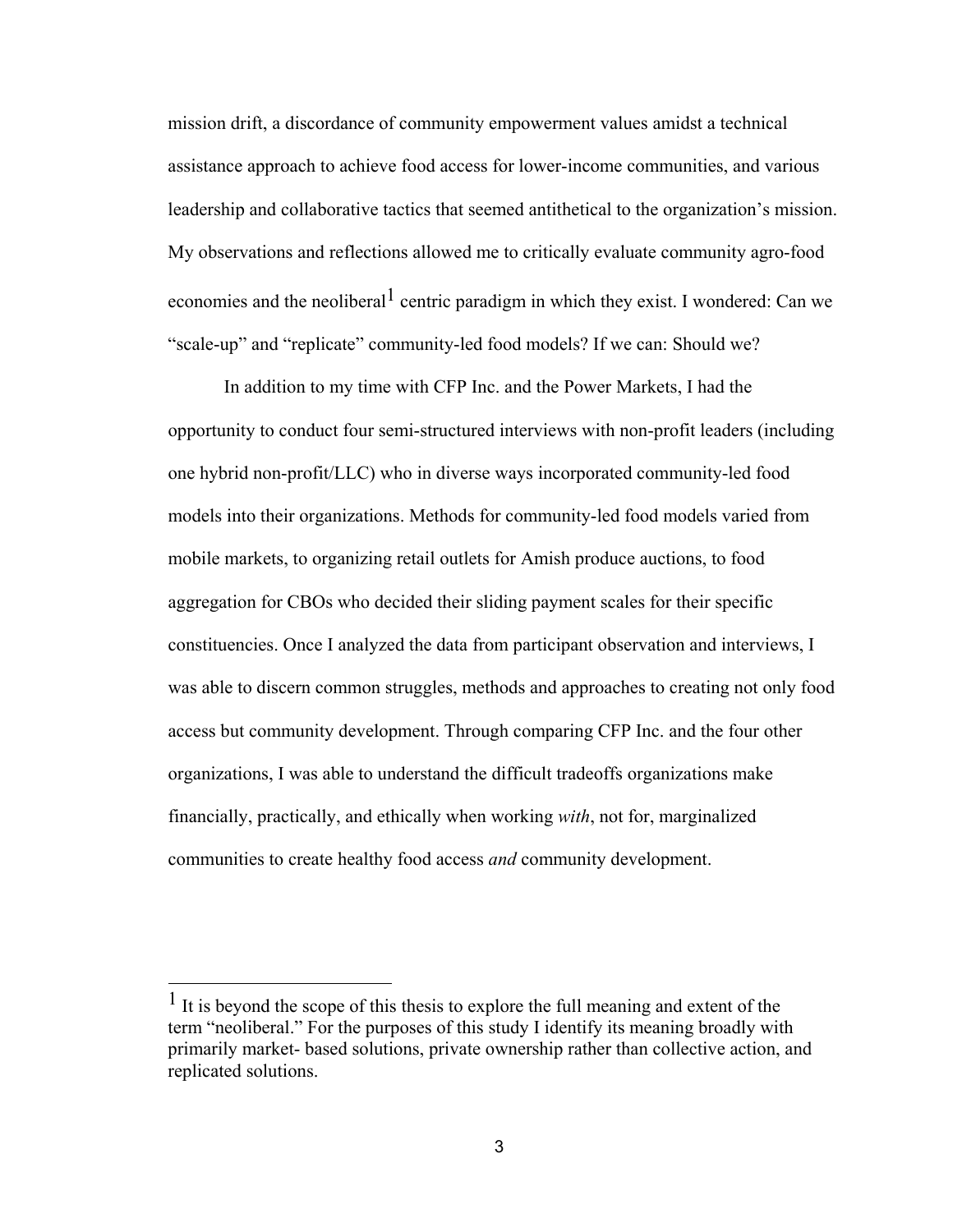mission drift, a discordance of community empowerment values amidst a technical assistance approach to achieve food access for lower-income communities, and various leadership and collaborative tactics that seemed antithetical to the organization's mission. My observations and reflections allowed me to critically evaluate community agro-food economies and the neoliberal[1] centric paradigm in which they exist. I wondered: Can we "scale-up" and "replicate" community-led food models? If we can: Should we?

In addition to my time with CFP Inc. and the Power Markets, I had the opportunity to conduct four semi-structured interviews with non-profit leaders (including one hybrid non-profit/LLC) who in diverse ways incorporated community-led food models into their organizations. Methods for community-led food models varied from mobile markets, to organizing retail outlets for Amish produce auctions, to food aggregation for CBOs who decided their sliding payment scales for their specific constituencies. Once I analyzed the data from participant observation and interviews, I was able to discern common struggles, methods and approaches to creating not only food access but community development. Through comparing CFP Inc. and the four other organizations, I was able to understand the difficult tradeoffs organizations make financially, practically, and ethically when working *with*, not for, marginalized communities to create healthy food access *and* community development.

---

[1] It is beyond the scope of this thesis to explore the full meaning and extent of the term "neoliberal." For the purposes of this study I identify its meaning broadly with primarily market- based solutions, private ownership rather than collective action, and replicated solutions.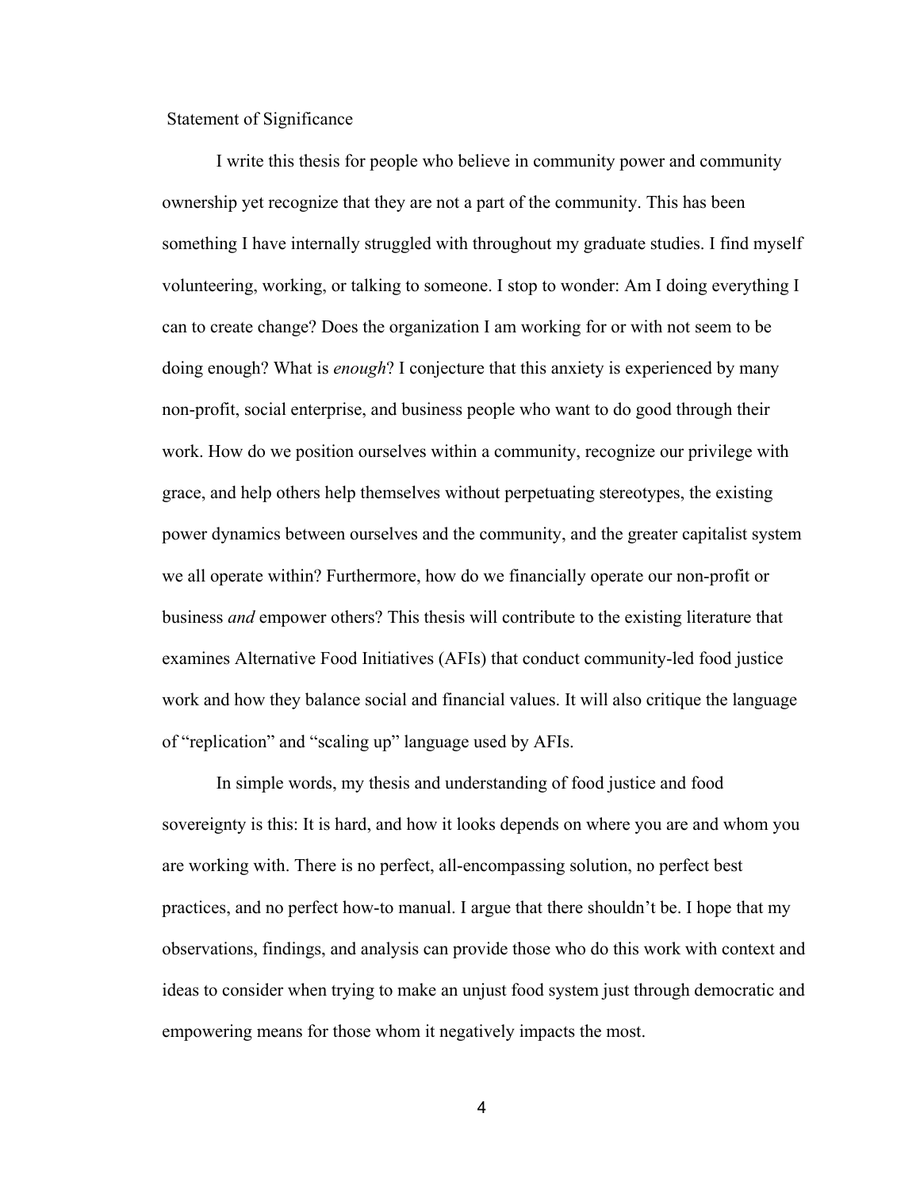## Statement of Significance

I write this thesis for people who believe in community power and community ownership yet recognize that they are not a part of the community. This has been something I have internally struggled with throughout my graduate studies. I find myself volunteering, working, or talking to someone. I stop to wonder: Am I doing everything I can to create change? Does the organization I am working for or with not seem to be doing enough? What is *enough*? I conjecture that this anxiety is experienced by many non-profit, social enterprise, and business people who want to do good through their work. How do we position ourselves within a community, recognize our privilege with grace, and help others help themselves without perpetuating stereotypes, the existing power dynamics between ourselves and the community, and the greater capitalist system we all operate within? Furthermore, how do we financially operate our non-profit or business *and* empower others? This thesis will contribute to the existing literature that examines Alternative Food Initiatives (AFIs) that conduct community-led food justice work and how they balance social and financial values. It will also critique the language of "replication" and "scaling up" language used by AFIs.

In simple words, my thesis and understanding of food justice and food sovereignty is this: It is hard, and how it looks depends on where you are and whom you are working with. There is no perfect, all-encompassing solution, no perfect best practices, and no perfect how-to manual. I argue that there shouldn't be. I hope that my observations, findings, and analysis can provide those who do this work with context and ideas to consider when trying to make an unjust food system just through democratic and empowering means for those whom it negatively impacts the most.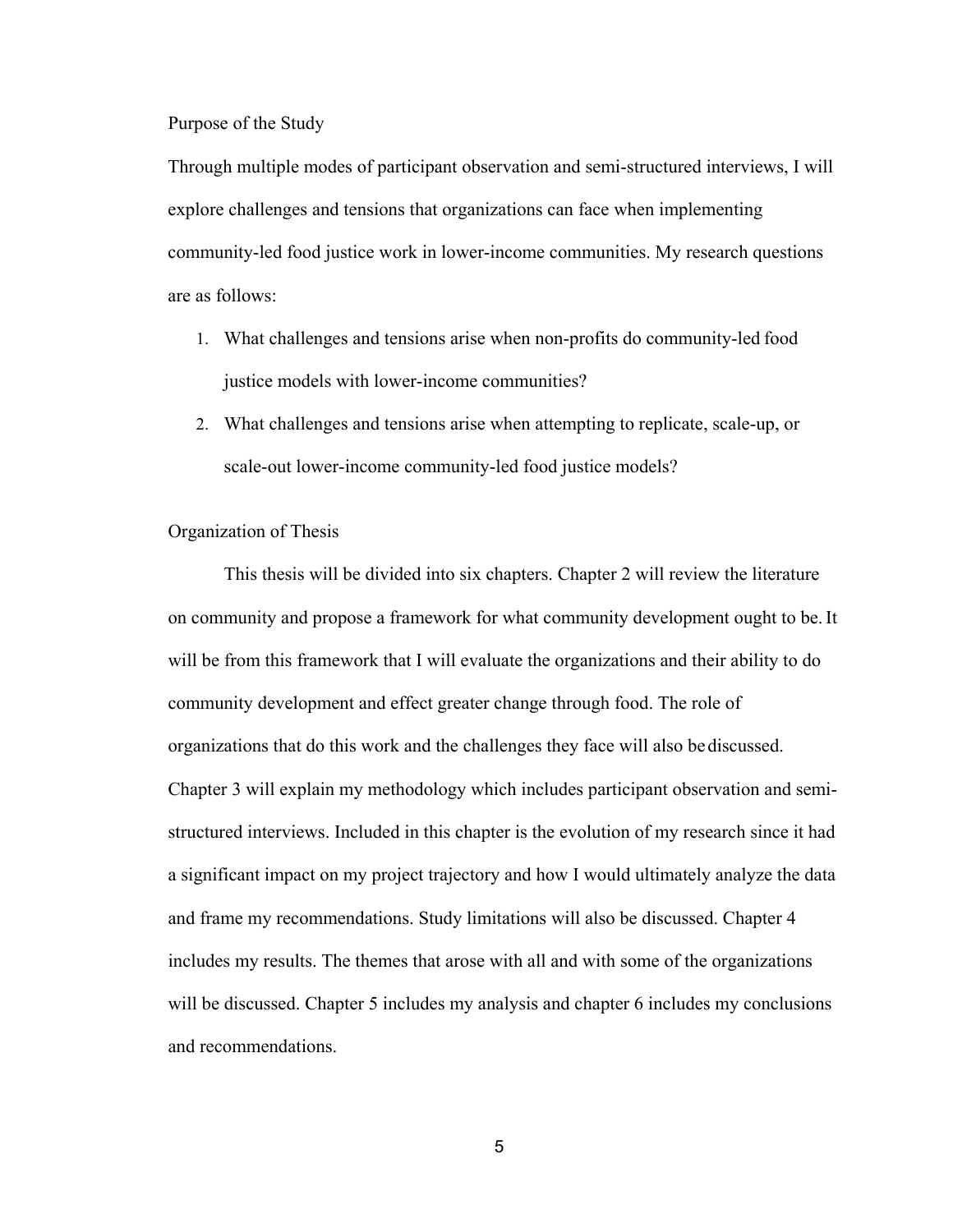## Purpose of the Study

Through multiple modes of participant observation and semi-structured interviews, I will explore challenges and tensions that organizations can face when implementing community-led food justice work in lower-income communities. My research questions are as follows:

1. What challenges and tensions arise when non-profits do community-led food justice models with lower-income communities?
2. What challenges and tensions arise when attempting to replicate, scale-up, or scale-out lower-income community-led food justice models?

## Organization of Thesis

This thesis will be divided into six chapters. Chapter 2 will review the literature on community and propose a framework for what community development ought to be. It will be from this framework that I will evaluate the organizations and their ability to do community development and effect greater change through food. The role of organizations that do this work and the challenges they face will also be discussed. Chapter 3 will explain my methodology which includes participant observation and semi-structured interviews. Included in this chapter is the evolution of my research since it had a significant impact on my project trajectory and how I would ultimately analyze the data and frame my recommendations. Study limitations will also be discussed. Chapter 4 includes my results. The themes that arose with all and with some of the organizations will be discussed. Chapter 5 includes my analysis and chapter 6 includes my conclusions and recommendations.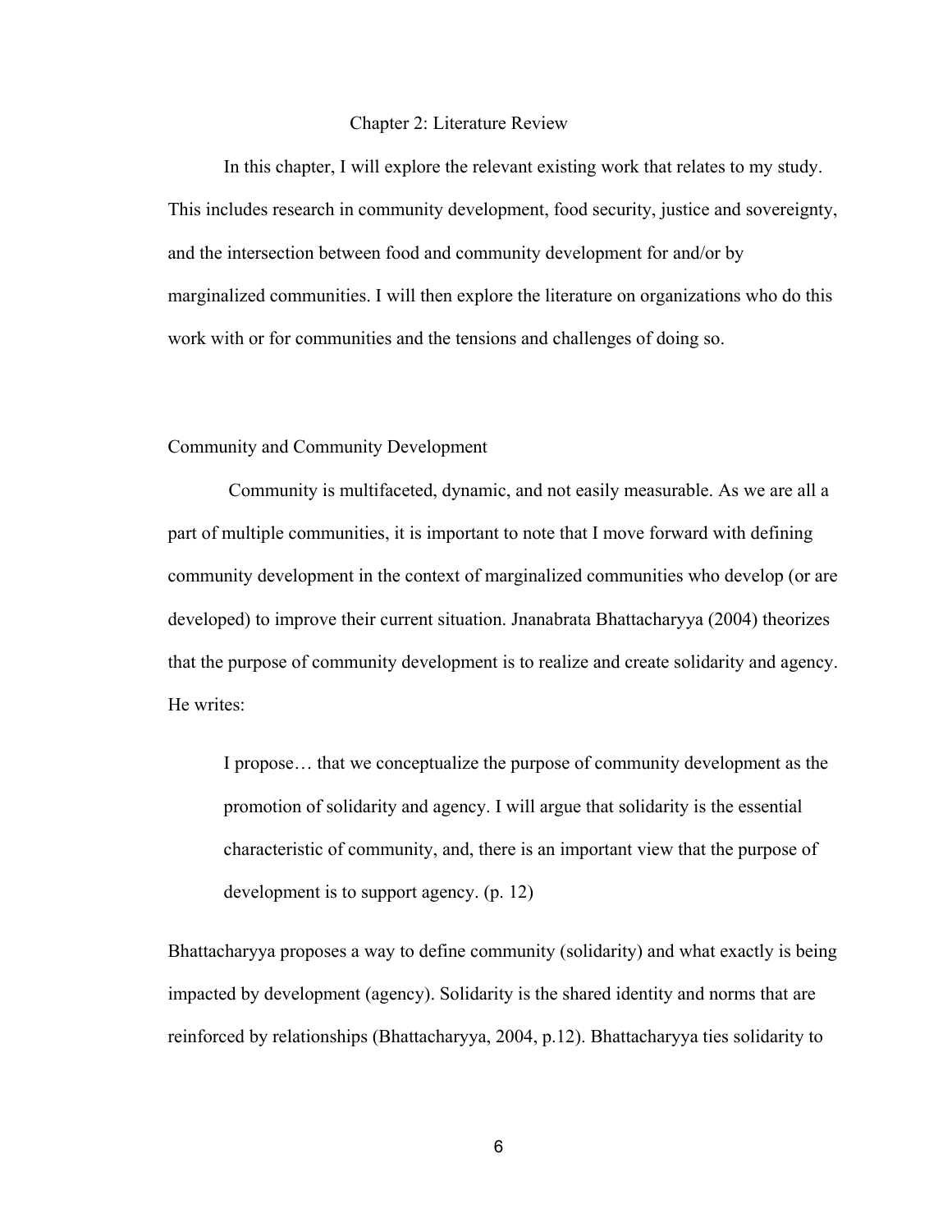# Chapter 2: Literature Review

In this chapter, I will explore the relevant existing work that relates to my study. This includes research in community development, food security, justice and sovereignty, and the intersection between food and community development for and/or by marginalized communities. I will then explore the literature on organizations who do this work with or for communities and the tensions and challenges of doing so.

## Community and Community Development

Community is multifaceted, dynamic, and not easily measurable. As we are all a part of multiple communities, it is important to note that I move forward with defining community development in the context of marginalized communities who develop (or are developed) to improve their current situation. Jnanabrata Bhattacharyya (2004) theorizes that the purpose of community development is to realize and create solidarity and agency. He writes:

> I propose… that we conceptualize the purpose of community development as the promotion of solidarity and agency. I will argue that solidarity is the essential characteristic of community, and, there is an important view that the purpose of development is to support agency. (p. 12)

Bhattacharyya proposes a way to define community (solidarity) and what exactly is being impacted by development (agency). Solidarity is the shared identity and norms that are reinforced by relationships (Bhattacharyya, 2004, p.12). Bhattacharyya ties solidarity to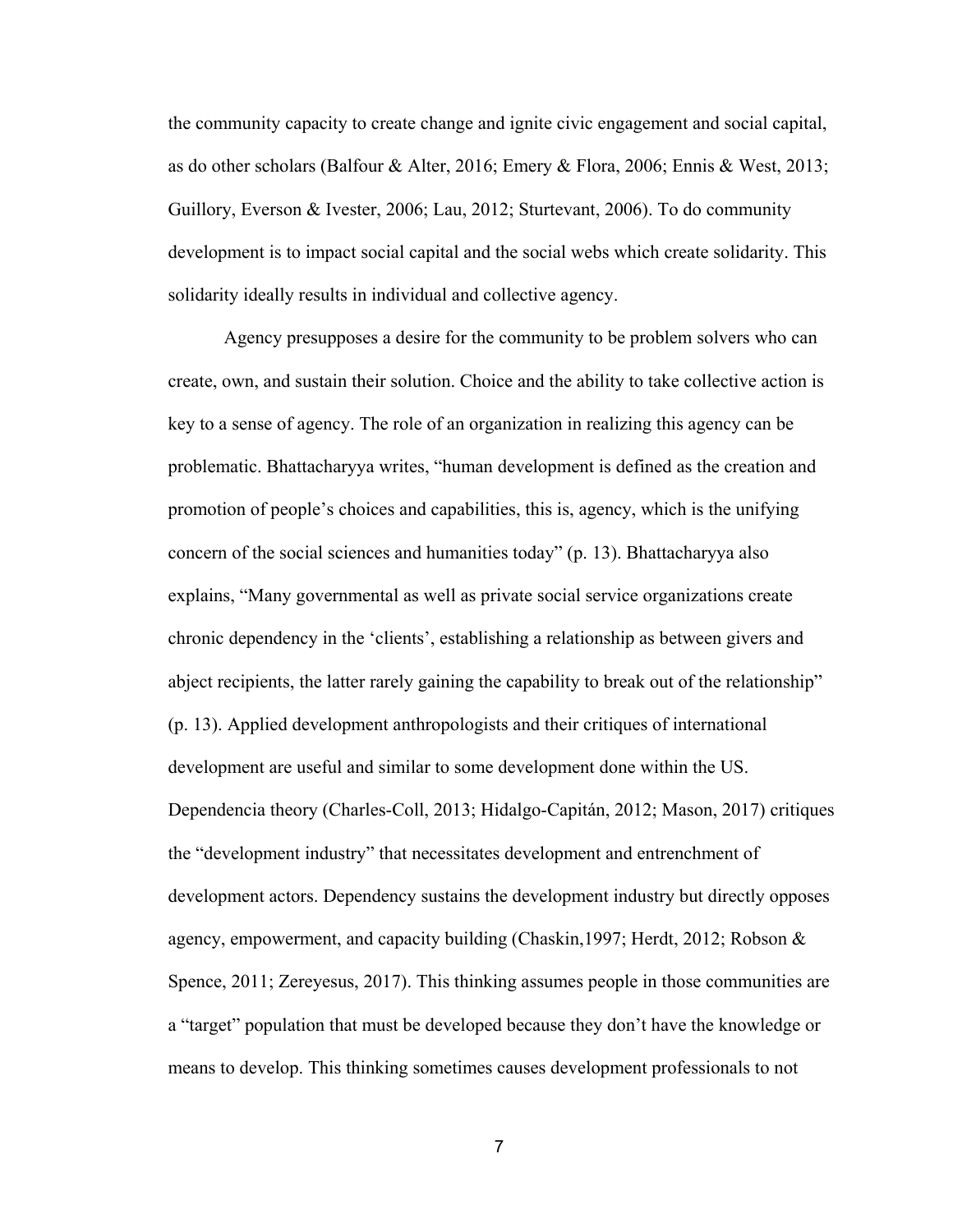the community capacity to create change and ignite civic engagement and social capital, as do other scholars (Balfour & Alter, 2016; Emery & Flora, 2006; Ennis & West, 2013; Guillory, Everson & Ivester, 2006; Lau, 2012; Sturtevant, 2006). To do community development is to impact social capital and the social webs which create solidarity. This solidarity ideally results in individual and collective agency.

Agency presupposes a desire for the community to be problem solvers who can create, own, and sustain their solution. Choice and the ability to take collective action is key to a sense of agency. The role of an organization in realizing this agency can be problematic. Bhattacharyya writes, "human development is defined as the creation and promotion of people's choices and capabilities, this is, agency, which is the unifying concern of the social sciences and humanities today" (p. 13). Bhattacharyya also explains, "Many governmental as well as private social service organizations create chronic dependency in the 'clients', establishing a relationship as between givers and abject recipients, the latter rarely gaining the capability to break out of the relationship" (p. 13). Applied development anthropologists and their critiques of international development are useful and similar to some development done within the US. Dependencia theory (Charles-Coll, 2013; Hidalgo-Capitán, 2012; Mason, 2017) critiques the "development industry" that necessitates development and entrenchment of development actors. Dependency sustains the development industry but directly opposes agency, empowerment, and capacity building (Chaskin,1997; Herdt, 2012; Robson & Spence, 2011; Zereyesus, 2017). This thinking assumes people in those communities are a "target" population that must be developed because they don't have the knowledge or means to develop. This thinking sometimes causes development professionals to not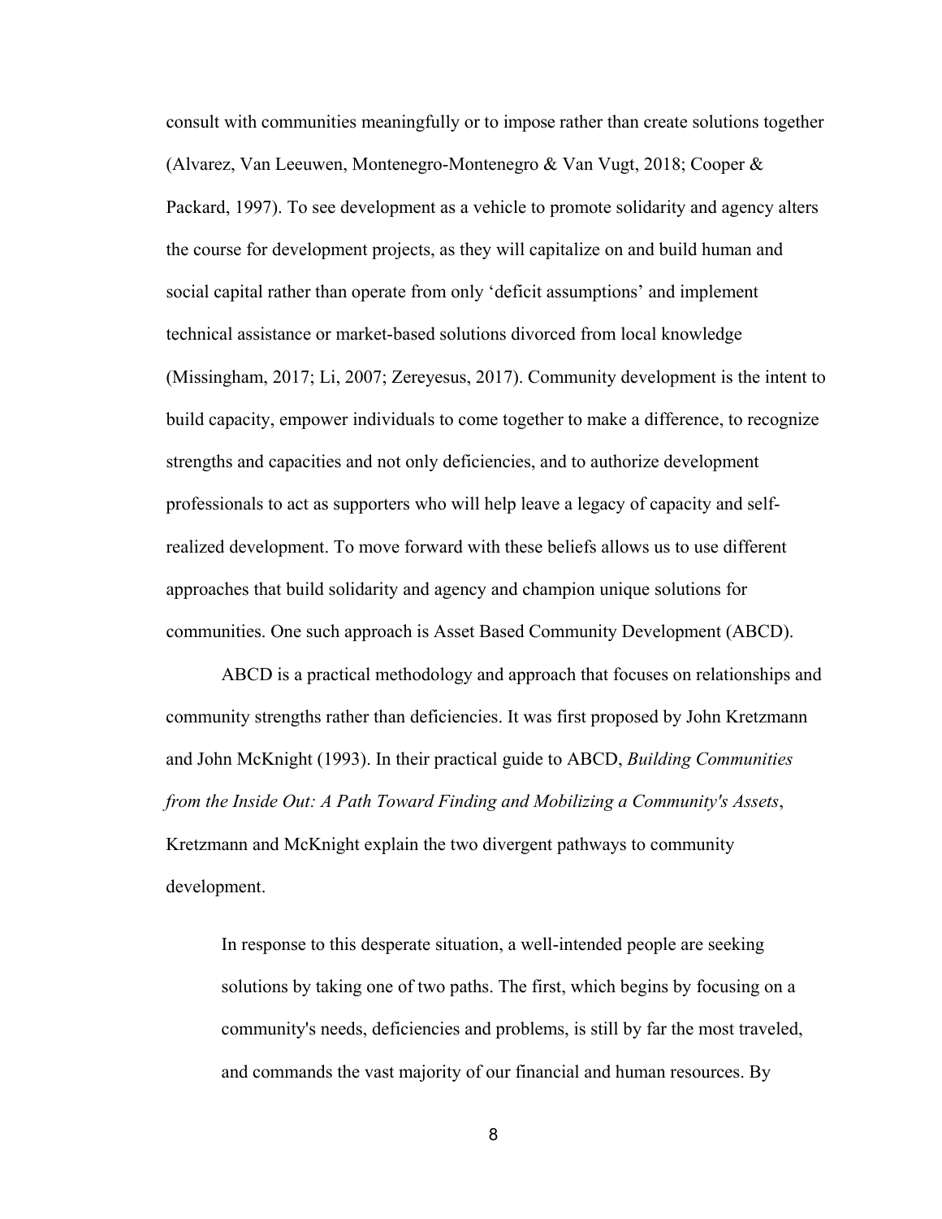consult with communities meaningfully or to impose rather than create solutions together (Alvarez, Van Leeuwen, Montenegro-Montenegro & Van Vugt, 2018; Cooper & Packard, 1997). To see development as a vehicle to promote solidarity and agency alters the course for development projects, as they will capitalize on and build human and social capital rather than operate from only 'deficit assumptions' and implement technical assistance or market-based solutions divorced from local knowledge (Missingham, 2017; Li, 2007; Zereyesus, 2017). Community development is the intent to build capacity, empower individuals to come together to make a difference, to recognize strengths and capacities and not only deficiencies, and to authorize development professionals to act as supporters who will help leave a legacy of capacity and self-realized development. To move forward with these beliefs allows us to use different approaches that build solidarity and agency and champion unique solutions for communities. One such approach is Asset Based Community Development (ABCD).

ABCD is a practical methodology and approach that focuses on relationships and community strengths rather than deficiencies. It was first proposed by John Kretzmann and John McKnight (1993). In their practical guide to ABCD, *Building Communities from the Inside Out: A Path Toward Finding and Mobilizing a Community's Assets*, Kretzmann and McKnight explain the two divergent pathways to community development.

> In response to this desperate situation, a well-intended people are seeking solutions by taking one of two paths. The first, which begins by focusing on a community's needs, deficiencies and problems, is still by far the most traveled, and commands the vast majority of our financial and human resources. By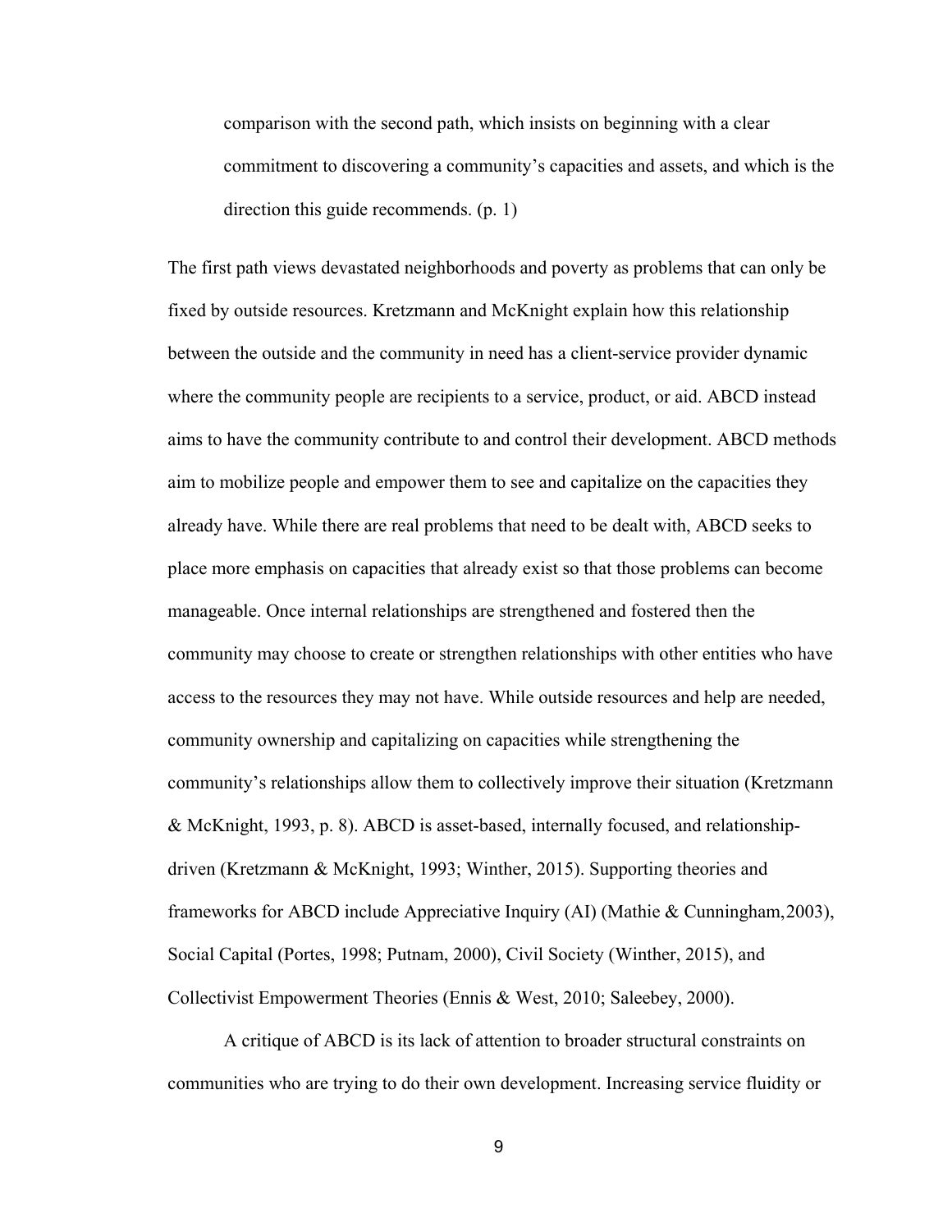> comparison with the second path, which insists on beginning with a clear commitment to discovering a community's capacities and assets, and which is the direction this guide recommends. (p. 1)

The first path views devastated neighborhoods and poverty as problems that can only be fixed by outside resources. Kretzmann and McKnight explain how this relationship between the outside and the community in need has a client-service provider dynamic where the community people are recipients to a service, product, or aid. ABCD instead aims to have the community contribute to and control their development. ABCD methods aim to mobilize people and empower them to see and capitalize on the capacities they already have. While there are real problems that need to be dealt with, ABCD seeks to place more emphasis on capacities that already exist so that those problems can become manageable. Once internal relationships are strengthened and fostered then the community may choose to create or strengthen relationships with other entities who have access to the resources they may not have. While outside resources and help are needed, community ownership and capitalizing on capacities while strengthening the community's relationships allow them to collectively improve their situation (Kretzmann & McKnight, 1993, p. 8). ABCD is asset-based, internally focused, and relationship-driven (Kretzmann & McKnight, 1993; Winther, 2015). Supporting theories and frameworks for ABCD include Appreciative Inquiry (AI) (Mathie & Cunningham,2003), Social Capital (Portes, 1998; Putnam, 2000), Civil Society (Winther, 2015), and Collectivist Empowerment Theories (Ennis & West, 2010; Saleebey, 2000).

A critique of ABCD is its lack of attention to broader structural constraints on communities who are trying to do their own development. Increasing service fluidity or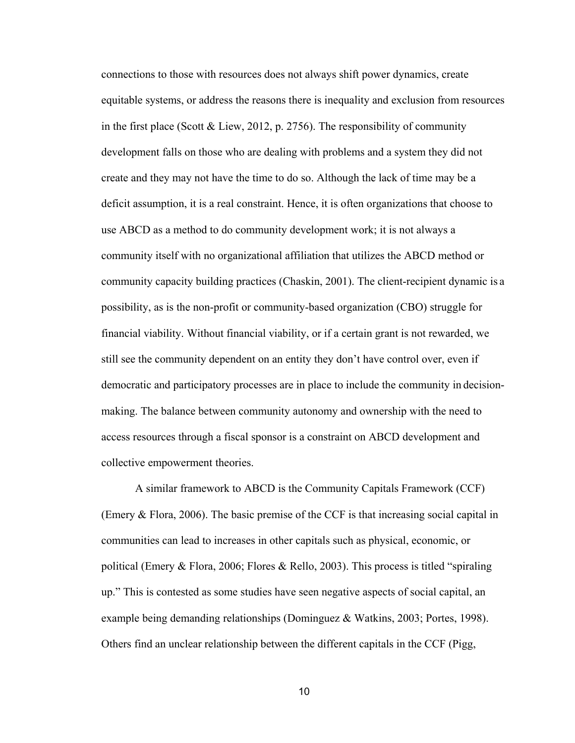connections to those with resources does not always shift power dynamics, create equitable systems, or address the reasons there is inequality and exclusion from resources in the first place (Scott & Liew, 2012, p. 2756). The responsibility of community development falls on those who are dealing with problems and a system they did not create and they may not have the time to do so. Although the lack of time may be a deficit assumption, it is a real constraint. Hence, it is often organizations that choose to use ABCD as a method to do community development work; it is not always a community itself with no organizational affiliation that utilizes the ABCD method or community capacity building practices (Chaskin, 2001). The client-recipient dynamic is a possibility, as is the non-profit or community-based organization (CBO) struggle for financial viability. Without financial viability, or if a certain grant is not rewarded, we still see the community dependent on an entity they don't have control over, even if democratic and participatory processes are in place to include the community in decision-making. The balance between community autonomy and ownership with the need to access resources through a fiscal sponsor is a constraint on ABCD development and collective empowerment theories.

A similar framework to ABCD is the Community Capitals Framework (CCF) (Emery & Flora, 2006). The basic premise of the CCF is that increasing social capital in communities can lead to increases in other capitals such as physical, economic, or political (Emery & Flora, 2006; Flores & Rello, 2003). This process is titled "spiraling up." This is contested as some studies have seen negative aspects of social capital, an example being demanding relationships (Dominguez & Watkins, 2003; Portes, 1998). Others find an unclear relationship between the different capitals in the CCF (Pigg,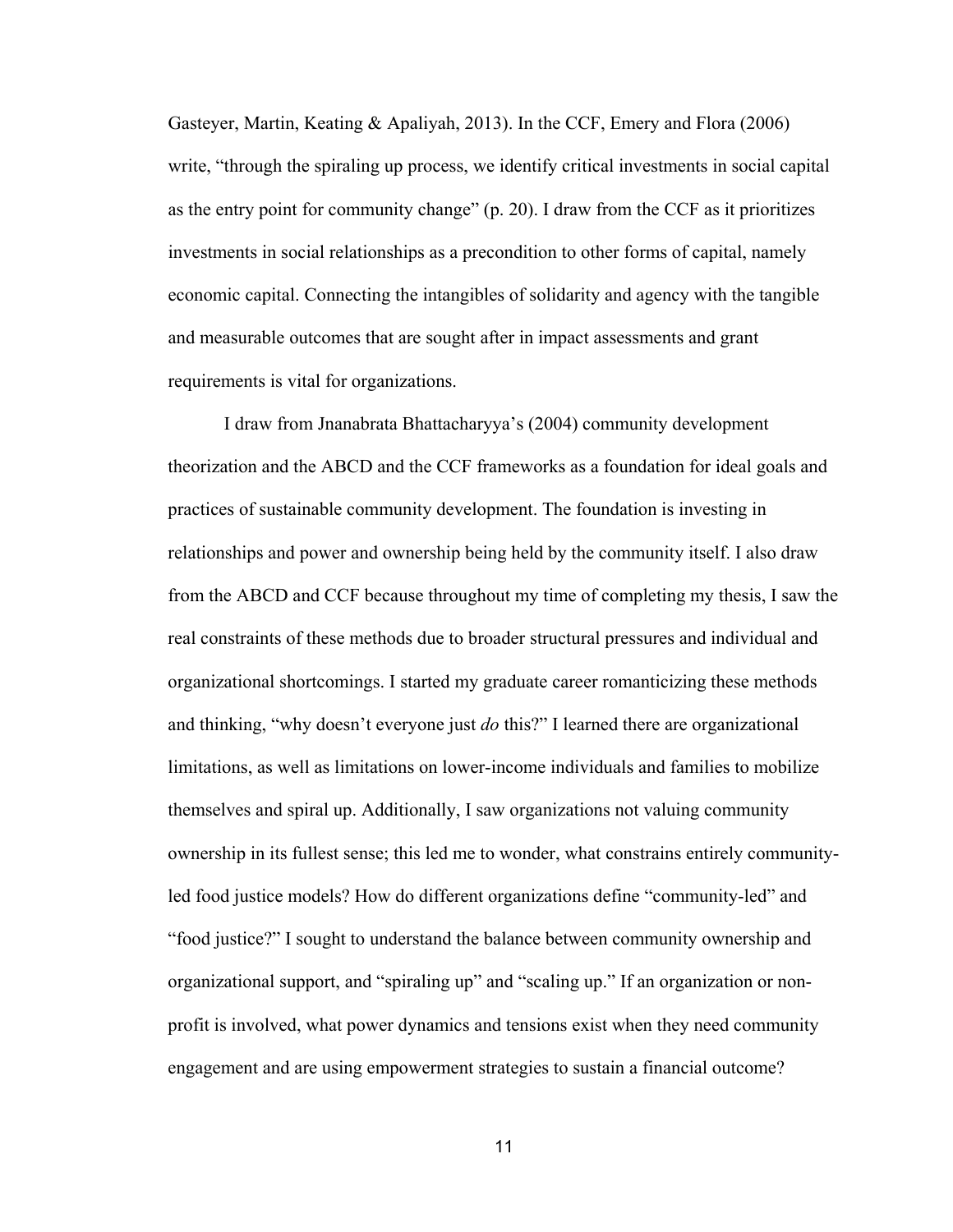Gasteyer, Martin, Keating & Apaliyah, 2013). In the CCF, Emery and Flora (2006) write, "through the spiraling up process, we identify critical investments in social capital as the entry point for community change" (p. 20). I draw from the CCF as it prioritizes investments in social relationships as a precondition to other forms of capital, namely economic capital. Connecting the intangibles of solidarity and agency with the tangible and measurable outcomes that are sought after in impact assessments and grant requirements is vital for organizations.

I draw from Jnanabrata Bhattacharyya's (2004) community development theorization and the ABCD and the CCF frameworks as a foundation for ideal goals and practices of sustainable community development. The foundation is investing in relationships and power and ownership being held by the community itself. I also draw from the ABCD and CCF because throughout my time of completing my thesis, I saw the real constraints of these methods due to broader structural pressures and individual and organizational shortcomings. I started my graduate career romanticizing these methods and thinking, "why doesn't everyone just *do* this?" I learned there are organizational limitations, as well as limitations on lower-income individuals and families to mobilize themselves and spiral up. Additionally, I saw organizations not valuing community ownership in its fullest sense; this led me to wonder, what constrains entirely community-led food justice models? How do different organizations define "community-led" and "food justice?" I sought to understand the balance between community ownership and organizational support, and "spiraling up" and "scaling up." If an organization or non-profit is involved, what power dynamics and tensions exist when they need community engagement and are using empowerment strategies to sustain a financial outcome?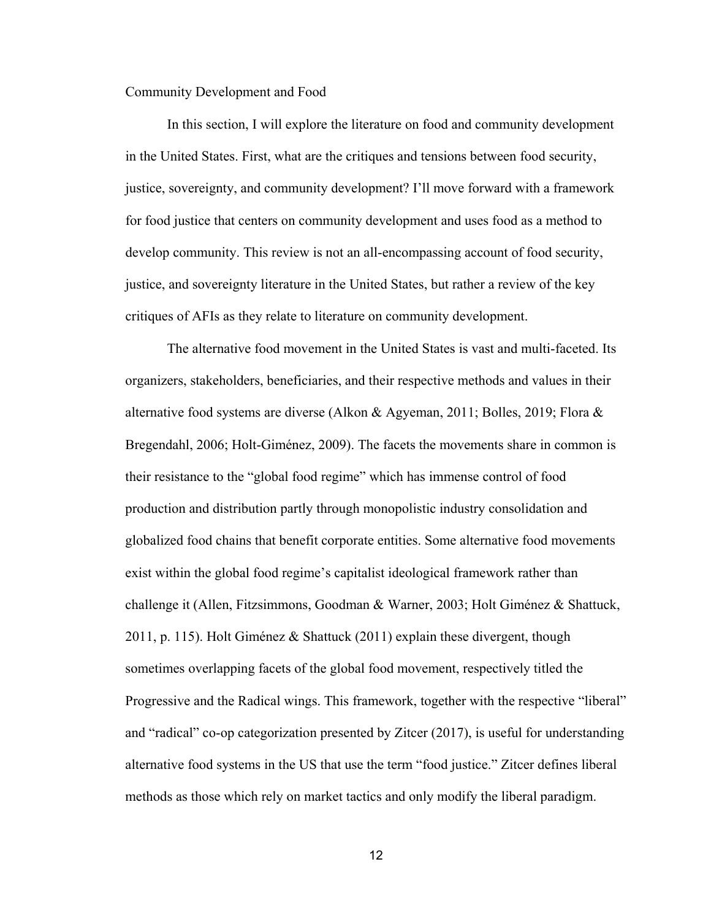## Community Development and Food

In this section, I will explore the literature on food and community development in the United States. First, what are the critiques and tensions between food security, justice, sovereignty, and community development? I'll move forward with a framework for food justice that centers on community development and uses food as a method to develop community. This review is not an all-encompassing account of food security, justice, and sovereignty literature in the United States, but rather a review of the key critiques of AFIs as they relate to literature on community development.

The alternative food movement in the United States is vast and multi-faceted. Its organizers, stakeholders, beneficiaries, and their respective methods and values in their alternative food systems are diverse (Alkon & Agyeman, 2011; Bolles, 2019; Flora & Bregendahl, 2006; Holt-Giménez, 2009). The facets the movements share in common is their resistance to the "global food regime" which has immense control of food production and distribution partly through monopolistic industry consolidation and globalized food chains that benefit corporate entities. Some alternative food movements exist within the global food regime's capitalist ideological framework rather than challenge it (Allen, Fitzsimmons, Goodman & Warner, 2003; Holt Giménez & Shattuck, 2011, p. 115). Holt Giménez & Shattuck (2011) explain these divergent, though sometimes overlapping facets of the global food movement, respectively titled the Progressive and the Radical wings. This framework, together with the respective "liberal" and "radical" co-op categorization presented by Zitcer (2017), is useful for understanding alternative food systems in the US that use the term "food justice." Zitcer defines liberal methods as those which rely on market tactics and only modify the liberal paradigm.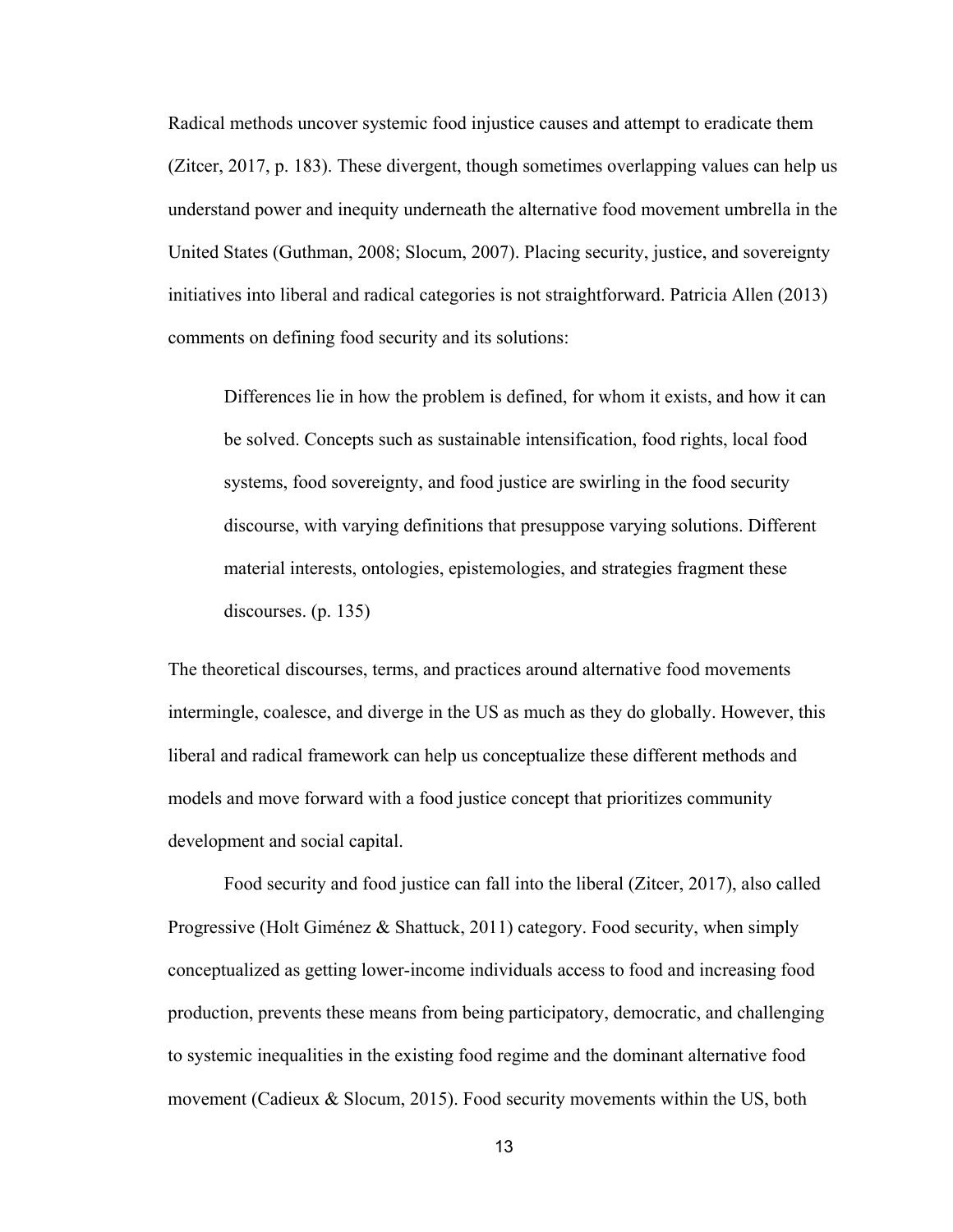Radical methods uncover systemic food injustice causes and attempt to eradicate them (Zitcer, 2017, p. 183). These divergent, though sometimes overlapping values can help us understand power and inequity underneath the alternative food movement umbrella in the United States (Guthman, 2008; Slocum, 2007). Placing security, justice, and sovereignty initiatives into liberal and radical categories is not straightforward. Patricia Allen (2013) comments on defining food security and its solutions:

> Differences lie in how the problem is defined, for whom it exists, and how it can be solved. Concepts such as sustainable intensification, food rights, local food systems, food sovereignty, and food justice are swirling in the food security discourse, with varying definitions that presuppose varying solutions. Different material interests, ontologies, epistemologies, and strategies fragment these discourses. (p. 135)

The theoretical discourses, terms, and practices around alternative food movements intermingle, coalesce, and diverge in the US as much as they do globally. However, this liberal and radical framework can help us conceptualize these different methods and models and move forward with a food justice concept that prioritizes community development and social capital.

Food security and food justice can fall into the liberal (Zitcer, 2017), also called Progressive (Holt Giménez & Shattuck, 2011) category. Food security, when simply conceptualized as getting lower-income individuals access to food and increasing food production, prevents these means from being participatory, democratic, and challenging to systemic inequalities in the existing food regime and the dominant alternative food movement (Cadieux & Slocum, 2015). Food security movements within the US, both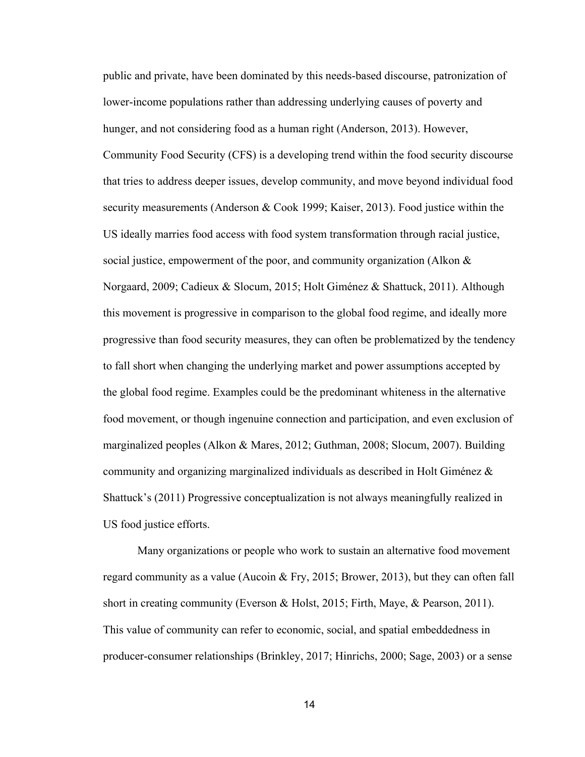public and private, have been dominated by this needs-based discourse, patronization of lower-income populations rather than addressing underlying causes of poverty and hunger, and not considering food as a human right (Anderson, 2013). However, Community Food Security (CFS) is a developing trend within the food security discourse that tries to address deeper issues, develop community, and move beyond individual food security measurements (Anderson & Cook 1999; Kaiser, 2013). Food justice within the US ideally marries food access with food system transformation through racial justice, social justice, empowerment of the poor, and community organization (Alkon & Norgaard, 2009; Cadieux & Slocum, 2015; Holt Giménez & Shattuck, 2011). Although this movement is progressive in comparison to the global food regime, and ideally more progressive than food security measures, they can often be problematized by the tendency to fall short when changing the underlying market and power assumptions accepted by the global food regime. Examples could be the predominant whiteness in the alternative food movement, or though ingenuine connection and participation, and even exclusion of marginalized peoples (Alkon & Mares, 2012; Guthman, 2008; Slocum, 2007). Building community and organizing marginalized individuals as described in Holt Giménez & Shattuck's (2011) Progressive conceptualization is not always meaningfully realized in US food justice efforts.

Many organizations or people who work to sustain an alternative food movement regard community as a value (Aucoin & Fry, 2015; Brower, 2013), but they can often fall short in creating community (Everson & Holst, 2015; Firth, Maye, & Pearson, 2011). This value of community can refer to economic, social, and spatial embeddedness in producer-consumer relationships (Brinkley, 2017; Hinrichs, 2000; Sage, 2003) or a sense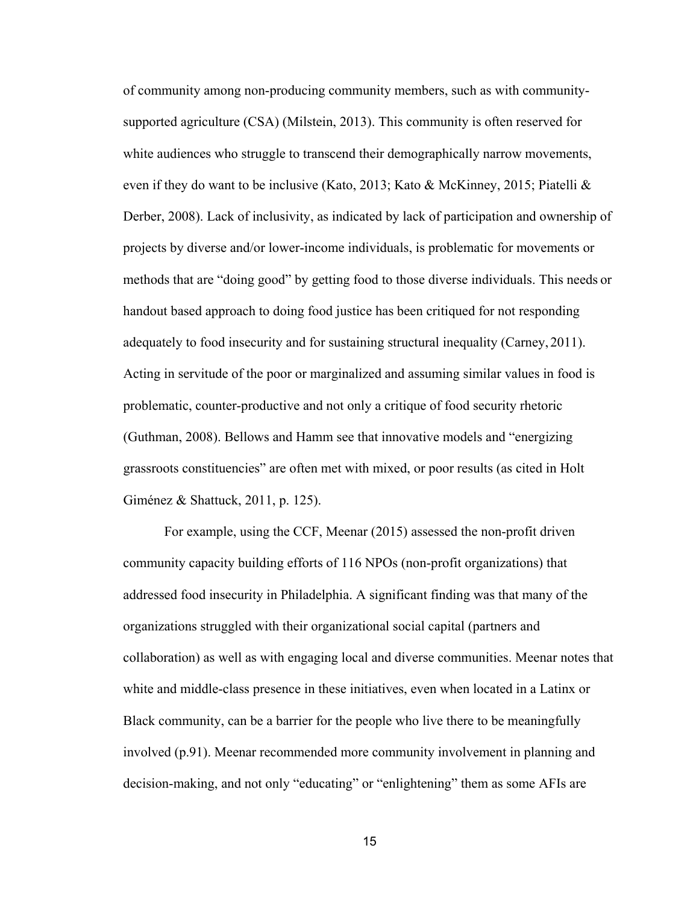of community among non-producing community members, such as with community-supported agriculture (CSA) (Milstein, 2013). This community is often reserved for white audiences who struggle to transcend their demographically narrow movements, even if they do want to be inclusive (Kato, 2013; Kato & McKinney, 2015; Piatelli & Derber, 2008). Lack of inclusivity, as indicated by lack of participation and ownership of projects by diverse and/or lower-income individuals, is problematic for movements or methods that are "doing good" by getting food to those diverse individuals. This needs or handout based approach to doing food justice has been critiqued for not responding adequately to food insecurity and for sustaining structural inequality (Carney, 2011). Acting in servitude of the poor or marginalized and assuming similar values in food is problematic, counter-productive and not only a critique of food security rhetoric (Guthman, 2008). Bellows and Hamm see that innovative models and "energizing grassroots constituencies" are often met with mixed, or poor results (as cited in Holt Giménez & Shattuck, 2011, p. 125).

For example, using the CCF, Meenar (2015) assessed the non-profit driven community capacity building efforts of 116 NPOs (non-profit organizations) that addressed food insecurity in Philadelphia. A significant finding was that many of the organizations struggled with their organizational social capital (partners and collaboration) as well as with engaging local and diverse communities. Meenar notes that white and middle-class presence in these initiatives, even when located in a Latinx or Black community, can be a barrier for the people who live there to be meaningfully involved (p.91). Meenar recommended more community involvement in planning and decision-making, and not only "educating" or "enlightening" them as some AFIs are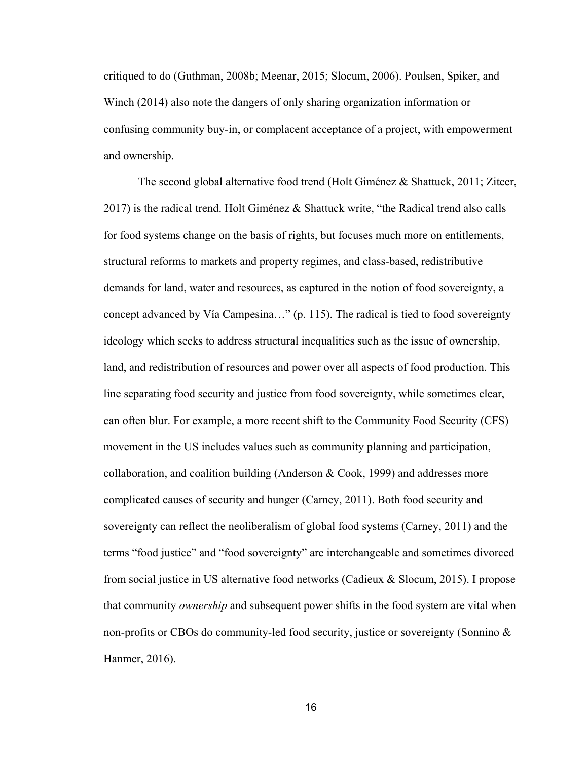critiqued to do (Guthman, 2008b; Meenar, 2015; Slocum, 2006). Poulsen, Spiker, and Winch (2014) also note the dangers of only sharing organization information or confusing community buy-in, or complacent acceptance of a project, with empowerment and ownership.

The second global alternative food trend (Holt Giménez & Shattuck, 2011; Zitcer, 2017) is the radical trend. Holt Giménez & Shattuck write, "the Radical trend also calls for food systems change on the basis of rights, but focuses much more on entitlements, structural reforms to markets and property regimes, and class-based, redistributive demands for land, water and resources, as captured in the notion of food sovereignty, a concept advanced by Vía Campesina…" (p. 115). The radical is tied to food sovereignty ideology which seeks to address structural inequalities such as the issue of ownership, land, and redistribution of resources and power over all aspects of food production. This line separating food security and justice from food sovereignty, while sometimes clear, can often blur. For example, a more recent shift to the Community Food Security (CFS) movement in the US includes values such as community planning and participation, collaboration, and coalition building (Anderson & Cook, 1999) and addresses more complicated causes of security and hunger (Carney, 2011). Both food security and sovereignty can reflect the neoliberalism of global food systems (Carney, 2011) and the terms "food justice" and "food sovereignty" are interchangeable and sometimes divorced from social justice in US alternative food networks (Cadieux & Slocum, 2015). I propose that community *ownership* and subsequent power shifts in the food system are vital when non-profits or CBOs do community-led food security, justice or sovereignty (Sonnino & Hanmer, 2016).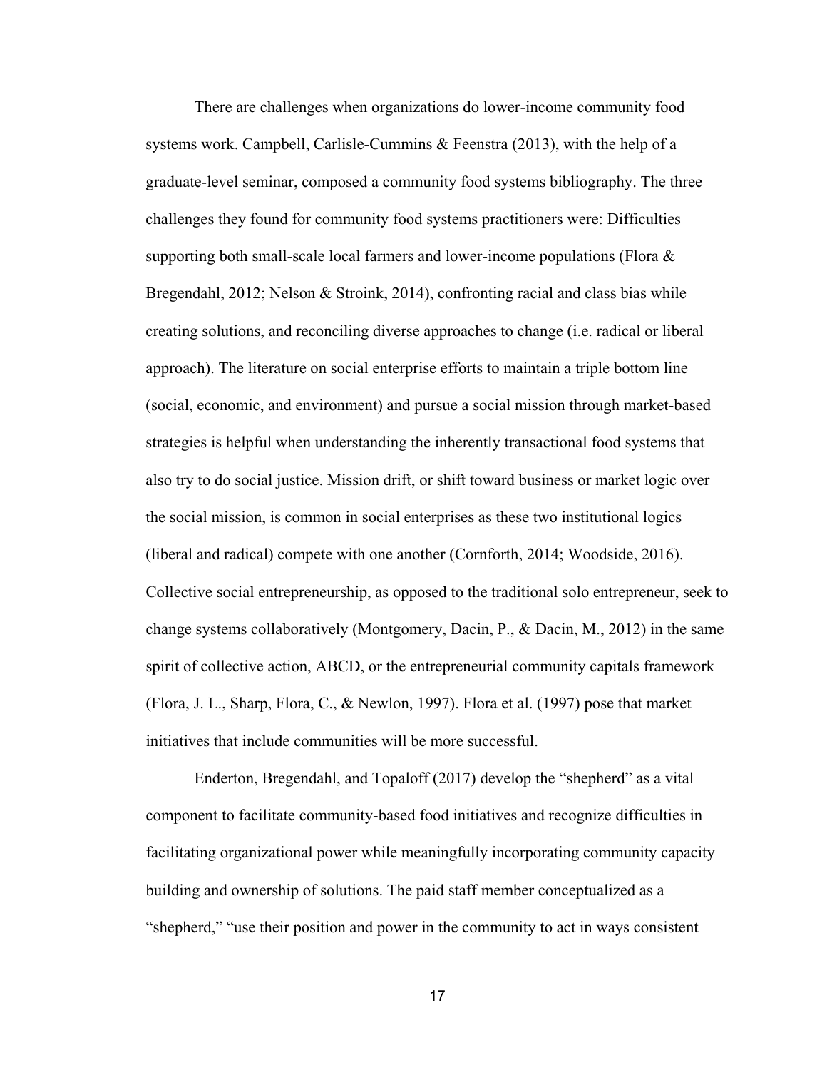There are challenges when organizations do lower-income community food systems work. Campbell, Carlisle-Cummins & Feenstra (2013), with the help of a graduate-level seminar, composed a community food systems bibliography. The three challenges they found for community food systems practitioners were: Difficulties supporting both small-scale local farmers and lower-income populations (Flora & Bregendahl, 2012; Nelson & Stroink, 2014), confronting racial and class bias while creating solutions, and reconciling diverse approaches to change (i.e. radical or liberal approach). The literature on social enterprise efforts to maintain a triple bottom line (social, economic, and environment) and pursue a social mission through market-based strategies is helpful when understanding the inherently transactional food systems that also try to do social justice. Mission drift, or shift toward business or market logic over the social mission, is common in social enterprises as these two institutional logics (liberal and radical) compete with one another (Cornforth, 2014; Woodside, 2016). Collective social entrepreneurship, as opposed to the traditional solo entrepreneur, seek to change systems collaboratively (Montgomery, Dacin, P., & Dacin, M., 2012) in the same spirit of collective action, ABCD, or the entrepreneurial community capitals framework (Flora, J. L., Sharp, Flora, C., & Newlon, 1997). Flora et al. (1997) pose that market initiatives that include communities will be more successful.

Enderton, Bregendahl, and Topaloff (2017) develop the "shepherd" as a vital component to facilitate community-based food initiatives and recognize difficulties in facilitating organizational power while meaningfully incorporating community capacity building and ownership of solutions. The paid staff member conceptualized as a "shepherd," "use their position and power in the community to act in ways consistent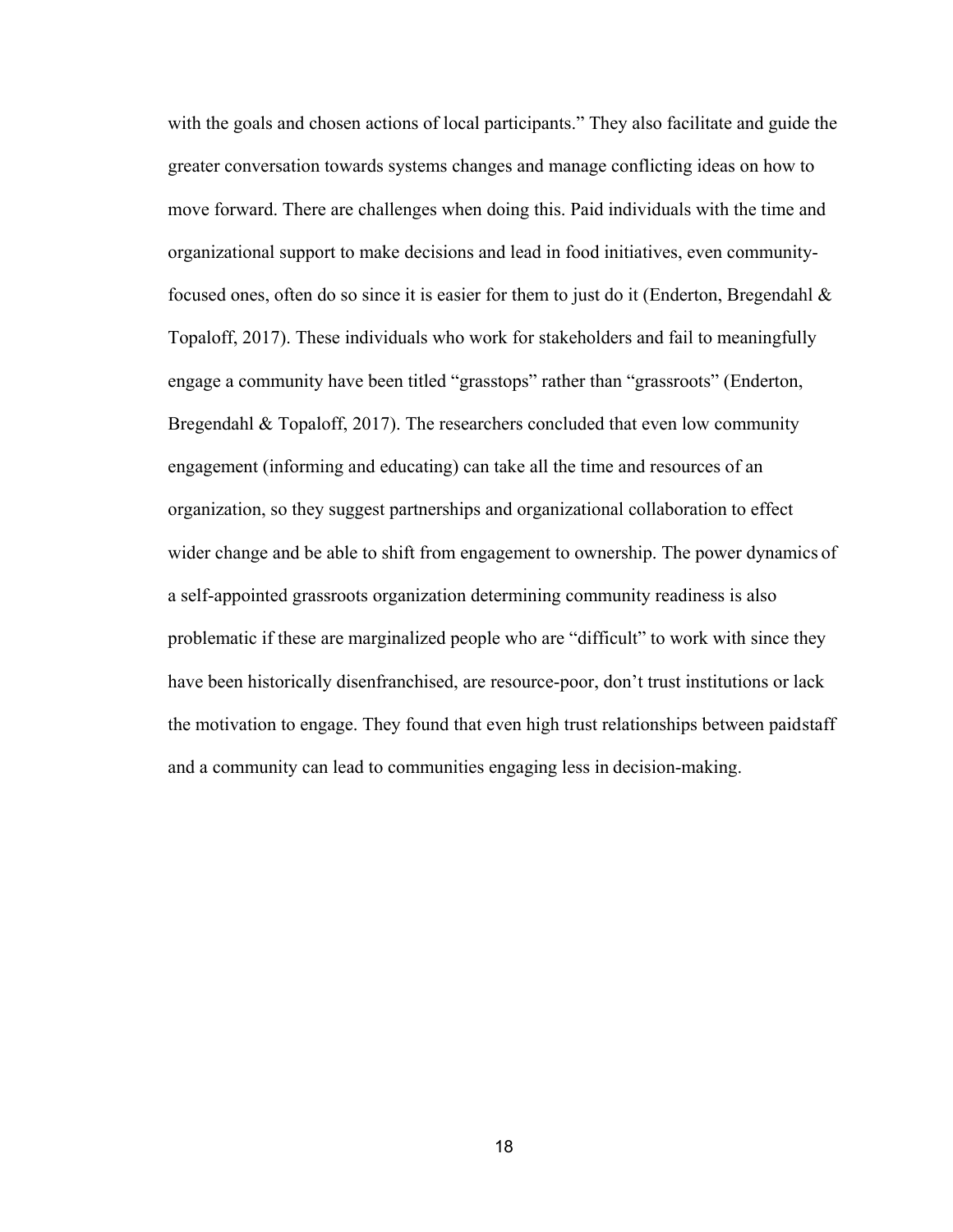with the goals and chosen actions of local participants." They also facilitate and guide the greater conversation towards systems changes and manage conflicting ideas on how to move forward. There are challenges when doing this. Paid individuals with the time and organizational support to make decisions and lead in food initiatives, even community-focused ones, often do so since it is easier for them to just do it (Enderton, Bregendahl & Topaloff, 2017). These individuals who work for stakeholders and fail to meaningfully engage a community have been titled "grasstops" rather than "grassroots" (Enderton, Bregendahl & Topaloff, 2017). The researchers concluded that even low community engagement (informing and educating) can take all the time and resources of an organization, so they suggest partnerships and organizational collaboration to effect wider change and be able to shift from engagement to ownership. The power dynamics of a self-appointed grassroots organization determining community readiness is also problematic if these are marginalized people who are "difficult" to work with since they have been historically disenfranchised, are resource-poor, don't trust institutions or lack the motivation to engage. They found that even high trust relationships between paid staff and a community can lead to communities engaging less in decision-making.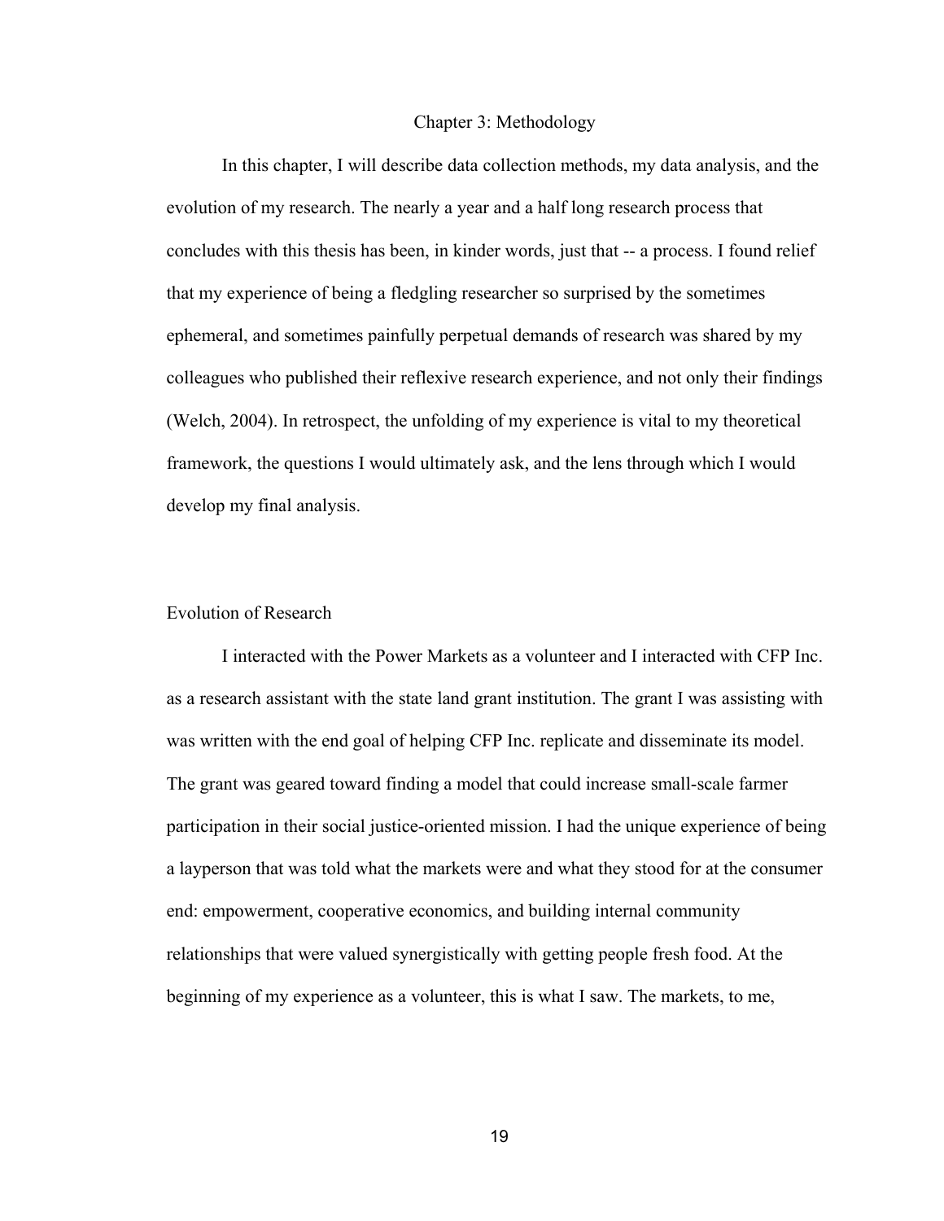# Chapter 3: Methodology

In this chapter, I will describe data collection methods, my data analysis, and the evolution of my research. The nearly a year and a half long research process that concludes with this thesis has been, in kinder words, just that -- a process. I found relief that my experience of being a fledgling researcher so surprised by the sometimes ephemeral, and sometimes painfully perpetual demands of research was shared by my colleagues who published their reflexive research experience, and not only their findings (Welch, 2004). In retrospect, the unfolding of my experience is vital to my theoretical framework, the questions I would ultimately ask, and the lens through which I would develop my final analysis.

## Evolution of Research

I interacted with the Power Markets as a volunteer and I interacted with CFP Inc. as a research assistant with the state land grant institution. The grant I was assisting with was written with the end goal of helping CFP Inc. replicate and disseminate its model. The grant was geared toward finding a model that could increase small-scale farmer participation in their social justice-oriented mission. I had the unique experience of being a layperson that was told what the markets were and what they stood for at the consumer end: empowerment, cooperative economics, and building internal community relationships that were valued synergistically with getting people fresh food. At the beginning of my experience as a volunteer, this is what I saw. The markets, to me,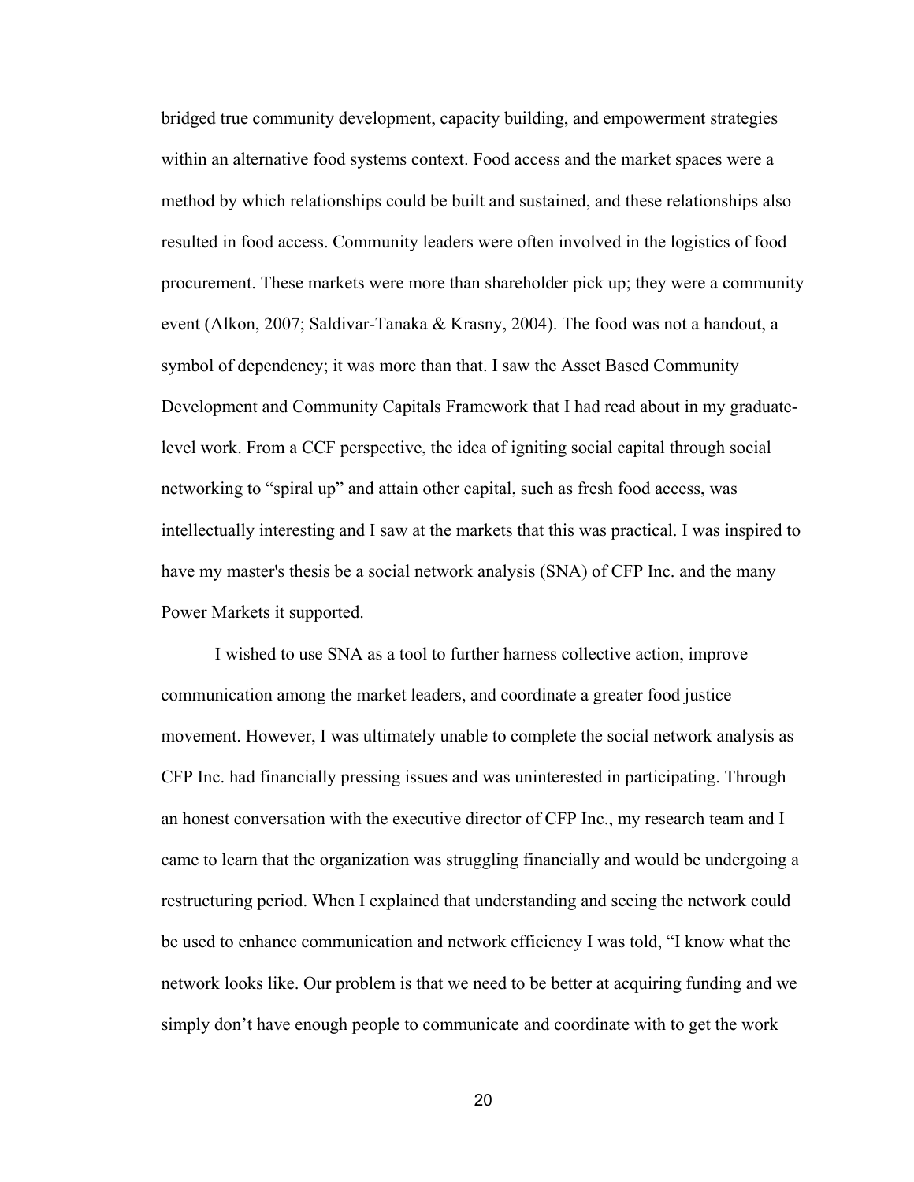bridged true community development, capacity building, and empowerment strategies within an alternative food systems context. Food access and the market spaces were a method by which relationships could be built and sustained, and these relationships also resulted in food access. Community leaders were often involved in the logistics of food procurement. These markets were more than shareholder pick up; they were a community event (Alkon, 2007; Saldivar-Tanaka & Krasny, 2004). The food was not a handout, a symbol of dependency; it was more than that. I saw the Asset Based Community Development and Community Capitals Framework that I had read about in my graduate-level work. From a CCF perspective, the idea of igniting social capital through social networking to "spiral up" and attain other capital, such as fresh food access, was intellectually interesting and I saw at the markets that this was practical. I was inspired to have my master's thesis be a social network analysis (SNA) of CFP Inc. and the many Power Markets it supported.

I wished to use SNA as a tool to further harness collective action, improve communication among the market leaders, and coordinate a greater food justice movement. However, I was ultimately unable to complete the social network analysis as CFP Inc. had financially pressing issues and was uninterested in participating. Through an honest conversation with the executive director of CFP Inc., my research team and I came to learn that the organization was struggling financially and would be undergoing a restructuring period. When I explained that understanding and seeing the network could be used to enhance communication and network efficiency I was told, "I know what the network looks like. Our problem is that we need to be better at acquiring funding and we simply don't have enough people to communicate and coordinate with to get the work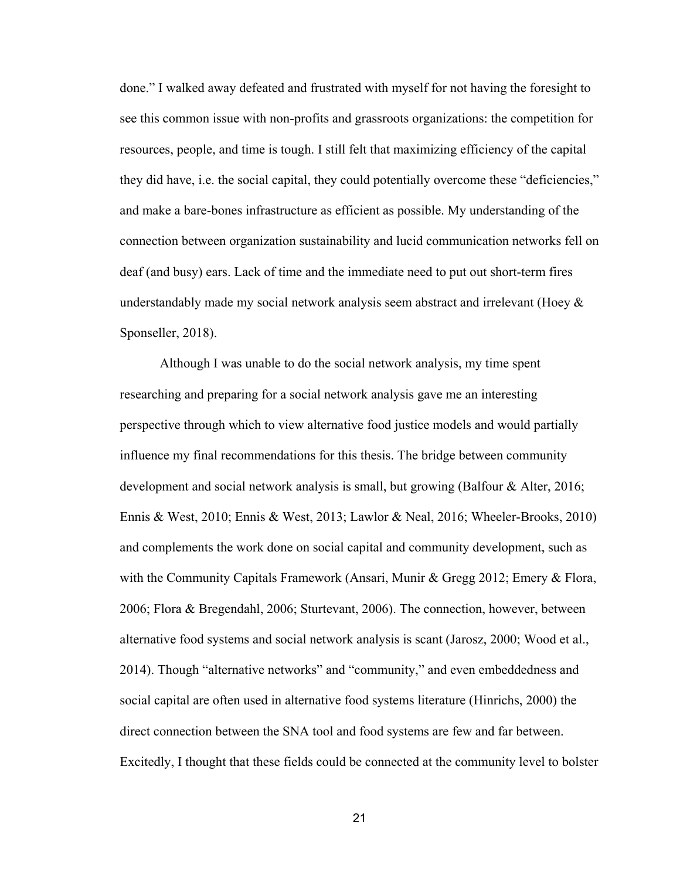done." I walked away defeated and frustrated with myself for not having the foresight to see this common issue with non-profits and grassroots organizations: the competition for resources, people, and time is tough. I still felt that maximizing efficiency of the capital they did have, i.e. the social capital, they could potentially overcome these "deficiencies," and make a bare-bones infrastructure as efficient as possible. My understanding of the connection between organization sustainability and lucid communication networks fell on deaf (and busy) ears. Lack of time and the immediate need to put out short-term fires understandably made my social network analysis seem abstract and irrelevant (Hoey & Sponseller, 2018).

Although I was unable to do the social network analysis, my time spent researching and preparing for a social network analysis gave me an interesting perspective through which to view alternative food justice models and would partially influence my final recommendations for this thesis. The bridge between community development and social network analysis is small, but growing (Balfour & Alter, 2016; Ennis & West, 2010; Ennis & West, 2013; Lawlor & Neal, 2016; Wheeler-Brooks, 2010) and complements the work done on social capital and community development, such as with the Community Capitals Framework (Ansari, Munir & Gregg 2012; Emery & Flora, 2006; Flora & Bregendahl, 2006; Sturtevant, 2006). The connection, however, between alternative food systems and social network analysis is scant (Jarosz, 2000; Wood et al., 2014). Though "alternative networks" and "community," and even embeddedness and social capital are often used in alternative food systems literature (Hinrichs, 2000) the direct connection between the SNA tool and food systems are few and far between. Excitedly, I thought that these fields could be connected at the community level to bolster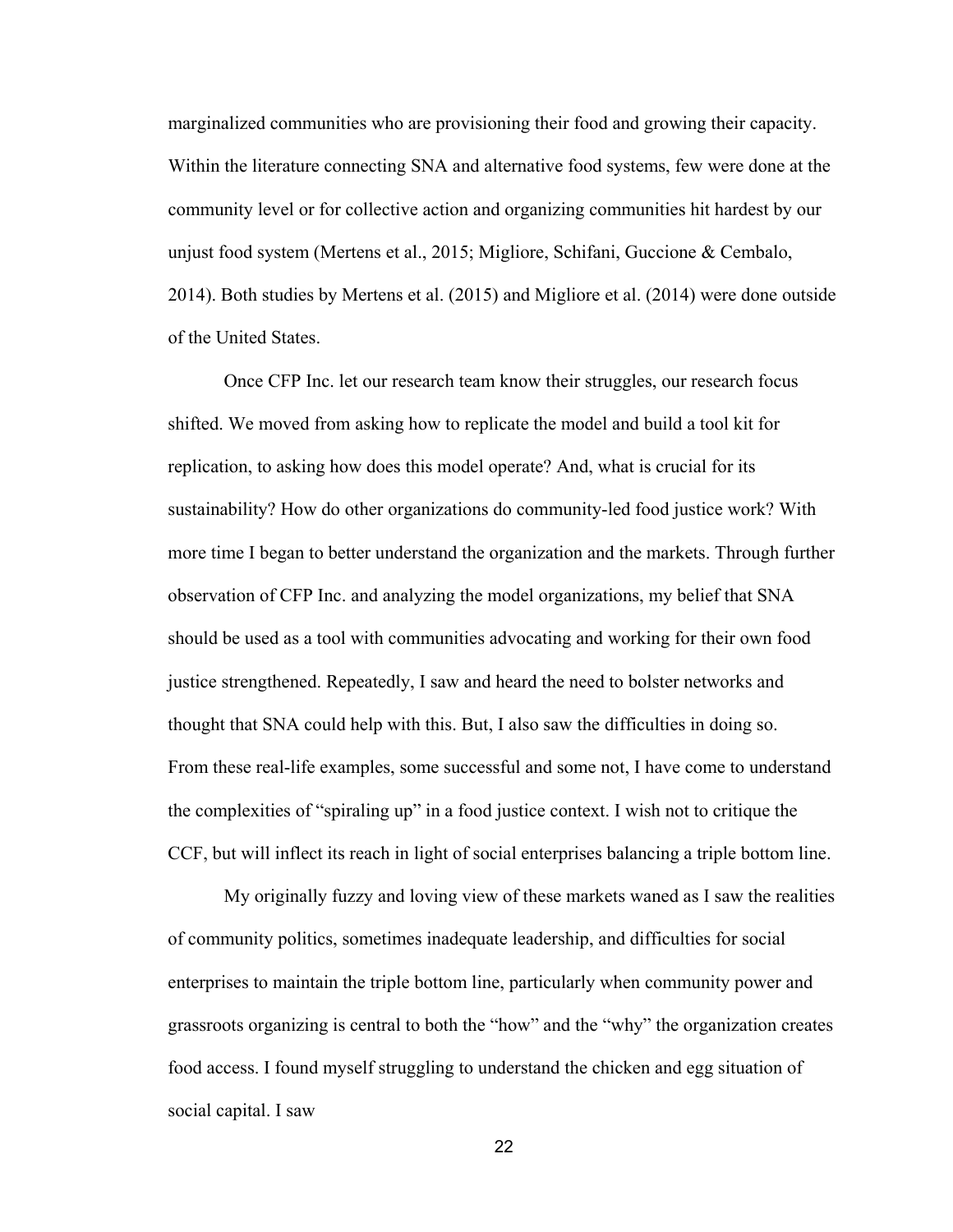marginalized communities who are provisioning their food and growing their capacity. Within the literature connecting SNA and alternative food systems, few were done at the community level or for collective action and organizing communities hit hardest by our unjust food system (Mertens et al., 2015; Migliore, Schifani, Guccione & Cembalo, 2014). Both studies by Mertens et al. (2015) and Migliore et al. (2014) were done outside of the United States.

Once CFP Inc. let our research team know their struggles, our research focus shifted. We moved from asking how to replicate the model and build a tool kit for replication, to asking how does this model operate? And, what is crucial for its sustainability? How do other organizations do community-led food justice work? With more time I began to better understand the organization and the markets. Through further observation of CFP Inc. and analyzing the model organizations, my belief that SNA should be used as a tool with communities advocating and working for their own food justice strengthened. Repeatedly, I saw and heard the need to bolster networks and thought that SNA could help with this. But, I also saw the difficulties in doing so. From these real-life examples, some successful and some not, I have come to understand the complexities of "spiraling up" in a food justice context. I wish not to critique the CCF, but will inflect its reach in light of social enterprises balancing a triple bottom line.

My originally fuzzy and loving view of these markets waned as I saw the realities of community politics, sometimes inadequate leadership, and difficulties for social enterprises to maintain the triple bottom line, particularly when community power and grassroots organizing is central to both the "how" and the "why" the organization creates food access. I found myself struggling to understand the chicken and egg situation of social capital. I saw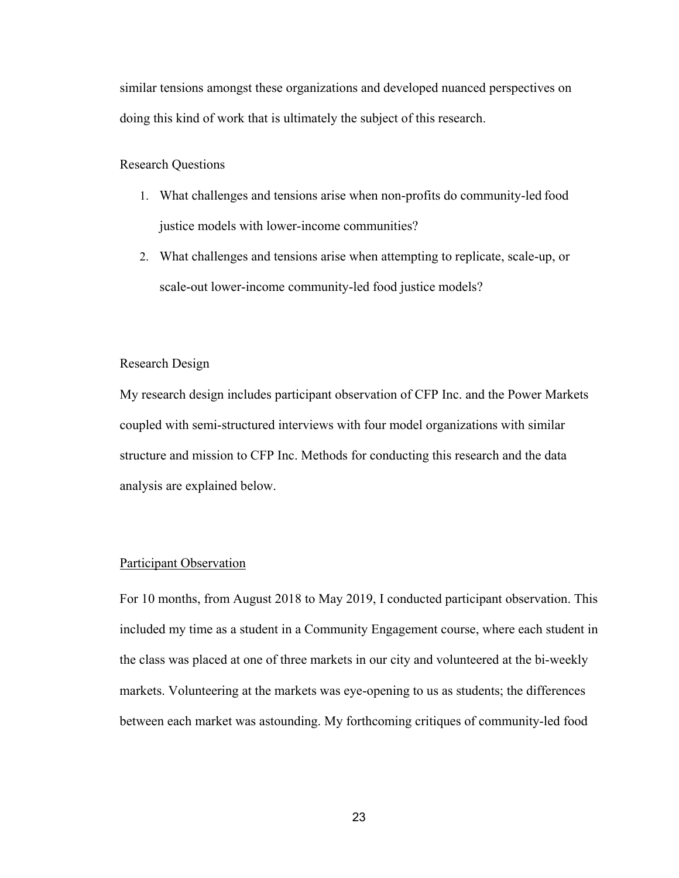similar tensions amongst these organizations and developed nuanced perspectives on doing this kind of work that is ultimately the subject of this research.

## Research Questions

1. What challenges and tensions arise when non-profits do community-led food justice models with lower-income communities?
2. What challenges and tensions arise when attempting to replicate, scale-up, or scale-out lower-income community-led food justice models?

## Research Design

My research design includes participant observation of CFP Inc. and the Power Markets coupled with semi-structured interviews with four model organizations with similar structure and mission to CFP Inc. Methods for conducting this research and the data analysis are explained below.

### Participant Observation

For 10 months, from August 2018 to May 2019, I conducted participant observation. This included my time as a student in a Community Engagement course, where each student in the class was placed at one of three markets in our city and volunteered at the bi-weekly markets. Volunteering at the markets was eye-opening to us as students; the differences between each market was astounding. My forthcoming critiques of community-led food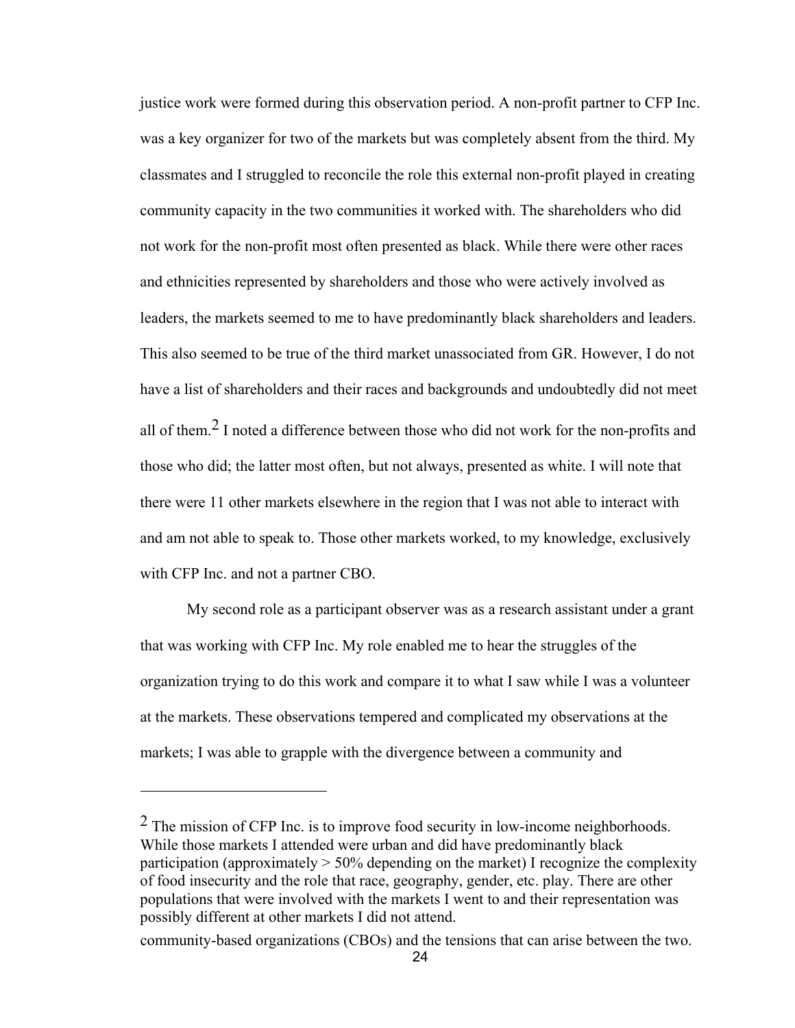justice work were formed during this observation period. A non-profit partner to CFP Inc. was a key organizer for two of the markets but was completely absent from the third. My classmates and I struggled to reconcile the role this external non-profit played in creating community capacity in the two communities it worked with. The shareholders who did not work for the non-profit most often presented as black. While there were other races and ethnicities represented by shareholders and those who were actively involved as leaders, the markets seemed to me to have predominantly black shareholders and leaders. This also seemed to be true of the third market unassociated from GR. However, I do not have a list of shareholders and their races and backgrounds and undoubtedly did not meet all of them.[2] I noted a difference between those who did not work for the non-profits and those who did; the latter most often, but not always, presented as white. I will note that there were 11 other markets elsewhere in the region that I was not able to interact with and am not able to speak to. Those other markets worked, to my knowledge, exclusively with CFP Inc. and not a partner CBO.

My second role as a participant observer was as a research assistant under a grant that was working with CFP Inc. My role enabled me to hear the struggles of the organization trying to do this work and compare it to what I saw while I was a volunteer at the markets. These observations tempered and complicated my observations at the markets; I was able to grapple with the divergence between a community and community-based organizations (CBOs) and the tensions that can arise between the two.

---

[2] The mission of CFP Inc. is to improve food security in low-income neighborhoods. While those markets I attended were urban and did have predominantly black participation (approximately > 50% depending on the market) I recognize the complexity of food insecurity and the role that race, geography, gender, etc. play. There are other populations that were involved with the markets I went to and their representation was possibly different at other markets I did not attend.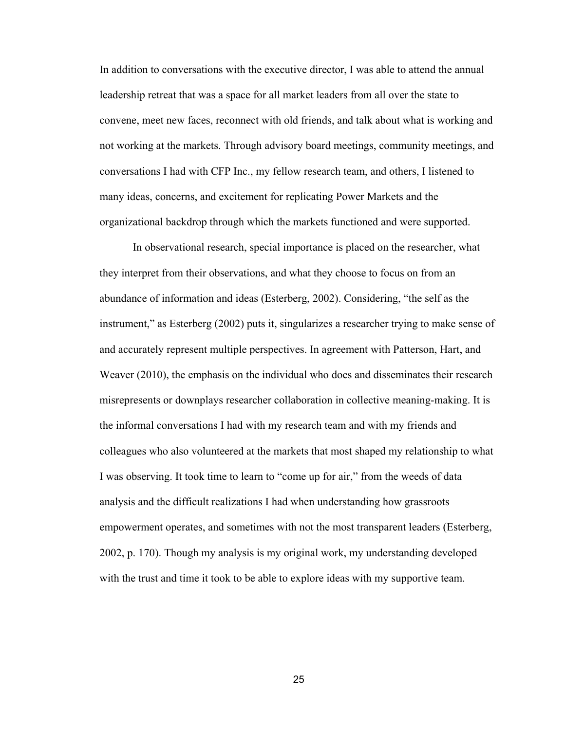In addition to conversations with the executive director, I was able to attend the annual leadership retreat that was a space for all market leaders from all over the state to convene, meet new faces, reconnect with old friends, and talk about what is working and not working at the markets. Through advisory board meetings, community meetings, and conversations I had with CFP Inc., my fellow research team, and others, I listened to many ideas, concerns, and excitement for replicating Power Markets and the organizational backdrop through which the markets functioned and were supported.

In observational research, special importance is placed on the researcher, what they interpret from their observations, and what they choose to focus on from an abundance of information and ideas (Esterberg, 2002). Considering, "the self as the instrument," as Esterberg (2002) puts it, singularizes a researcher trying to make sense of and accurately represent multiple perspectives. In agreement with Patterson, Hart, and Weaver (2010), the emphasis on the individual who does and disseminates their research misrepresents or downplays researcher collaboration in collective meaning-making. It is the informal conversations I had with my research team and with my friends and colleagues who also volunteered at the markets that most shaped my relationship to what I was observing. It took time to learn to "come up for air," from the weeds of data analysis and the difficult realizations I had when understanding how grassroots empowerment operates, and sometimes with not the most transparent leaders (Esterberg, 2002, p. 170). Though my analysis is my original work, my understanding developed with the trust and time it took to be able to explore ideas with my supportive team.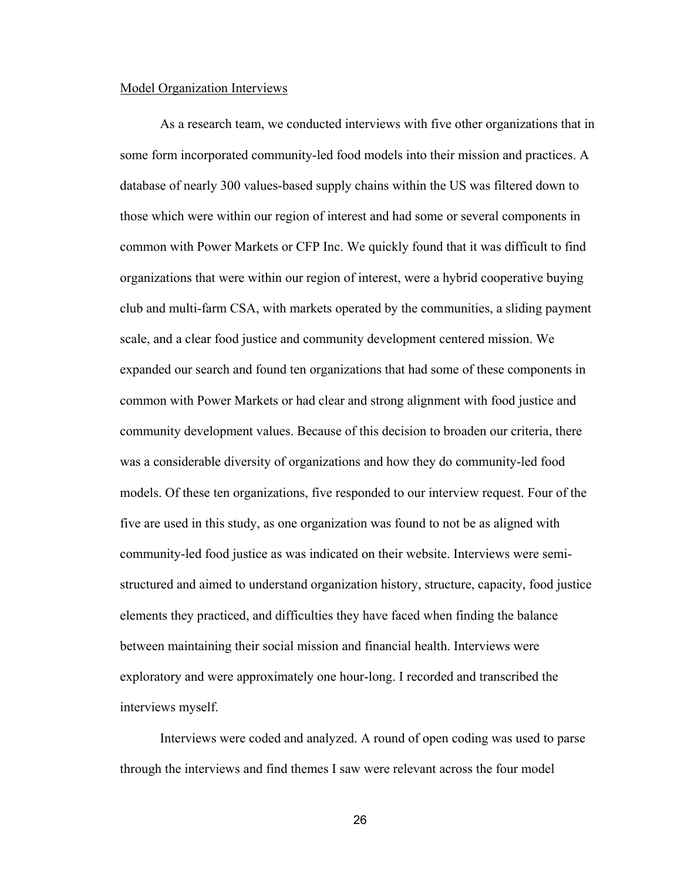Model Organization Interviews

As a research team, we conducted interviews with five other organizations that in some form incorporated community-led food models into their mission and practices. A database of nearly 300 values-based supply chains within the US was filtered down to those which were within our region of interest and had some or several components in common with Power Markets or CFP Inc. We quickly found that it was difficult to find organizations that were within our region of interest, were a hybrid cooperative buying club and multi-farm CSA, with markets operated by the communities, a sliding payment scale, and a clear food justice and community development centered mission. We expanded our search and found ten organizations that had some of these components in common with Power Markets or had clear and strong alignment with food justice and community development values. Because of this decision to broaden our criteria, there was a considerable diversity of organizations and how they do community-led food models. Of these ten organizations, five responded to our interview request. Four of the five are used in this study, as one organization was found to not be as aligned with community-led food justice as was indicated on their website. Interviews were semi-structured and aimed to understand organization history, structure, capacity, food justice elements they practiced, and difficulties they have faced when finding the balance between maintaining their social mission and financial health. Interviews were exploratory and were approximately one hour-long. I recorded and transcribed the interviews myself.

Interviews were coded and analyzed. A round of open coding was used to parse through the interviews and find themes I saw were relevant across the four model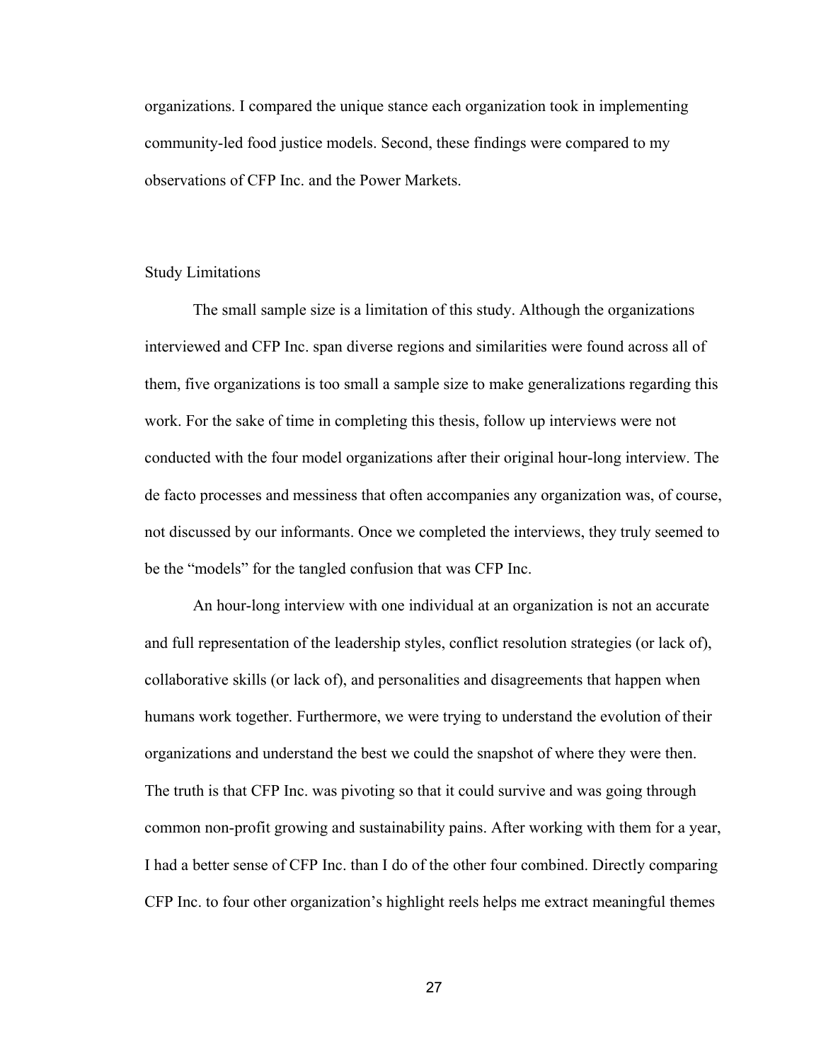organizations. I compared the unique stance each organization took in implementing community-led food justice models. Second, these findings were compared to my observations of CFP Inc. and the Power Markets.

## Study Limitations

The small sample size is a limitation of this study. Although the organizations interviewed and CFP Inc. span diverse regions and similarities were found across all of them, five organizations is too small a sample size to make generalizations regarding this work. For the sake of time in completing this thesis, follow up interviews were not conducted with the four model organizations after their original hour-long interview. The de facto processes and messiness that often accompanies any organization was, of course, not discussed by our informants. Once we completed the interviews, they truly seemed to be the "models" for the tangled confusion that was CFP Inc.

An hour-long interview with one individual at an organization is not an accurate and full representation of the leadership styles, conflict resolution strategies (or lack of), collaborative skills (or lack of), and personalities and disagreements that happen when humans work together. Furthermore, we were trying to understand the evolution of their organizations and understand the best we could the snapshot of where they were then. The truth is that CFP Inc. was pivoting so that it could survive and was going through common non-profit growing and sustainability pains. After working with them for a year, I had a better sense of CFP Inc. than I do of the other four combined. Directly comparing CFP Inc. to four other organization's highlight reels helps me extract meaningful themes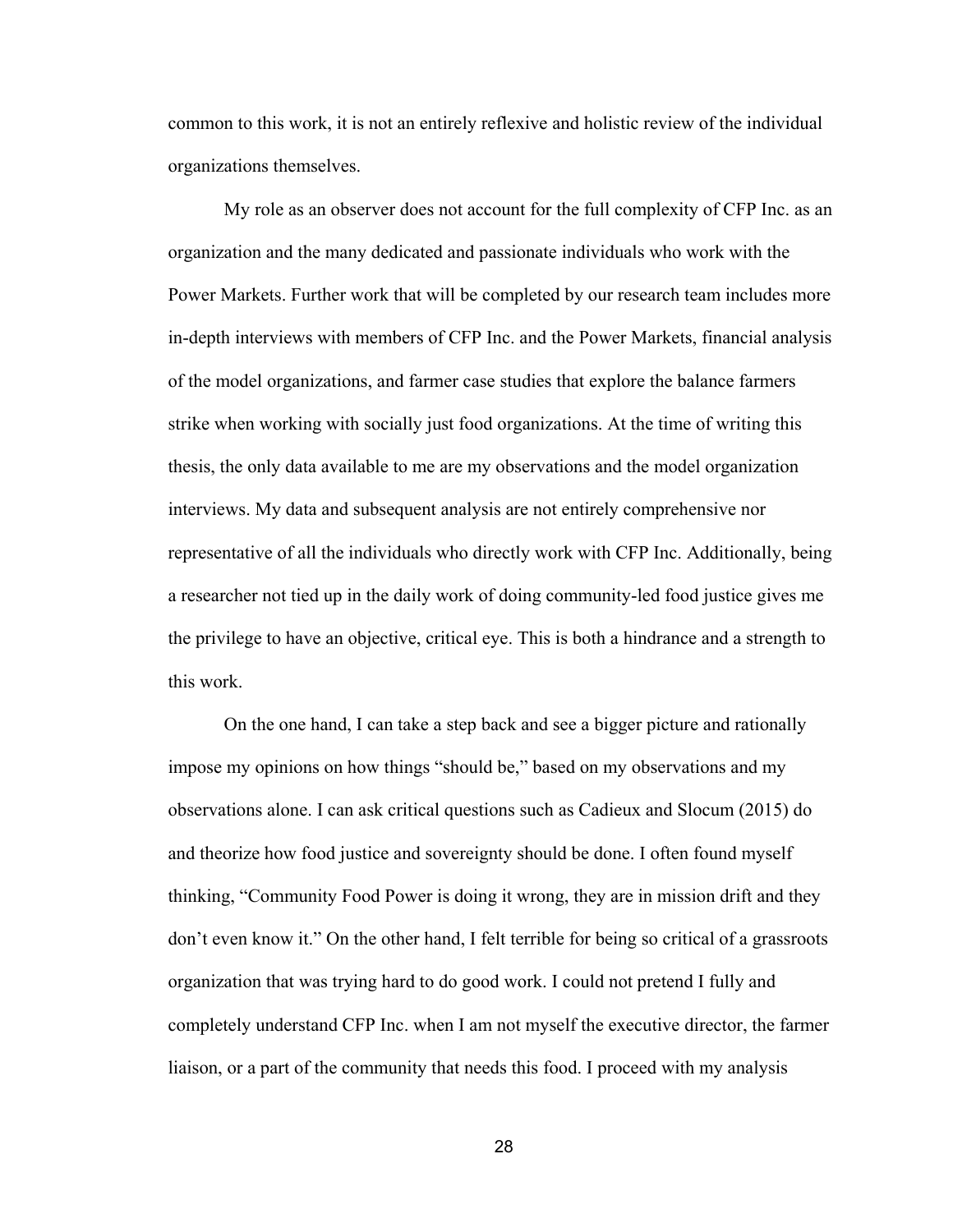common to this work, it is not an entirely reflexive and holistic review of the individual organizations themselves.

My role as an observer does not account for the full complexity of CFP Inc. as an organization and the many dedicated and passionate individuals who work with the Power Markets. Further work that will be completed by our research team includes more in-depth interviews with members of CFP Inc. and the Power Markets, financial analysis of the model organizations, and farmer case studies that explore the balance farmers strike when working with socially just food organizations. At the time of writing this thesis, the only data available to me are my observations and the model organization interviews. My data and subsequent analysis are not entirely comprehensive nor representative of all the individuals who directly work with CFP Inc. Additionally, being a researcher not tied up in the daily work of doing community-led food justice gives me the privilege to have an objective, critical eye. This is both a hindrance and a strength to this work.

On the one hand, I can take a step back and see a bigger picture and rationally impose my opinions on how things "should be," based on my observations and my observations alone. I can ask critical questions such as Cadieux and Slocum (2015) do and theorize how food justice and sovereignty should be done. I often found myself thinking, "Community Food Power is doing it wrong, they are in mission drift and they don't even know it." On the other hand, I felt terrible for being so critical of a grassroots organization that was trying hard to do good work. I could not pretend I fully and completely understand CFP Inc. when I am not myself the executive director, the farmer liaison, or a part of the community that needs this food. I proceed with my analysis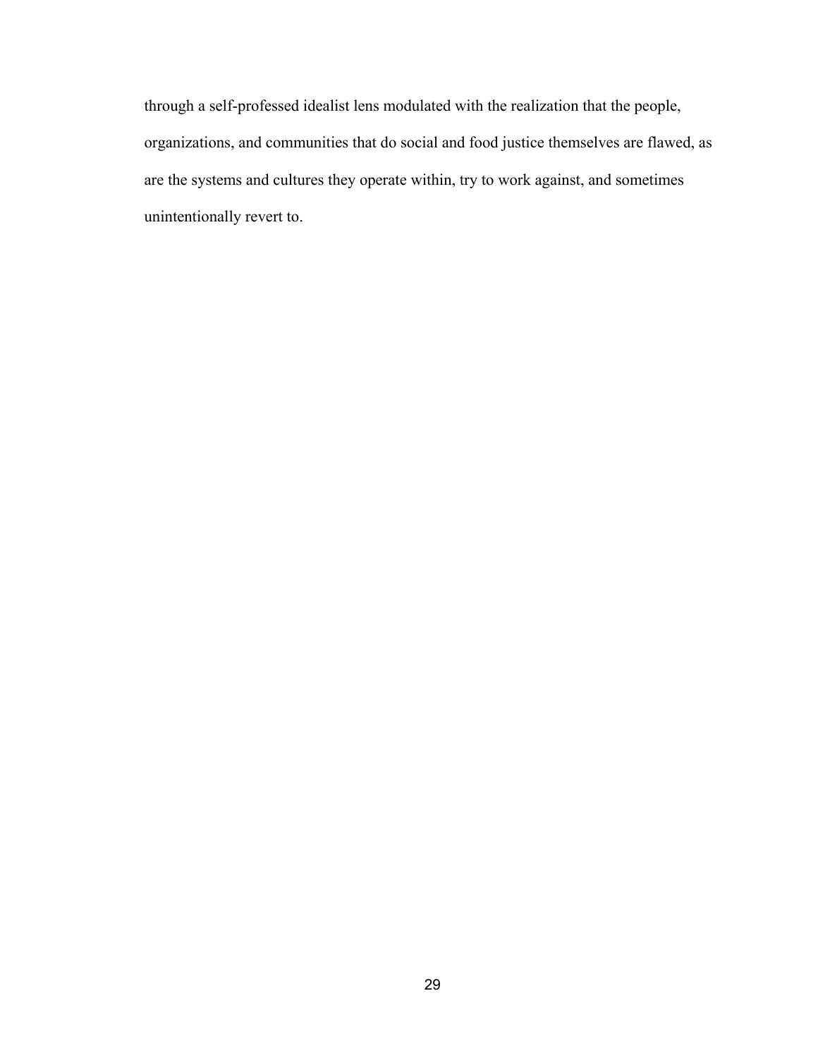through a self-professed idealist lens modulated with the realization that the people, organizations, and communities that do social and food justice themselves are flawed, as are the systems and cultures they operate within, try to work against, and sometimes unintentionally revert to.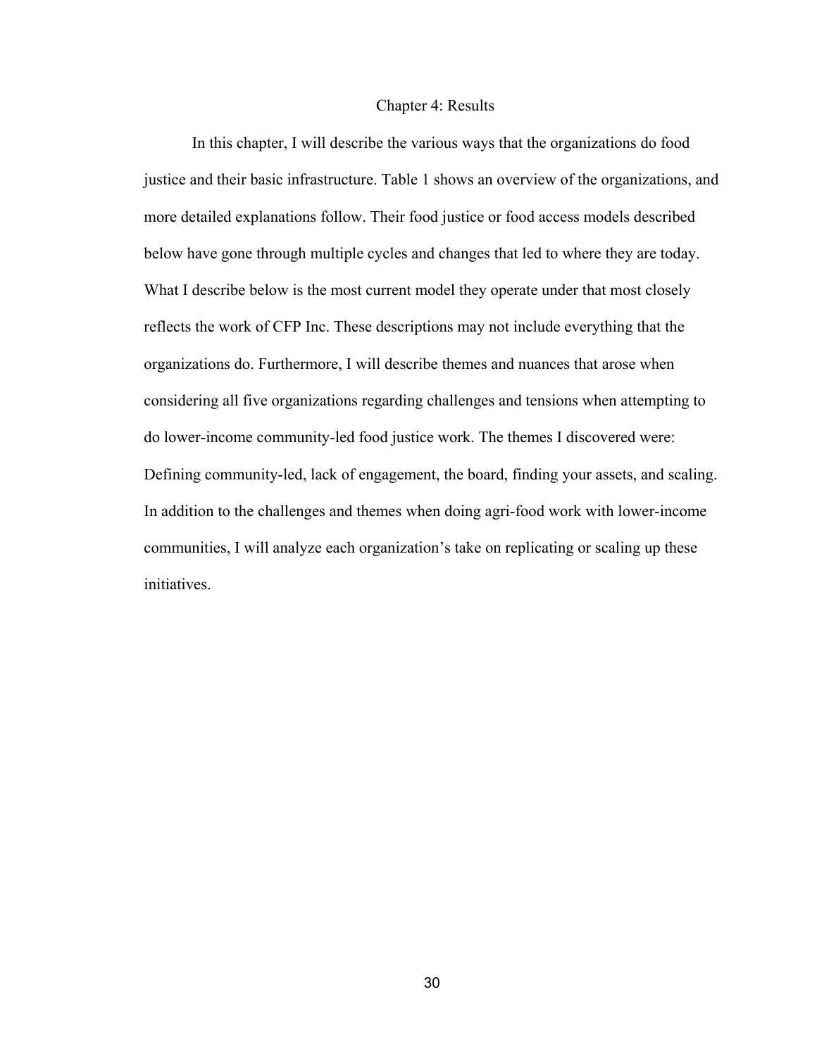# Chapter 4: Results

In this chapter, I will describe the various ways that the organizations do food justice and their basic infrastructure. Table 1 shows an overview of the organizations, and more detailed explanations follow. Their food justice or food access models described below have gone through multiple cycles and changes that led to where they are today. What I describe below is the most current model they operate under that most closely reflects the work of CFP Inc. These descriptions may not include everything that the organizations do. Furthermore, I will describe themes and nuances that arose when considering all five organizations regarding challenges and tensions when attempting to do lower-income community-led food justice work. The themes I discovered were: Defining community-led, lack of engagement, the board, finding your assets, and scaling. In addition to the challenges and themes when doing agri-food work with lower-income communities, I will analyze each organization's take on replicating or scaling up these initiatives.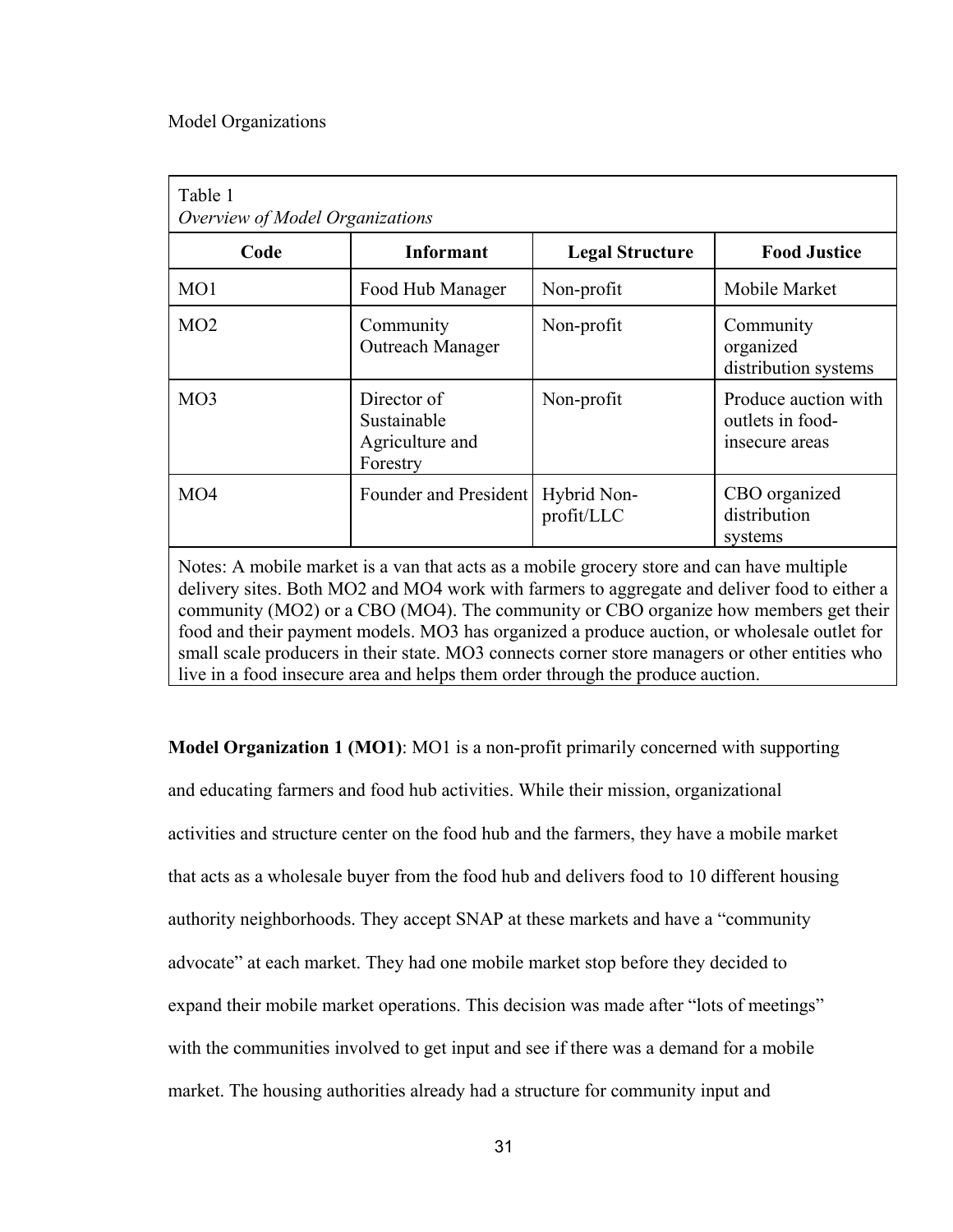Model Organizations

Table 1
*Overview of Model Organizations*

| Code | Informant | Legal Structure | Food Justice |
|---|---|---|---|
| MO1 | Food Hub Manager | Non-profit | Mobile Market |
| MO2 | Community Outreach Manager | Non-profit | Community organized distribution systems |
| MO3 | Director of Sustainable Agriculture and Forestry | Non-profit | Produce auction with outlets in food-insecure areas |
| MO4 | Founder and President | Hybrid Non-profit/LLC | CBO organized distribution systems |

Notes: A mobile market is a van that acts as a mobile grocery store and can have multiple delivery sites. Both MO2 and MO4 work with farmers to aggregate and deliver food to either a community (MO2) or a CBO (MO4). The community or CBO organize how members get their food and their payment models. MO3 has organized a produce auction, or wholesale outlet for small scale producers in their state. MO3 connects corner store managers or other entities who live in a food insecure area and helps them order through the produce auction.

**Model Organization 1 (MO1)**: MO1 is a non-profit primarily concerned with supporting and educating farmers and food hub activities. While their mission, organizational activities and structure center on the food hub and the farmers, they have a mobile market that acts as a wholesale buyer from the food hub and delivers food to 10 different housing authority neighborhoods. They accept SNAP at these markets and have a "community advocate" at each market. They had one mobile market stop before they decided to expand their mobile market operations. This decision was made after "lots of meetings" with the communities involved to get input and see if there was a demand for a mobile market. The housing authorities already had a structure for community input and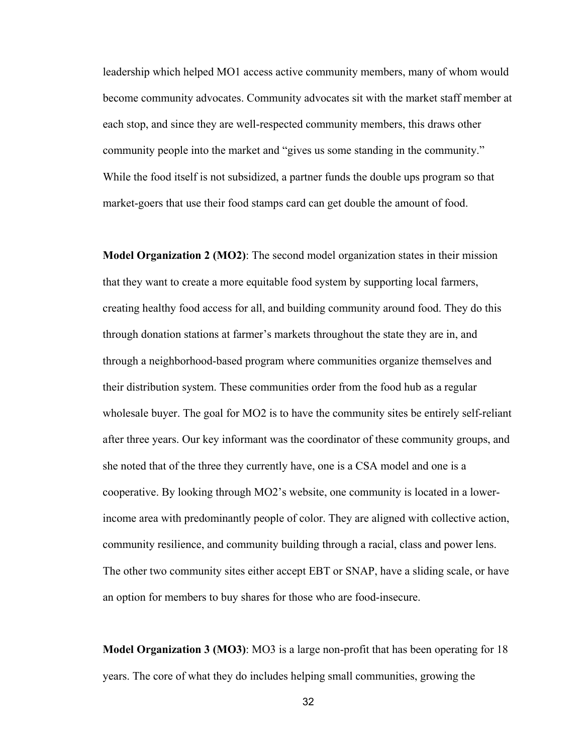leadership which helped MO1 access active community members, many of whom would become community advocates. Community advocates sit with the market staff member at each stop, and since they are well-respected community members, this draws other community people into the market and "gives us some standing in the community." While the food itself is not subsidized, a partner funds the double ups program so that market-goers that use their food stamps card can get double the amount of food.

**Model Organization 2 (MO2)**: The second model organization states in their mission that they want to create a more equitable food system by supporting local farmers, creating healthy food access for all, and building community around food. They do this through donation stations at farmer's markets throughout the state they are in, and through a neighborhood-based program where communities organize themselves and their distribution system. These communities order from the food hub as a regular wholesale buyer. The goal for MO2 is to have the community sites be entirely self-reliant after three years. Our key informant was the coordinator of these community groups, and she noted that of the three they currently have, one is a CSA model and one is a cooperative. By looking through MO2's website, one community is located in a lower-income area with predominantly people of color. They are aligned with collective action, community resilience, and community building through a racial, class and power lens. The other two community sites either accept EBT or SNAP, have a sliding scale, or have an option for members to buy shares for those who are food-insecure.

**Model Organization 3 (MO3)**: MO3 is a large non-profit that has been operating for 18 years. The core of what they do includes helping small communities, growing the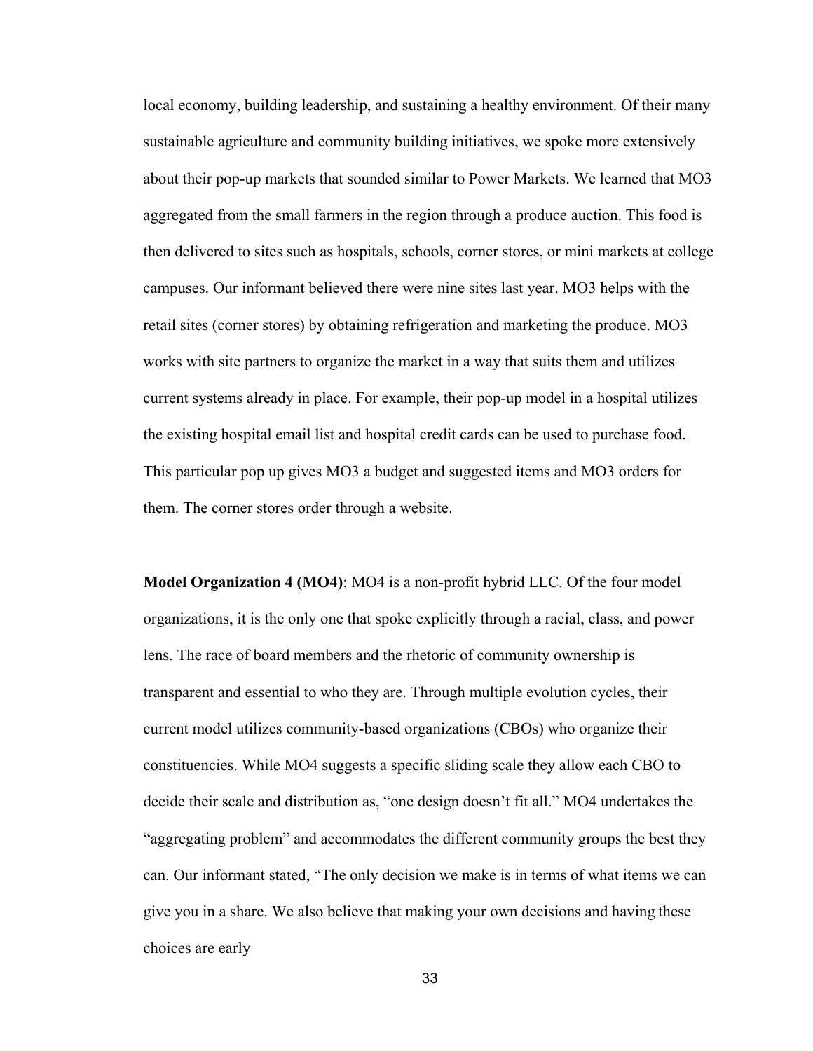local economy, building leadership, and sustaining a healthy environment. Of their many sustainable agriculture and community building initiatives, we spoke more extensively about their pop-up markets that sounded similar to Power Markets. We learned that MO3 aggregated from the small farmers in the region through a produce auction. This food is then delivered to sites such as hospitals, schools, corner stores, or mini markets at college campuses. Our informant believed there were nine sites last year. MO3 helps with the retail sites (corner stores) by obtaining refrigeration and marketing the produce. MO3 works with site partners to organize the market in a way that suits them and utilizes current systems already in place. For example, their pop-up model in a hospital utilizes the existing hospital email list and hospital credit cards can be used to purchase food. This particular pop up gives MO3 a budget and suggested items and MO3 orders for them. The corner stores order through a website.

**Model Organization 4 (MO4)**: MO4 is a non-profit hybrid LLC. Of the four model organizations, it is the only one that spoke explicitly through a racial, class, and power lens. The race of board members and the rhetoric of community ownership is transparent and essential to who they are. Through multiple evolution cycles, their current model utilizes community-based organizations (CBOs) who organize their constituencies. While MO4 suggests a specific sliding scale they allow each CBO to decide their scale and distribution as, "one design doesn't fit all." MO4 undertakes the "aggregating problem" and accommodates the different community groups the best they can. Our informant stated, "The only decision we make is in terms of what items we can give you in a share. We also believe that making your own decisions and having these choices are early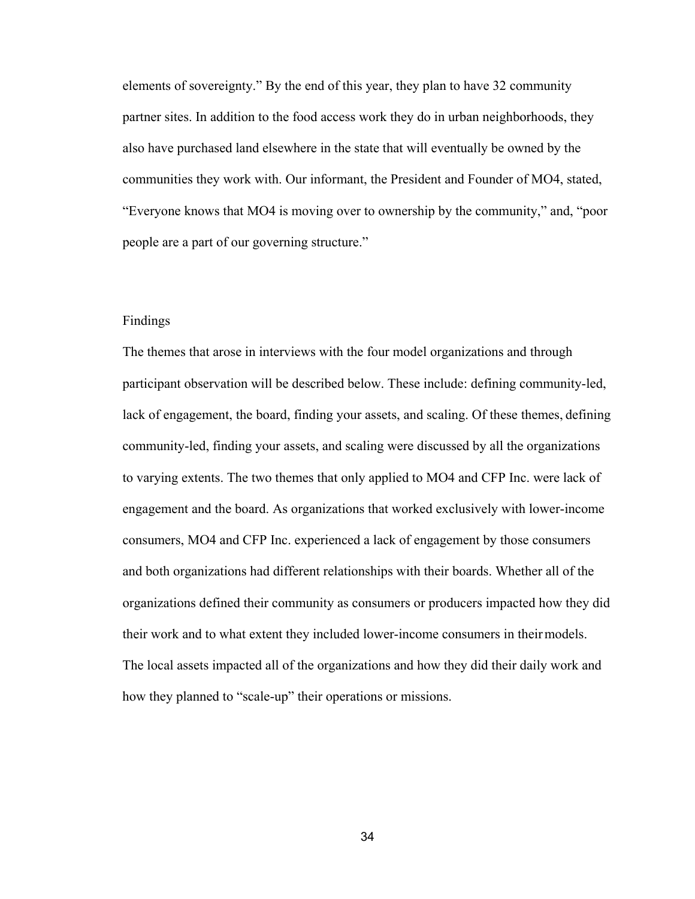elements of sovereignty." By the end of this year, they plan to have 32 community partner sites. In addition to the food access work they do in urban neighborhoods, they also have purchased land elsewhere in the state that will eventually be owned by the communities they work with. Our informant, the President and Founder of MO4, stated, "Everyone knows that MO4 is moving over to ownership by the community," and, "poor people are a part of our governing structure."

## Findings

The themes that arose in interviews with the four model organizations and through participant observation will be described below. These include: defining community-led, lack of engagement, the board, finding your assets, and scaling. Of these themes, defining community-led, finding your assets, and scaling were discussed by all the organizations to varying extents. The two themes that only applied to MO4 and CFP Inc. were lack of engagement and the board. As organizations that worked exclusively with lower-income consumers, MO4 and CFP Inc. experienced a lack of engagement by those consumers and both organizations had different relationships with their boards. Whether all of the organizations defined their community as consumers or producers impacted how they did their work and to what extent they included lower-income consumers in their models. The local assets impacted all of the organizations and how they did their daily work and how they planned to "scale-up" their operations or missions.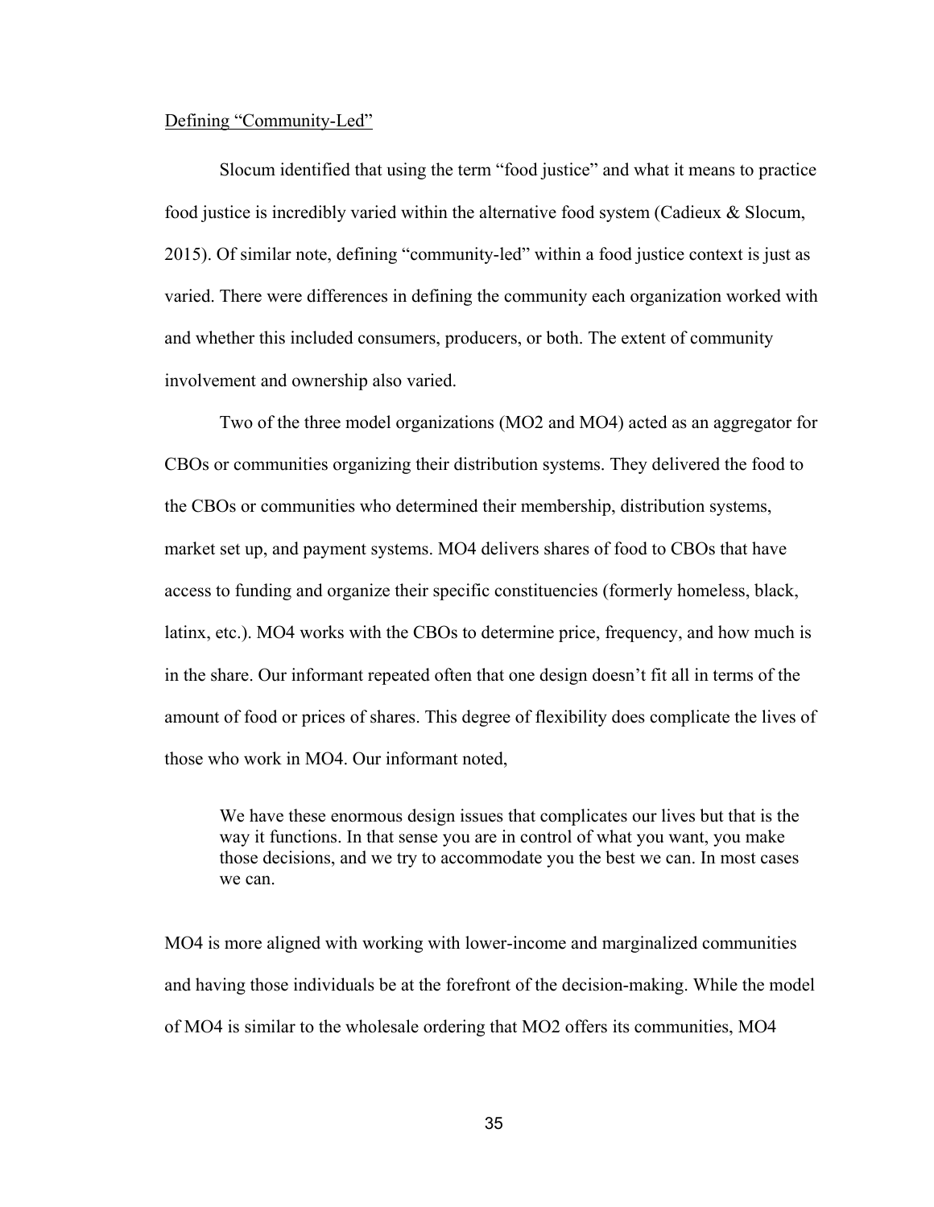### Defining "Community-Led"

Slocum identified that using the term "food justice" and what it means to practice food justice is incredibly varied within the alternative food system (Cadieux & Slocum, 2015). Of similar note, defining "community-led" within a food justice context is just as varied. There were differences in defining the community each organization worked with and whether this included consumers, producers, or both. The extent of community involvement and ownership also varied.

Two of the three model organizations (MO2 and MO4) acted as an aggregator for CBOs or communities organizing their distribution systems. They delivered the food to the CBOs or communities who determined their membership, distribution systems, market set up, and payment systems. MO4 delivers shares of food to CBOs that have access to funding and organize their specific constituencies (formerly homeless, black, latinx, etc.). MO4 works with the CBOs to determine price, frequency, and how much is in the share. Our informant repeated often that one design doesn't fit all in terms of the amount of food or prices of shares. This degree of flexibility does complicate the lives of those who work in MO4. Our informant noted,

> We have these enormous design issues that complicates our lives but that is the way it functions. In that sense you are in control of what you want, you make those decisions, and we try to accommodate you the best we can. In most cases we can.

MO4 is more aligned with working with lower-income and marginalized communities and having those individuals be at the forefront of the decision-making. While the model of MO4 is similar to the wholesale ordering that MO2 offers its communities, MO4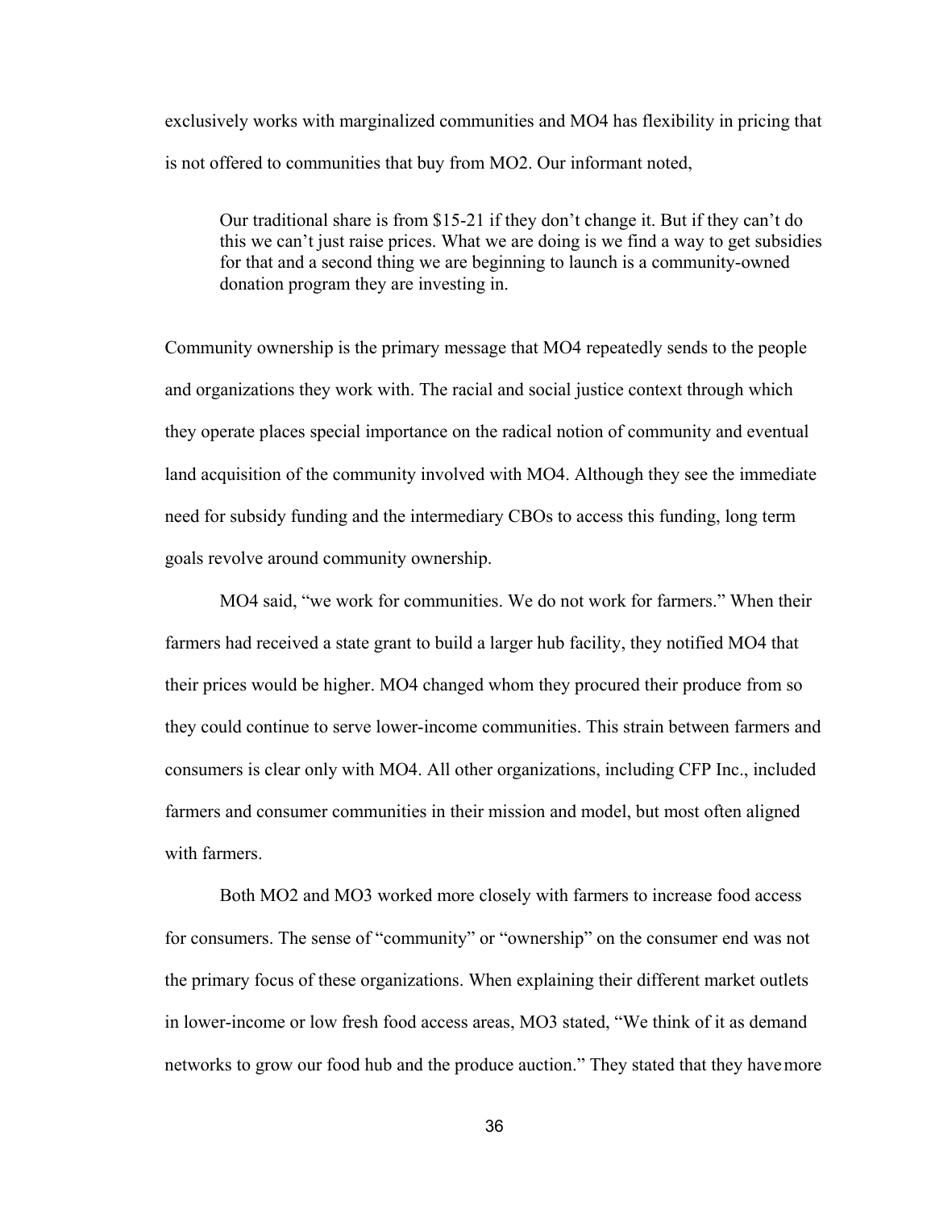exclusively works with marginalized communities and MO4 has flexibility in pricing that is not offered to communities that buy from MO2. Our informant noted,

> Our traditional share is from $15-21 if they don't change it. But if they can't do this we can't just raise prices. What we are doing is we find a way to get subsidies for that and a second thing we are beginning to launch is a community-owned donation program they are investing in.

Community ownership is the primary message that MO4 repeatedly sends to the people and organizations they work with. The racial and social justice context through which they operate places special importance on the radical notion of community and eventual land acquisition of the community involved with MO4. Although they see the immediate need for subsidy funding and the intermediary CBOs to access this funding, long term goals revolve around community ownership.

MO4 said, "we work for communities. We do not work for farmers." When their farmers had received a state grant to build a larger hub facility, they notified MO4 that their prices would be higher. MO4 changed whom they procured their produce from so they could continue to serve lower-income communities. This strain between farmers and consumers is clear only with MO4. All other organizations, including CFP Inc., included farmers and consumer communities in their mission and model, but most often aligned with farmers.

Both MO2 and MO3 worked more closely with farmers to increase food access for consumers. The sense of "community" or "ownership" on the consumer end was not the primary focus of these organizations. When explaining their different market outlets in lower-income or low fresh food access areas, MO3 stated, "We think of it as demand networks to grow our food hub and the produce auction." They stated that they have more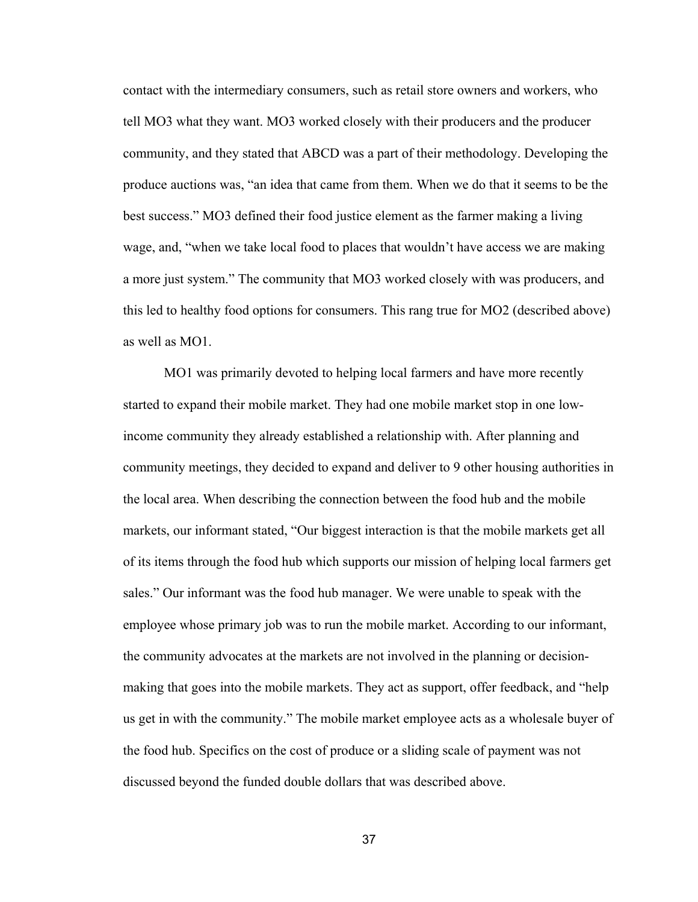contact with the intermediary consumers, such as retail store owners and workers, who tell MO3 what they want. MO3 worked closely with their producers and the producer community, and they stated that ABCD was a part of their methodology. Developing the produce auctions was, "an idea that came from them. When we do that it seems to be the best success." MO3 defined their food justice element as the farmer making a living wage, and, "when we take local food to places that wouldn't have access we are making a more just system." The community that MO3 worked closely with was producers, and this led to healthy food options for consumers. This rang true for MO2 (described above) as well as MO1.

MO1 was primarily devoted to helping local farmers and have more recently started to expand their mobile market. They had one mobile market stop in one low-income community they already established a relationship with. After planning and community meetings, they decided to expand and deliver to 9 other housing authorities in the local area. When describing the connection between the food hub and the mobile markets, our informant stated, "Our biggest interaction is that the mobile markets get all of its items through the food hub which supports our mission of helping local farmers get sales." Our informant was the food hub manager. We were unable to speak with the employee whose primary job was to run the mobile market. According to our informant, the community advocates at the markets are not involved in the planning or decision-making that goes into the mobile markets. They act as support, offer feedback, and "help us get in with the community." The mobile market employee acts as a wholesale buyer of the food hub. Specifics on the cost of produce or a sliding scale of payment was not discussed beyond the funded double dollars that was described above.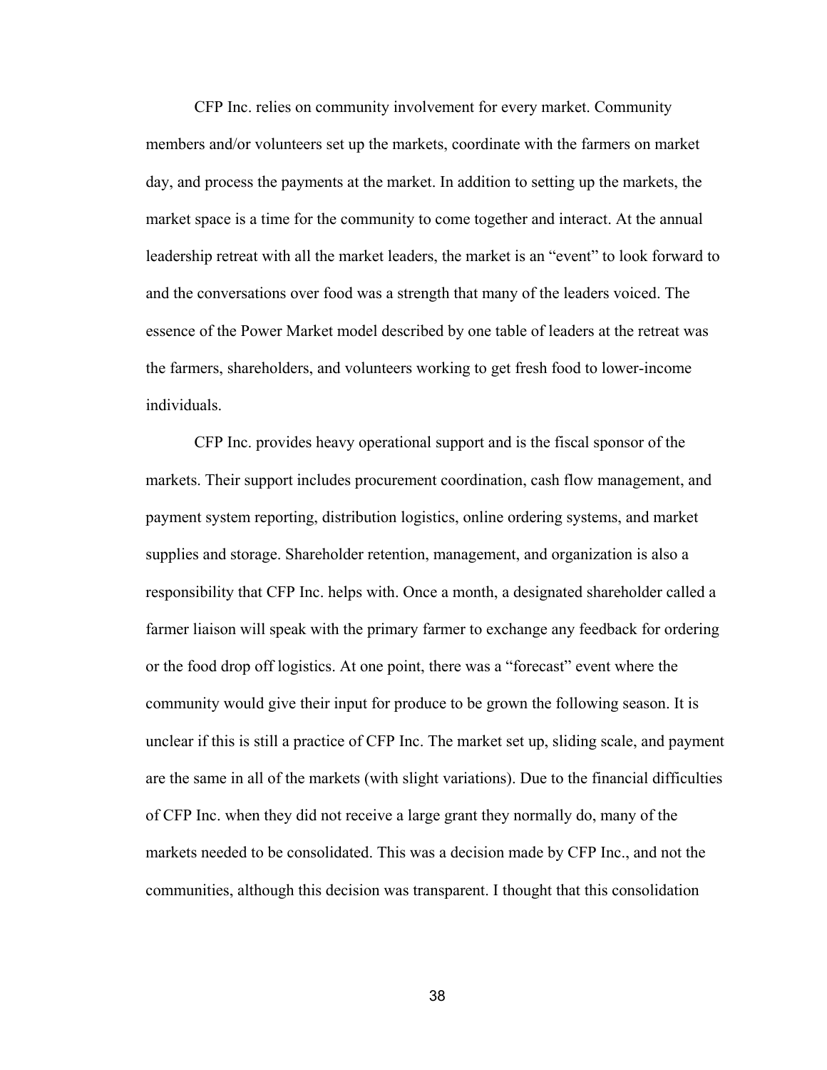CFP Inc. relies on community involvement for every market. Community members and/or volunteers set up the markets, coordinate with the farmers on market day, and process the payments at the market. In addition to setting up the markets, the market space is a time for the community to come together and interact. At the annual leadership retreat with all the market leaders, the market is an "event" to look forward to and the conversations over food was a strength that many of the leaders voiced. The essence of the Power Market model described by one table of leaders at the retreat was the farmers, shareholders, and volunteers working to get fresh food to lower-income individuals.

CFP Inc. provides heavy operational support and is the fiscal sponsor of the markets. Their support includes procurement coordination, cash flow management, and payment system reporting, distribution logistics, online ordering systems, and market supplies and storage. Shareholder retention, management, and organization is also a responsibility that CFP Inc. helps with. Once a month, a designated shareholder called a farmer liaison will speak with the primary farmer to exchange any feedback for ordering or the food drop off logistics. At one point, there was a "forecast" event where the community would give their input for produce to be grown the following season. It is unclear if this is still a practice of CFP Inc. The market set up, sliding scale, and payment are the same in all of the markets (with slight variations). Due to the financial difficulties of CFP Inc. when they did not receive a large grant they normally do, many of the markets needed to be consolidated. This was a decision made by CFP Inc., and not the communities, although this decision was transparent. I thought that this consolidation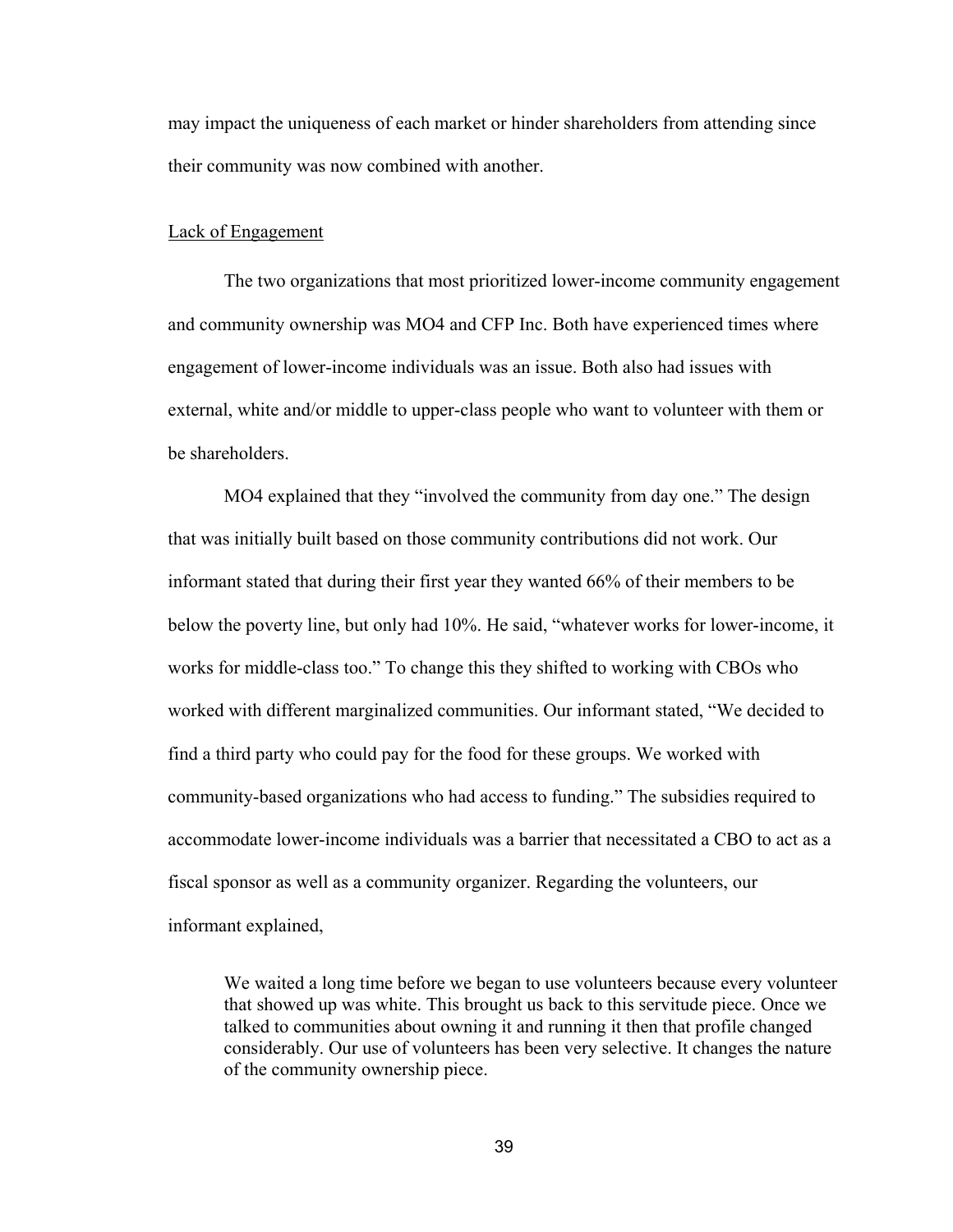may impact the uniqueness of each market or hinder shareholders from attending since their community was now combined with another.

<u>Lack of Engagement</u>

The two organizations that most prioritized lower-income community engagement and community ownership was MO4 and CFP Inc. Both have experienced times where engagement of lower-income individuals was an issue. Both also had issues with external, white and/or middle to upper-class people who want to volunteer with them or be shareholders.

MO4 explained that they "involved the community from day one." The design that was initially built based on those community contributions did not work. Our informant stated that during their first year they wanted 66% of their members to be below the poverty line, but only had 10%. He said, "whatever works for lower-income, it works for middle-class too." To change this they shifted to working with CBOs who worked with different marginalized communities. Our informant stated, "We decided to find a third party who could pay for the food for these groups. We worked with community-based organizations who had access to funding." The subsidies required to accommodate lower-income individuals was a barrier that necessitated a CBO to act as a fiscal sponsor as well as a community organizer. Regarding the volunteers, our informant explained,

> We waited a long time before we began to use volunteers because every volunteer that showed up was white. This brought us back to this servitude piece. Once we talked to communities about owning it and running it then that profile changed considerably. Our use of volunteers has been very selective. It changes the nature of the community ownership piece.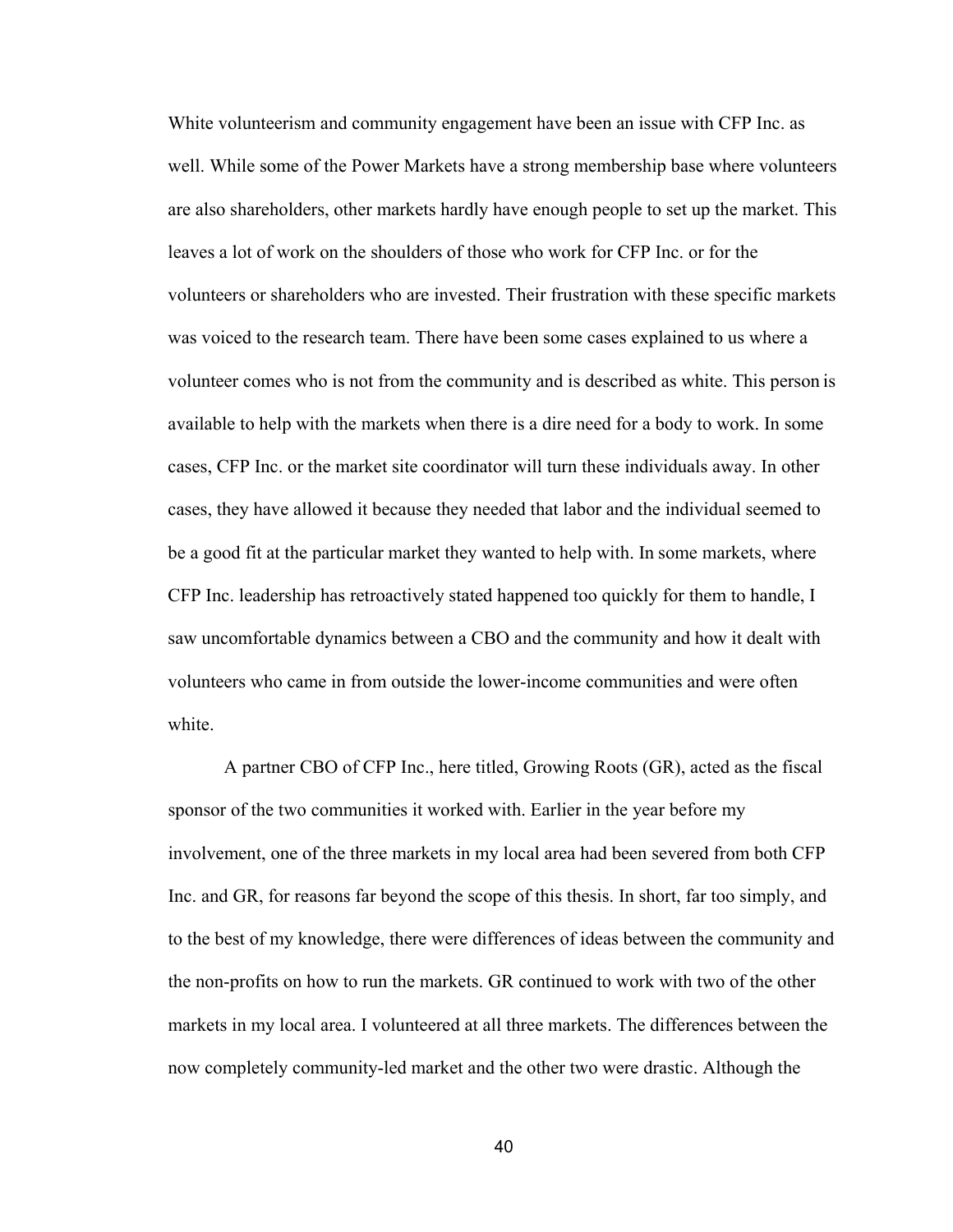White volunteerism and community engagement have been an issue with CFP Inc. as well. While some of the Power Markets have a strong membership base where volunteers are also shareholders, other markets hardly have enough people to set up the market. This leaves a lot of work on the shoulders of those who work for CFP Inc. or for the volunteers or shareholders who are invested. Their frustration with these specific markets was voiced to the research team. There have been some cases explained to us where a volunteer comes who is not from the community and is described as white. This person is available to help with the markets when there is a dire need for a body to work. In some cases, CFP Inc. or the market site coordinator will turn these individuals away. In other cases, they have allowed it because they needed that labor and the individual seemed to be a good fit at the particular market they wanted to help with. In some markets, where CFP Inc. leadership has retroactively stated happened too quickly for them to handle, I saw uncomfortable dynamics between a CBO and the community and how it dealt with volunteers who came in from outside the lower-income communities and were often white.

A partner CBO of CFP Inc., here titled, Growing Roots (GR), acted as the fiscal sponsor of the two communities it worked with. Earlier in the year before my involvement, one of the three markets in my local area had been severed from both CFP Inc. and GR, for reasons far beyond the scope of this thesis. In short, far too simply, and to the best of my knowledge, there were differences of ideas between the community and the non-profits on how to run the markets. GR continued to work with two of the other markets in my local area. I volunteered at all three markets. The differences between the now completely community-led market and the other two were drastic. Although the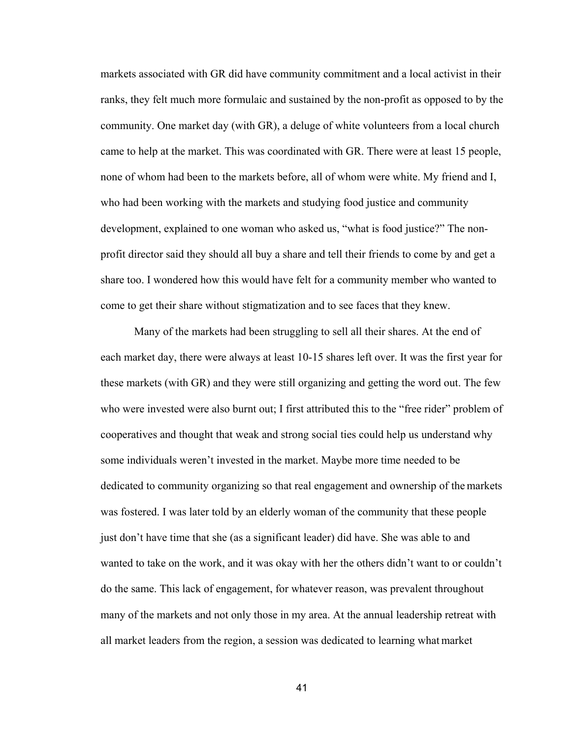markets associated with GR did have community commitment and a local activist in their ranks, they felt much more formulaic and sustained by the non-profit as opposed to by the community. One market day (with GR), a deluge of white volunteers from a local church came to help at the market. This was coordinated with GR. There were at least 15 people, none of whom had been to the markets before, all of whom were white. My friend and I, who had been working with the markets and studying food justice and community development, explained to one woman who asked us, "what is food justice?" The non-profit director said they should all buy a share and tell their friends to come by and get a share too. I wondered how this would have felt for a community member who wanted to come to get their share without stigmatization and to see faces that they knew.

Many of the markets had been struggling to sell all their shares. At the end of each market day, there were always at least 10-15 shares left over. It was the first year for these markets (with GR) and they were still organizing and getting the word out. The few who were invested were also burnt out; I first attributed this to the "free rider" problem of cooperatives and thought that weak and strong social ties could help us understand why some individuals weren't invested in the market. Maybe more time needed to be dedicated to community organizing so that real engagement and ownership of the markets was fostered. I was later told by an elderly woman of the community that these people just don't have time that she (as a significant leader) did have. She was able to and wanted to take on the work, and it was okay with her the others didn't want to or couldn't do the same. This lack of engagement, for whatever reason, was prevalent throughout many of the markets and not only those in my area. At the annual leadership retreat with all market leaders from the region, a session was dedicated to learning what market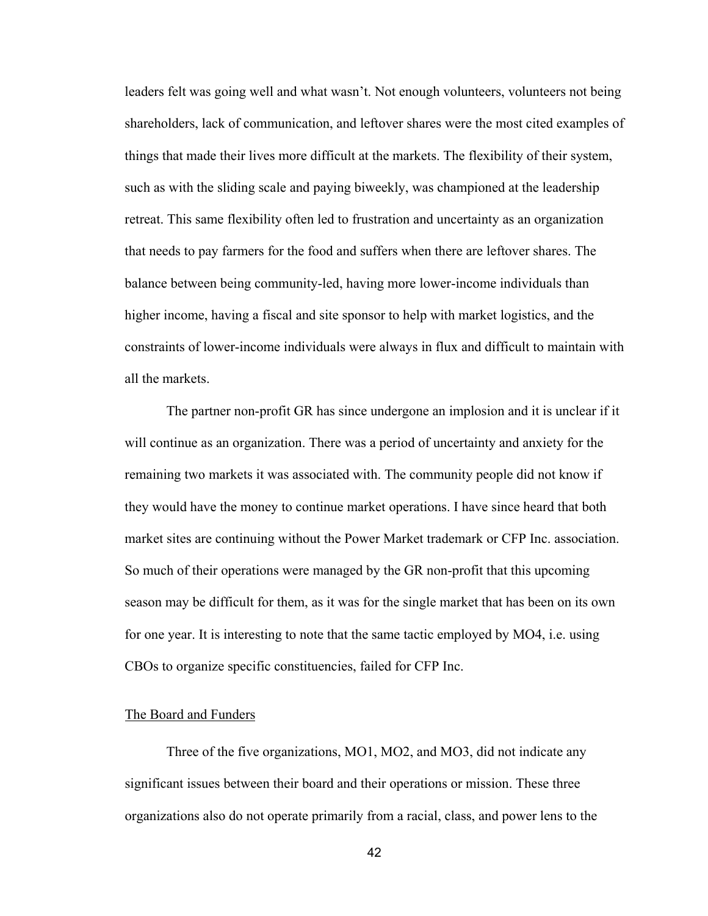leaders felt was going well and what wasn't. Not enough volunteers, volunteers not being shareholders, lack of communication, and leftover shares were the most cited examples of things that made their lives more difficult at the markets. The flexibility of their system, such as with the sliding scale and paying biweekly, was championed at the leadership retreat. This same flexibility often led to frustration and uncertainty as an organization that needs to pay farmers for the food and suffers when there are leftover shares. The balance between being community-led, having more lower-income individuals than higher income, having a fiscal and site sponsor to help with market logistics, and the constraints of lower-income individuals were always in flux and difficult to maintain with all the markets.

The partner non-profit GR has since undergone an implosion and it is unclear if it will continue as an organization. There was a period of uncertainty and anxiety for the remaining two markets it was associated with. The community people did not know if they would have the money to continue market operations. I have since heard that both market sites are continuing without the Power Market trademark or CFP Inc. association. So much of their operations were managed by the GR non-profit that this upcoming season may be difficult for them, as it was for the single market that has been on its own for one year. It is interesting to note that the same tactic employed by MO4, i.e. using CBOs to organize specific constituencies, failed for CFP Inc.

<u>The Board and Funders</u>

Three of the five organizations, MO1, MO2, and MO3, did not indicate any significant issues between their board and their operations or mission. These three organizations also do not operate primarily from a racial, class, and power lens to the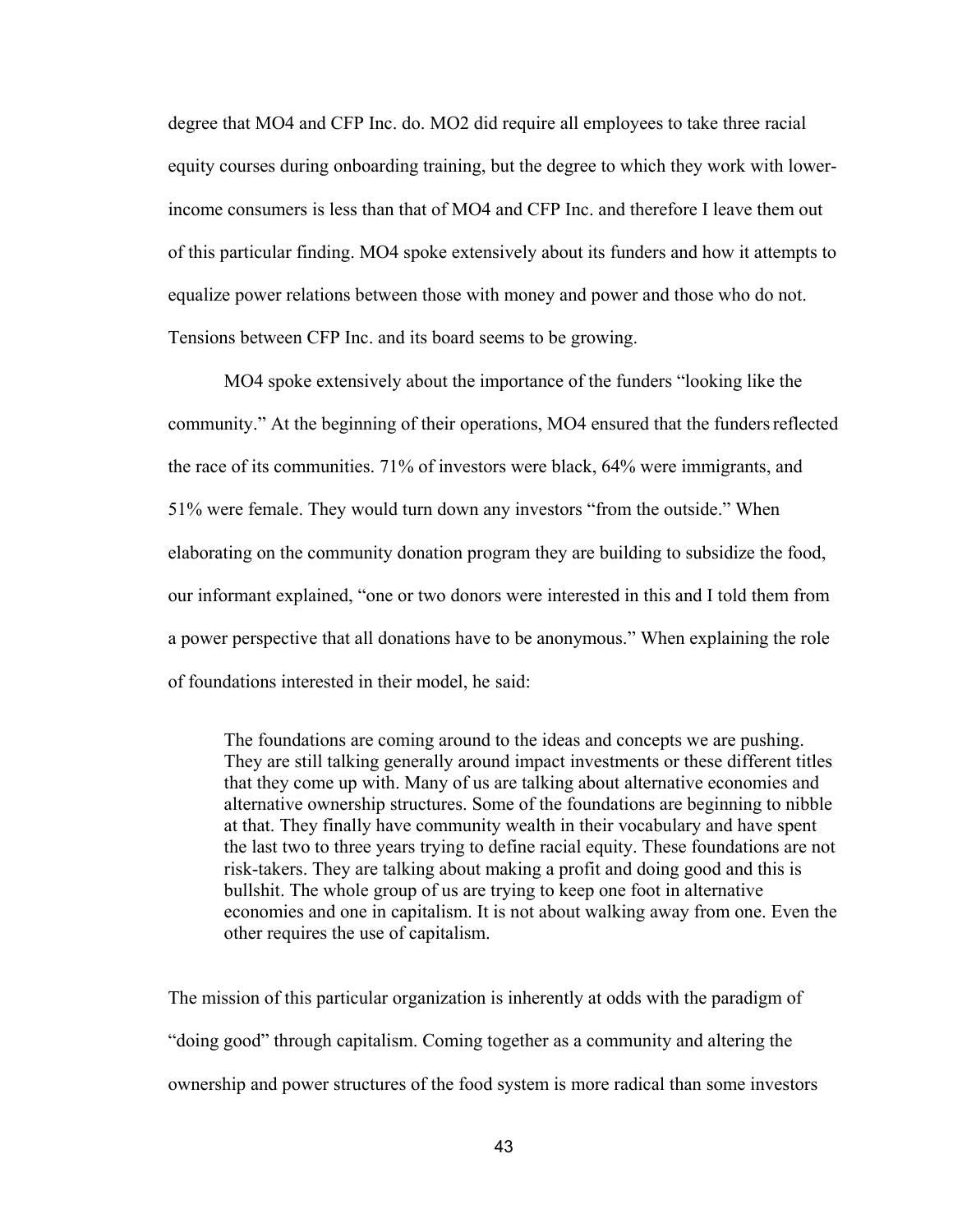degree that MO4 and CFP Inc. do. MO2 did require all employees to take three racial equity courses during onboarding training, but the degree to which they work with lower-income consumers is less than that of MO4 and CFP Inc. and therefore I leave them out of this particular finding. MO4 spoke extensively about its funders and how it attempts to equalize power relations between those with money and power and those who do not. Tensions between CFP Inc. and its board seems to be growing.

MO4 spoke extensively about the importance of the funders "looking like the community." At the beginning of their operations, MO4 ensured that the funders reflected the race of its communities. 71% of investors were black, 64% were immigrants, and 51% were female. They would turn down any investors "from the outside." When elaborating on the community donation program they are building to subsidize the food, our informant explained, "one or two donors were interested in this and I told them from a power perspective that all donations have to be anonymous." When explaining the role of foundations interested in their model, he said:

> The foundations are coming around to the ideas and concepts we are pushing. They are still talking generally around impact investments or these different titles that they come up with. Many of us are talking about alternative economies and alternative ownership structures. Some of the foundations are beginning to nibble at that. They finally have community wealth in their vocabulary and have spent the last two to three years trying to define racial equity. These foundations are not risk-takers. They are talking about making a profit and doing good and this is bullshit. The whole group of us are trying to keep one foot in alternative economies and one in capitalism. It is not about walking away from one. Even the other requires the use of capitalism.

The mission of this particular organization is inherently at odds with the paradigm of "doing good" through capitalism. Coming together as a community and altering the ownership and power structures of the food system is more radical than some investors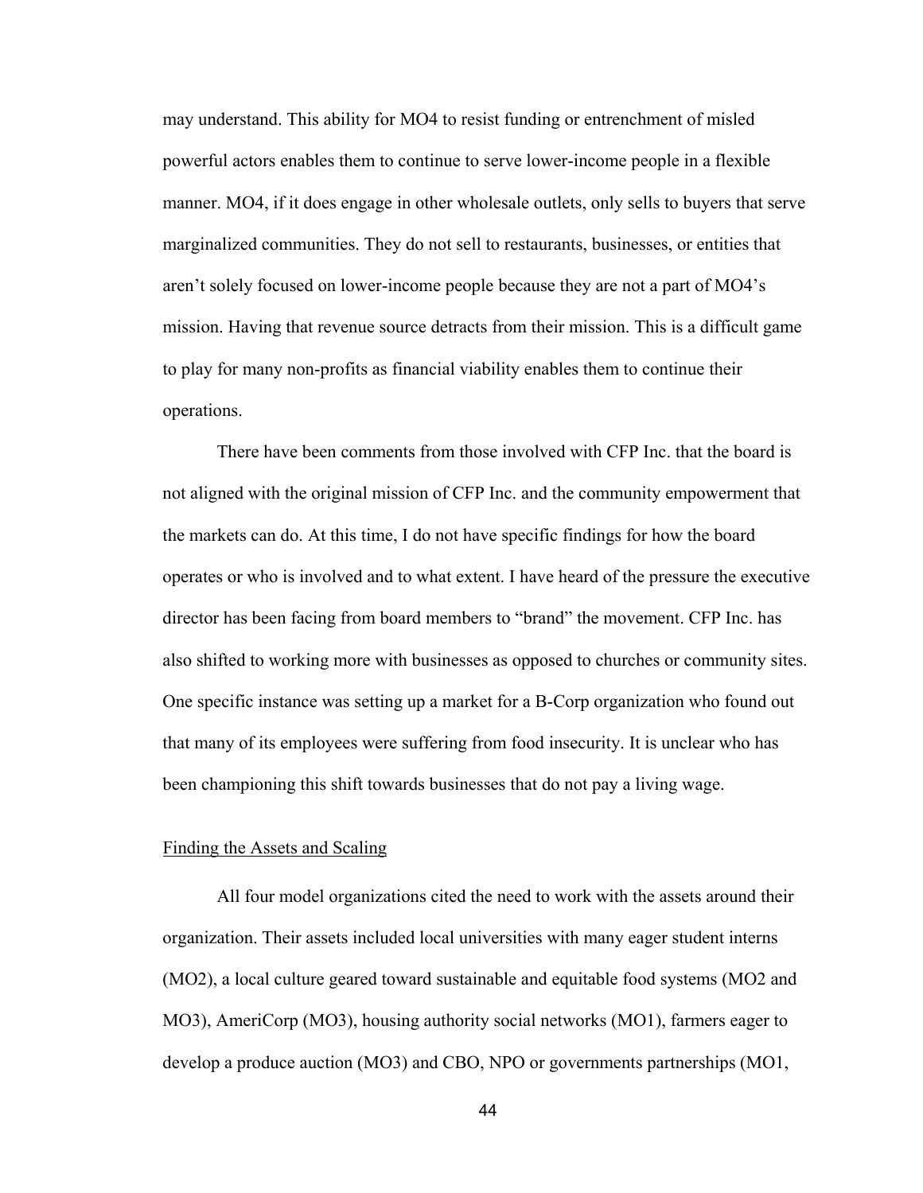may understand. This ability for MO4 to resist funding or entrenchment of misled powerful actors enables them to continue to serve lower-income people in a flexible manner. MO4, if it does engage in other wholesale outlets, only sells to buyers that serve marginalized communities. They do not sell to restaurants, businesses, or entities that aren't solely focused on lower-income people because they are not a part of MO4's mission. Having that revenue source detracts from their mission. This is a difficult game to play for many non-profits as financial viability enables them to continue their operations.

There have been comments from those involved with CFP Inc. that the board is not aligned with the original mission of CFP Inc. and the community empowerment that the markets can do. At this time, I do not have specific findings for how the board operates or who is involved and to what extent. I have heard of the pressure the executive director has been facing from board members to "brand" the movement. CFP Inc. has also shifted to working more with businesses as opposed to churches or community sites. One specific instance was setting up a market for a B-Corp organization who found out that many of its employees were suffering from food insecurity. It is unclear who has been championing this shift towards businesses that do not pay a living wage.

### Finding the Assets and Scaling

All four model organizations cited the need to work with the assets around their organization. Their assets included local universities with many eager student interns (MO2), a local culture geared toward sustainable and equitable food systems (MO2 and MO3), AmeriCorp (MO3), housing authority social networks (MO1), farmers eager to develop a produce auction (MO3) and CBO, NPO or governments partnerships (MO1,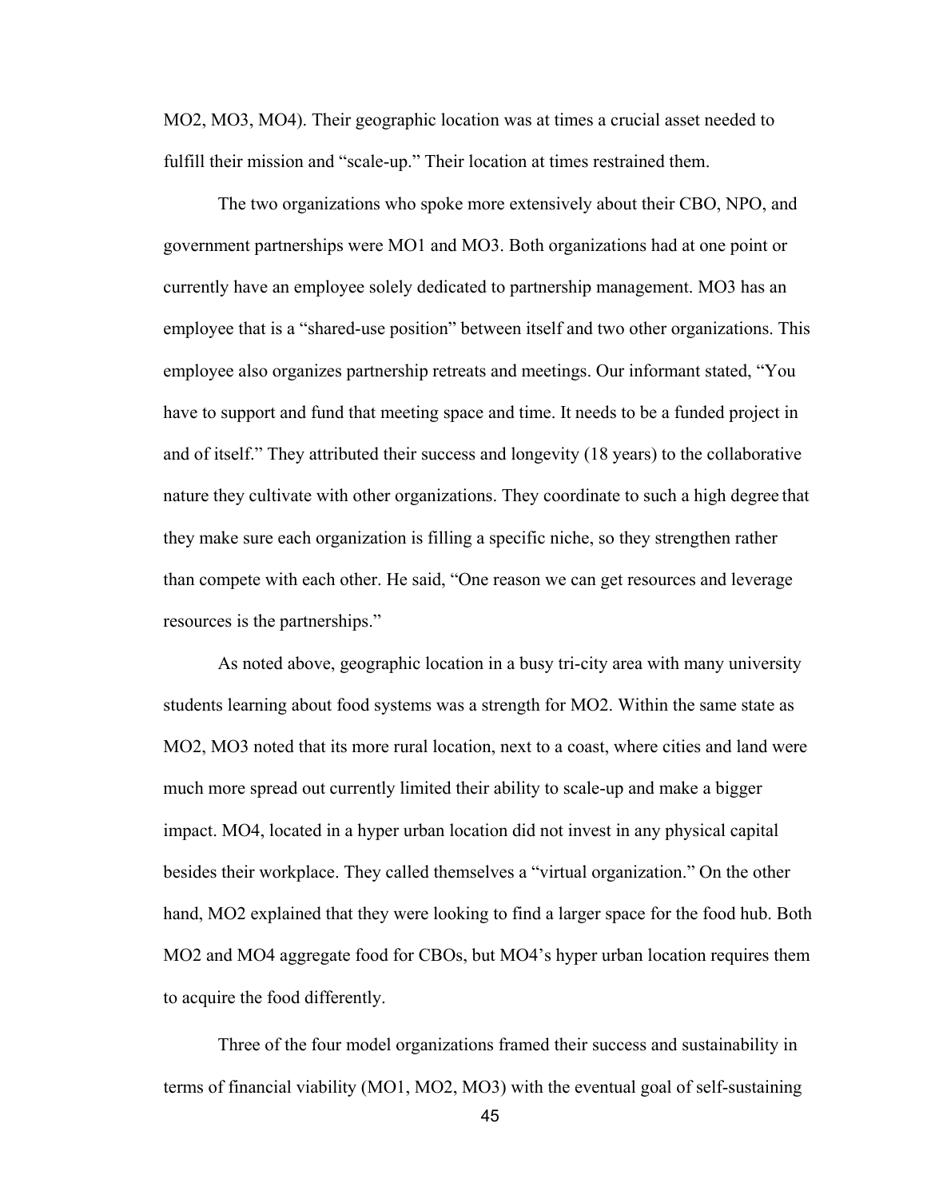MO2, MO3, MO4). Their geographic location was at times a crucial asset needed to fulfill their mission and "scale-up." Their location at times restrained them.

The two organizations who spoke more extensively about their CBO, NPO, and government partnerships were MO1 and MO3. Both organizations had at one point or currently have an employee solely dedicated to partnership management. MO3 has an employee that is a "shared-use position" between itself and two other organizations. This employee also organizes partnership retreats and meetings. Our informant stated, "You have to support and fund that meeting space and time. It needs to be a funded project in and of itself." They attributed their success and longevity (18 years) to the collaborative nature they cultivate with other organizations. They coordinate to such a high degree that they make sure each organization is filling a specific niche, so they strengthen rather than compete with each other. He said, "One reason we can get resources and leverage resources is the partnerships."

As noted above, geographic location in a busy tri-city area with many university students learning about food systems was a strength for MO2. Within the same state as MO2, MO3 noted that its more rural location, next to a coast, where cities and land were much more spread out currently limited their ability to scale-up and make a bigger impact. MO4, located in a hyper urban location did not invest in any physical capital besides their workplace. They called themselves a "virtual organization." On the other hand, MO2 explained that they were looking to find a larger space for the food hub. Both MO2 and MO4 aggregate food for CBOs, but MO4's hyper urban location requires them to acquire the food differently.

Three of the four model organizations framed their success and sustainability in terms of financial viability (MO1, MO2, MO3) with the eventual goal of self-sustaining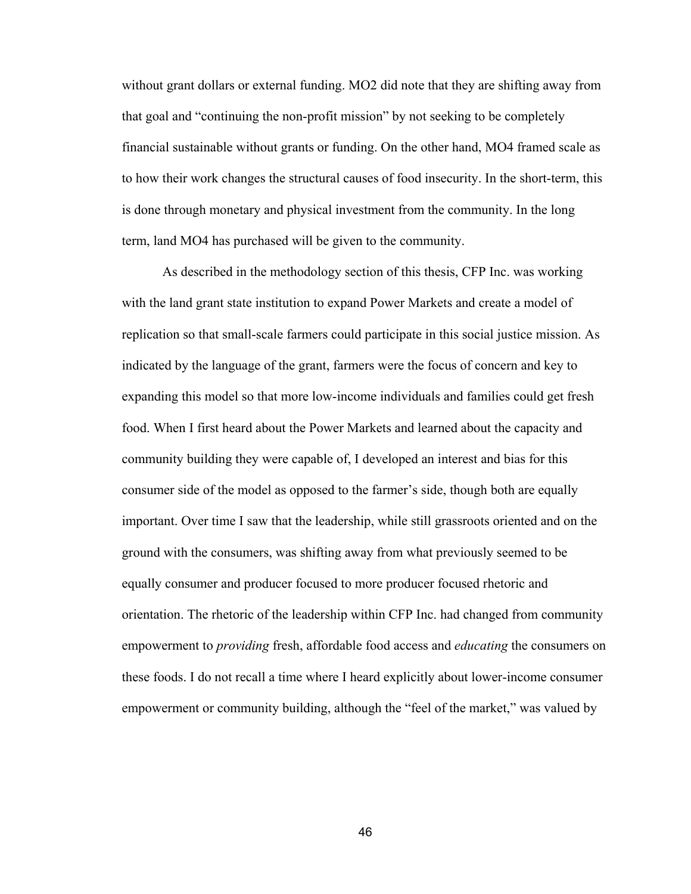without grant dollars or external funding. MO2 did note that they are shifting away from that goal and “continuing the non-profit mission” by not seeking to be completely financial sustainable without grants or funding. On the other hand, MO4 framed scale as to how their work changes the structural causes of food insecurity. In the short-term, this is done through monetary and physical investment from the community. In the long term, land MO4 has purchased will be given to the community.

As described in the methodology section of this thesis, CFP Inc. was working with the land grant state institution to expand Power Markets and create a model of replication so that small-scale farmers could participate in this social justice mission. As indicated by the language of the grant, farmers were the focus of concern and key to expanding this model so that more low-income individuals and families could get fresh food. When I first heard about the Power Markets and learned about the capacity and community building they were capable of, I developed an interest and bias for this consumer side of the model as opposed to the farmer’s side, though both are equally important. Over time I saw that the leadership, while still grassroots oriented and on the ground with the consumers, was shifting away from what previously seemed to be equally consumer and producer focused to more producer focused rhetoric and orientation. The rhetoric of the leadership within CFP Inc. had changed from community empowerment to *providing* fresh, affordable food access and *educating* the consumers on these foods. I do not recall a time where I heard explicitly about lower-income consumer empowerment or community building, although the “feel of the market,” was valued by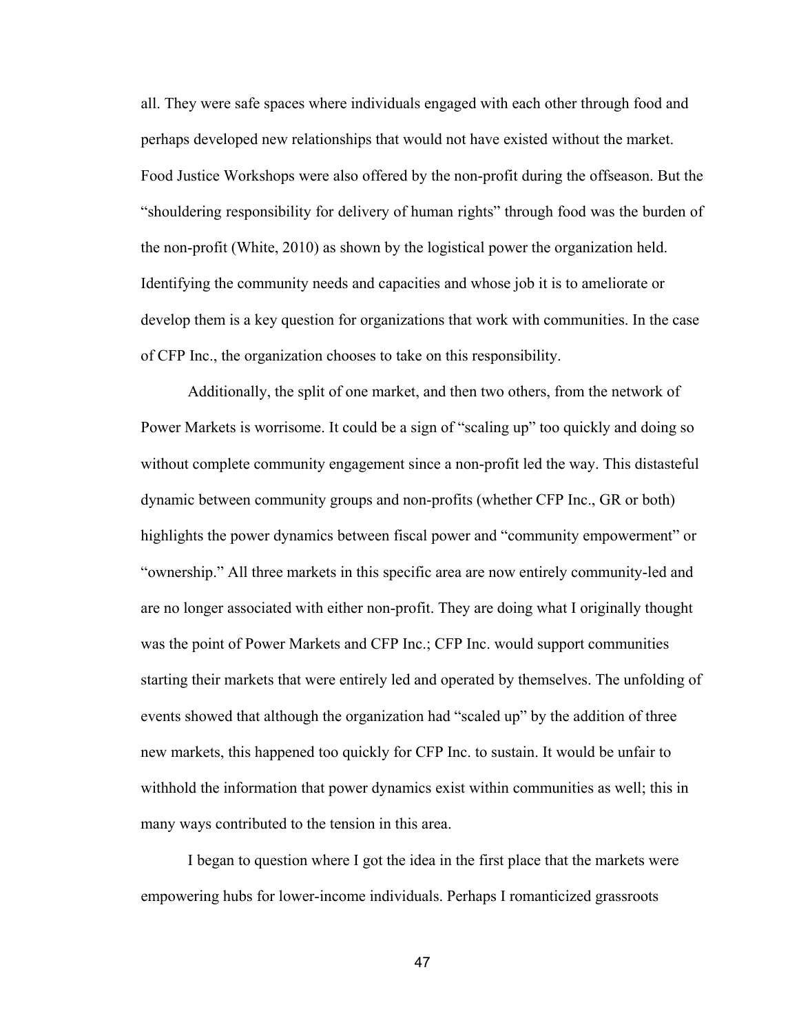all. They were safe spaces where individuals engaged with each other through food and perhaps developed new relationships that would not have existed without the market. Food Justice Workshops were also offered by the non-profit during the offseason. But the "shouldering responsibility for delivery of human rights" through food was the burden of the non-profit (White, 2010) as shown by the logistical power the organization held. Identifying the community needs and capacities and whose job it is to ameliorate or develop them is a key question for organizations that work with communities. In the case of CFP Inc., the organization chooses to take on this responsibility.

Additionally, the split of one market, and then two others, from the network of Power Markets is worrisome. It could be a sign of "scaling up" too quickly and doing so without complete community engagement since a non-profit led the way. This distasteful dynamic between community groups and non-profits (whether CFP Inc., GR or both) highlights the power dynamics between fiscal power and "community empowerment" or "ownership." All three markets in this specific area are now entirely community-led and are no longer associated with either non-profit. They are doing what I originally thought was the point of Power Markets and CFP Inc.; CFP Inc. would support communities starting their markets that were entirely led and operated by themselves. The unfolding of events showed that although the organization had "scaled up" by the addition of three new markets, this happened too quickly for CFP Inc. to sustain. It would be unfair to withhold the information that power dynamics exist within communities as well; this in many ways contributed to the tension in this area.

I began to question where I got the idea in the first place that the markets were empowering hubs for lower-income individuals. Perhaps I romanticized grassroots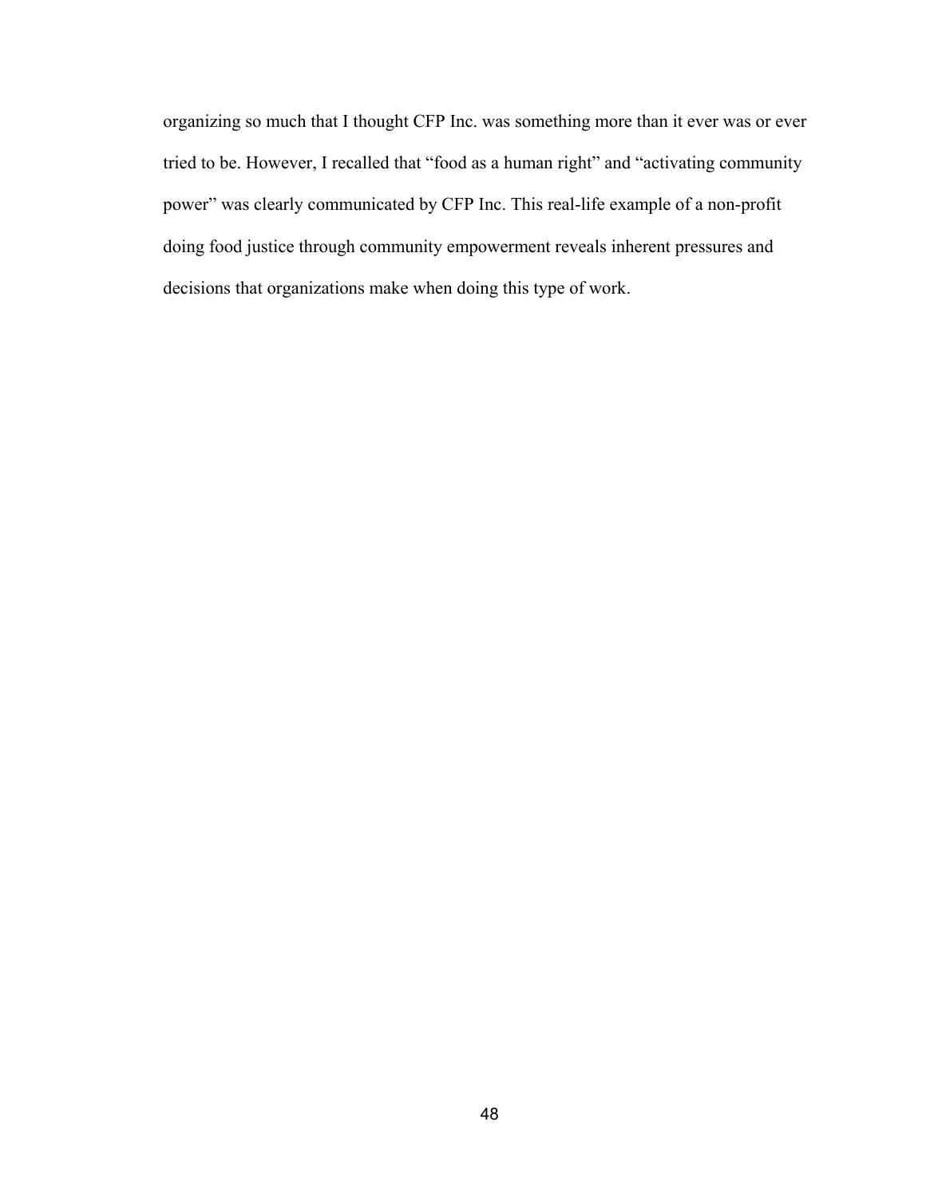organizing so much that I thought CFP Inc. was something more than it ever was or ever tried to be. However, I recalled that "food as a human right" and "activating community power" was clearly communicated by CFP Inc. This real-life example of a non-profit doing food justice through community empowerment reveals inherent pressures and decisions that organizations make when doing this type of work.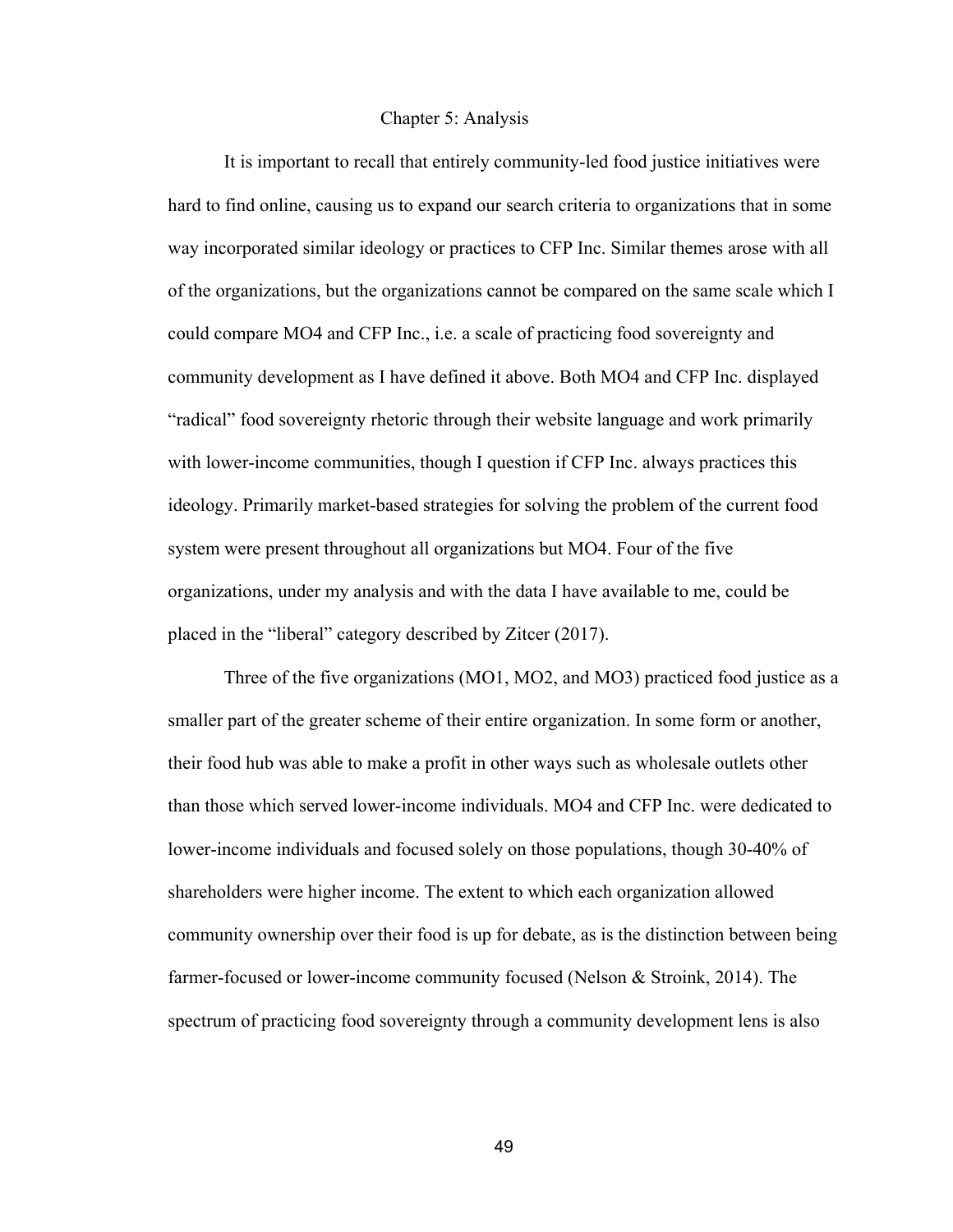# Chapter 5: Analysis

It is important to recall that entirely community-led food justice initiatives were hard to find online, causing us to expand our search criteria to organizations that in some way incorporated similar ideology or practices to CFP Inc. Similar themes arose with all of the organizations, but the organizations cannot be compared on the same scale which I could compare MO4 and CFP Inc., i.e. a scale of practicing food sovereignty and community development as I have defined it above. Both MO4 and CFP Inc. displayed "radical" food sovereignty rhetoric through their website language and work primarily with lower-income communities, though I question if CFP Inc. always practices this ideology. Primarily market-based strategies for solving the problem of the current food system were present throughout all organizations but MO4. Four of the five organizations, under my analysis and with the data I have available to me, could be placed in the "liberal" category described by Zitcer (2017).

Three of the five organizations (MO1, MO2, and MO3) practiced food justice as a smaller part of the greater scheme of their entire organization. In some form or another, their food hub was able to make a profit in other ways such as wholesale outlets other than those which served lower-income individuals. MO4 and CFP Inc. were dedicated to lower-income individuals and focused solely on those populations, though 30-40% of shareholders were higher income. The extent to which each organization allowed community ownership over their food is up for debate, as is the distinction between being farmer-focused or lower-income community focused (Nelson & Stroink, 2014). The spectrum of practicing food sovereignty through a community development lens is also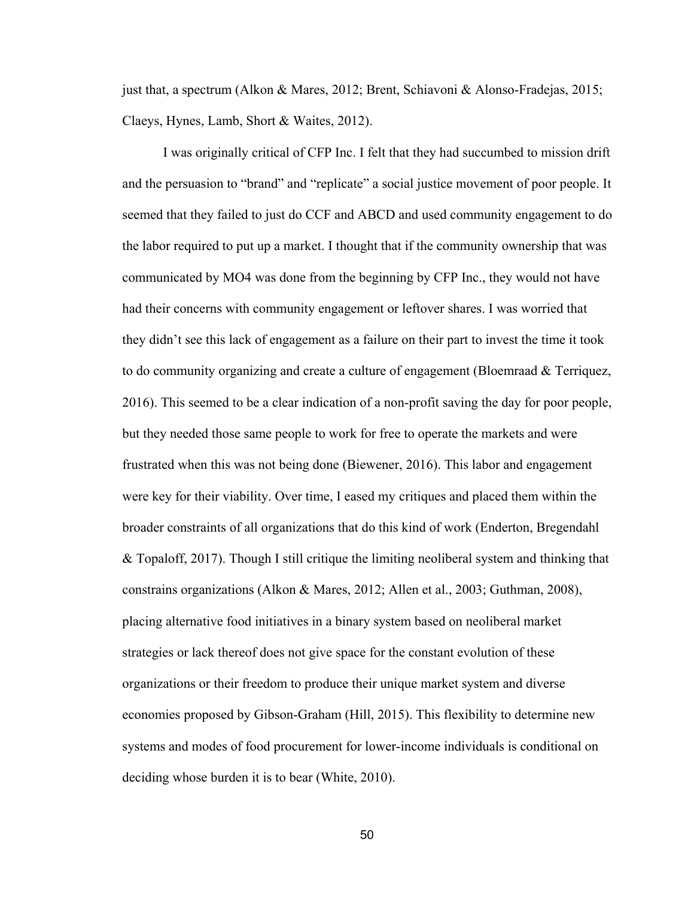just that, a spectrum (Alkon & Mares, 2012; Brent, Schiavoni & Alonso-Fradejas, 2015; Claeys, Hynes, Lamb, Short & Waites, 2012).

I was originally critical of CFP Inc. I felt that they had succumbed to mission drift and the persuasion to "brand" and "replicate" a social justice movement of poor people. It seemed that they failed to just do CCF and ABCD and used community engagement to do the labor required to put up a market. I thought that if the community ownership that was communicated by MO4 was done from the beginning by CFP Inc., they would not have had their concerns with community engagement or leftover shares. I was worried that they didn't see this lack of engagement as a failure on their part to invest the time it took to do community organizing and create a culture of engagement (Bloemraad & Terriquez, 2016). This seemed to be a clear indication of a non-profit saving the day for poor people, but they needed those same people to work for free to operate the markets and were frustrated when this was not being done (Biewener, 2016). This labor and engagement were key for their viability. Over time, I eased my critiques and placed them within the broader constraints of all organizations that do this kind of work (Enderton, Bregendahl & Topaloff, 2017). Though I still critique the limiting neoliberal system and thinking that constrains organizations (Alkon & Mares, 2012; Allen et al., 2003; Guthman, 2008), placing alternative food initiatives in a binary system based on neoliberal market strategies or lack thereof does not give space for the constant evolution of these organizations or their freedom to produce their unique market system and diverse economies proposed by Gibson-Graham (Hill, 2015). This flexibility to determine new systems and modes of food procurement for lower-income individuals is conditional on deciding whose burden it is to bear (White, 2010).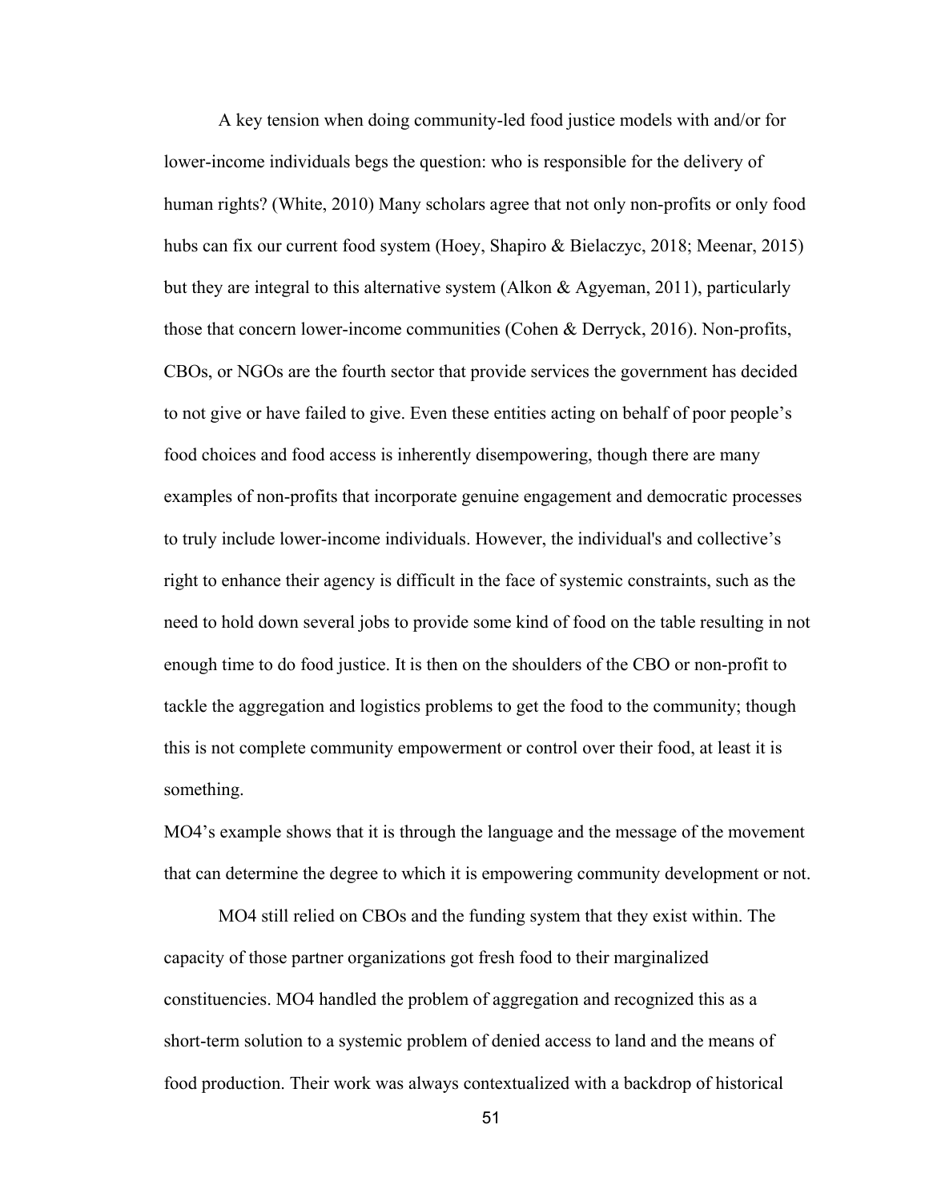A key tension when doing community-led food justice models with and/or for lower-income individuals begs the question: who is responsible for the delivery of human rights? (White, 2010) Many scholars agree that not only non-profits or only food hubs can fix our current food system (Hoey, Shapiro & Bielaczyc, 2018; Meenar, 2015) but they are integral to this alternative system (Alkon & Agyeman, 2011), particularly those that concern lower-income communities (Cohen & Derryck, 2016). Non-profits, CBOs, or NGOs are the fourth sector that provide services the government has decided to not give or have failed to give. Even these entities acting on behalf of poor people's food choices and food access is inherently disempowering, though there are many examples of non-profits that incorporate genuine engagement and democratic processes to truly include lower-income individuals. However, the individual's and collective's right to enhance their agency is difficult in the face of systemic constraints, such as the need to hold down several jobs to provide some kind of food on the table resulting in not enough time to do food justice. It is then on the shoulders of the CBO or non-profit to tackle the aggregation and logistics problems to get the food to the community; though this is not complete community empowerment or control over their food, at least it is something.

MO4's example shows that it is through the language and the message of the movement that can determine the degree to which it is empowering community development or not.

MO4 still relied on CBOs and the funding system that they exist within. The capacity of those partner organizations got fresh food to their marginalized constituencies. MO4 handled the problem of aggregation and recognized this as a short-term solution to a systemic problem of denied access to land and the means of food production. Their work was always contextualized with a backdrop of historical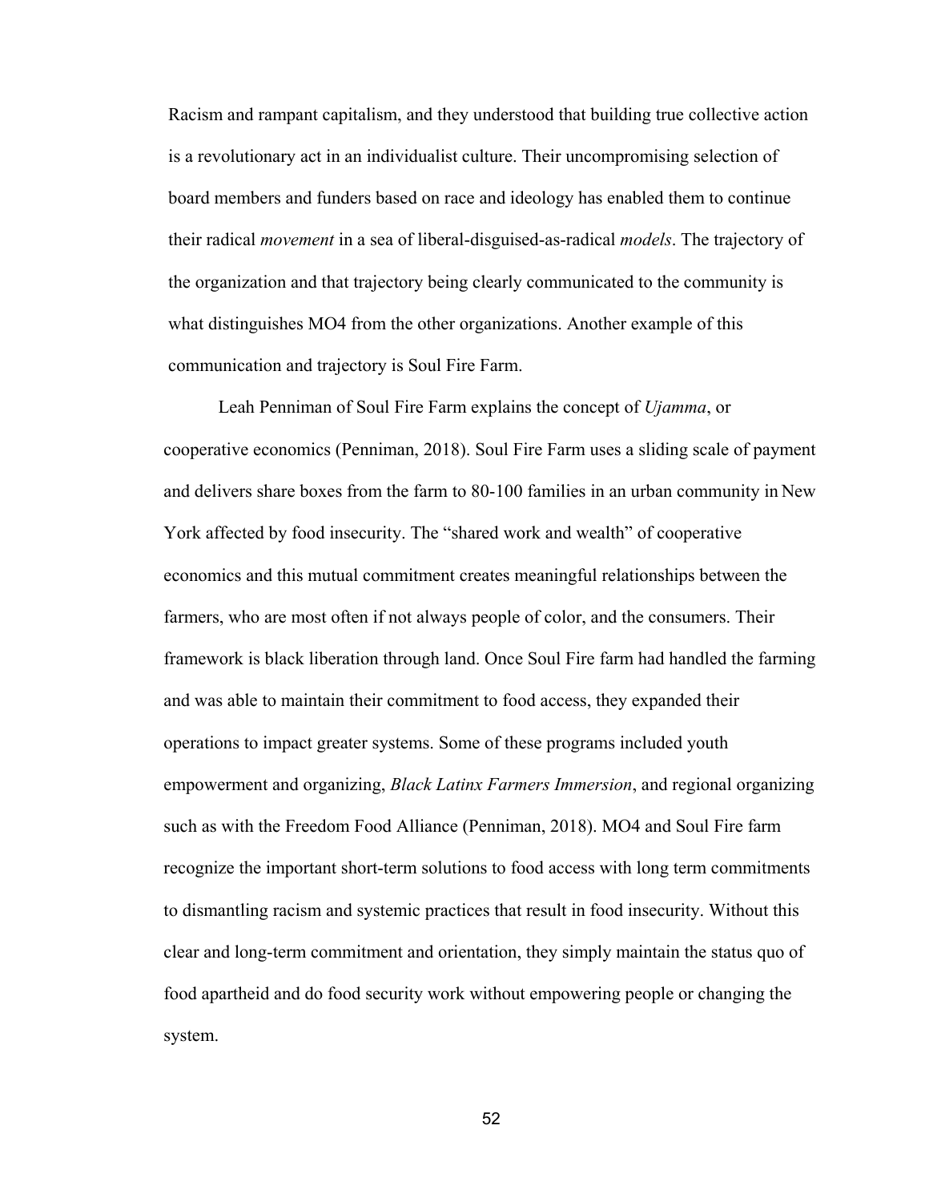Racism and rampant capitalism, and they understood that building true collective action is a revolutionary act in an individualist culture. Their uncompromising selection of board members and funders based on race and ideology has enabled them to continue their radical *movement* in a sea of liberal-disguised-as-radical *models*. The trajectory of the organization and that trajectory being clearly communicated to the community is what distinguishes MO4 from the other organizations. Another example of this communication and trajectory is Soul Fire Farm.

Leah Penniman of Soul Fire Farm explains the concept of *Ujamma*, or cooperative economics (Penniman, 2018). Soul Fire Farm uses a sliding scale of payment and delivers share boxes from the farm to 80-100 families in an urban community in New York affected by food insecurity. The "shared work and wealth" of cooperative economics and this mutual commitment creates meaningful relationships between the farmers, who are most often if not always people of color, and the consumers. Their framework is black liberation through land. Once Soul Fire farm had handled the farming and was able to maintain their commitment to food access, they expanded their operations to impact greater systems. Some of these programs included youth empowerment and organizing, *Black Latinx Farmers Immersion*, and regional organizing such as with the Freedom Food Alliance (Penniman, 2018). MO4 and Soul Fire farm recognize the important short-term solutions to food access with long term commitments to dismantling racism and systemic practices that result in food insecurity. Without this clear and long-term commitment and orientation, they simply maintain the status quo of food apartheid and do food security work without empowering people or changing the system.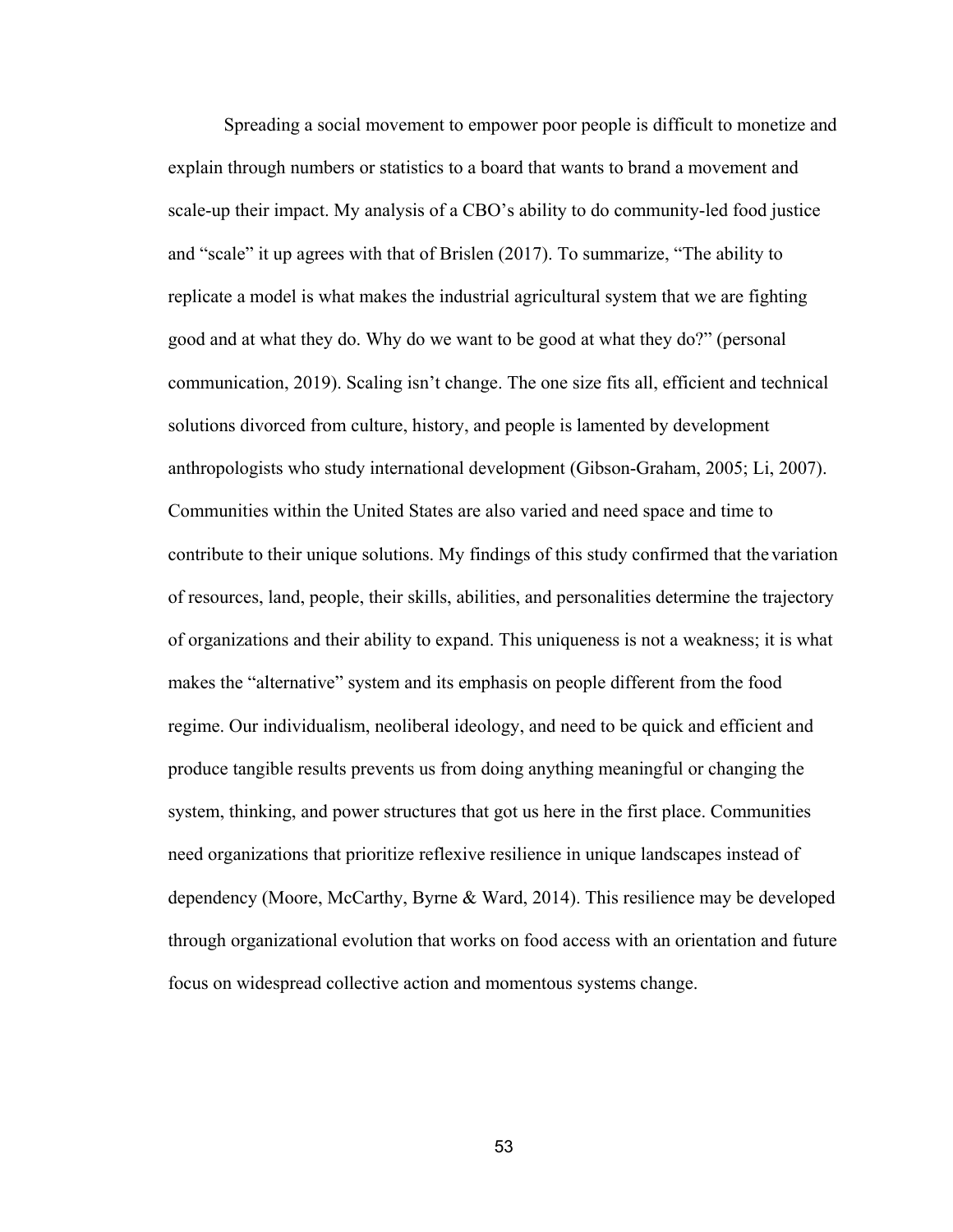Spreading a social movement to empower poor people is difficult to monetize and explain through numbers or statistics to a board that wants to brand a movement and scale-up their impact. My analysis of a CBO's ability to do community-led food justice and "scale" it up agrees with that of Brislen (2017). To summarize, "The ability to replicate a model is what makes the industrial agricultural system that we are fighting good and at what they do. Why do we want to be good at what they do?" (personal communication, 2019). Scaling isn't change. The one size fits all, efficient and technical solutions divorced from culture, history, and people is lamented by development anthropologists who study international development (Gibson-Graham, 2005; Li, 2007). Communities within the United States are also varied and need space and time to contribute to their unique solutions. My findings of this study confirmed that the variation of resources, land, people, their skills, abilities, and personalities determine the trajectory of organizations and their ability to expand. This uniqueness is not a weakness; it is what makes the "alternative" system and its emphasis on people different from the food regime. Our individualism, neoliberal ideology, and need to be quick and efficient and produce tangible results prevents us from doing anything meaningful or changing the system, thinking, and power structures that got us here in the first place. Communities need organizations that prioritize reflexive resilience in unique landscapes instead of dependency (Moore, McCarthy, Byrne & Ward, 2014). This resilience may be developed through organizational evolution that works on food access with an orientation and future focus on widespread collective action and momentous systems change.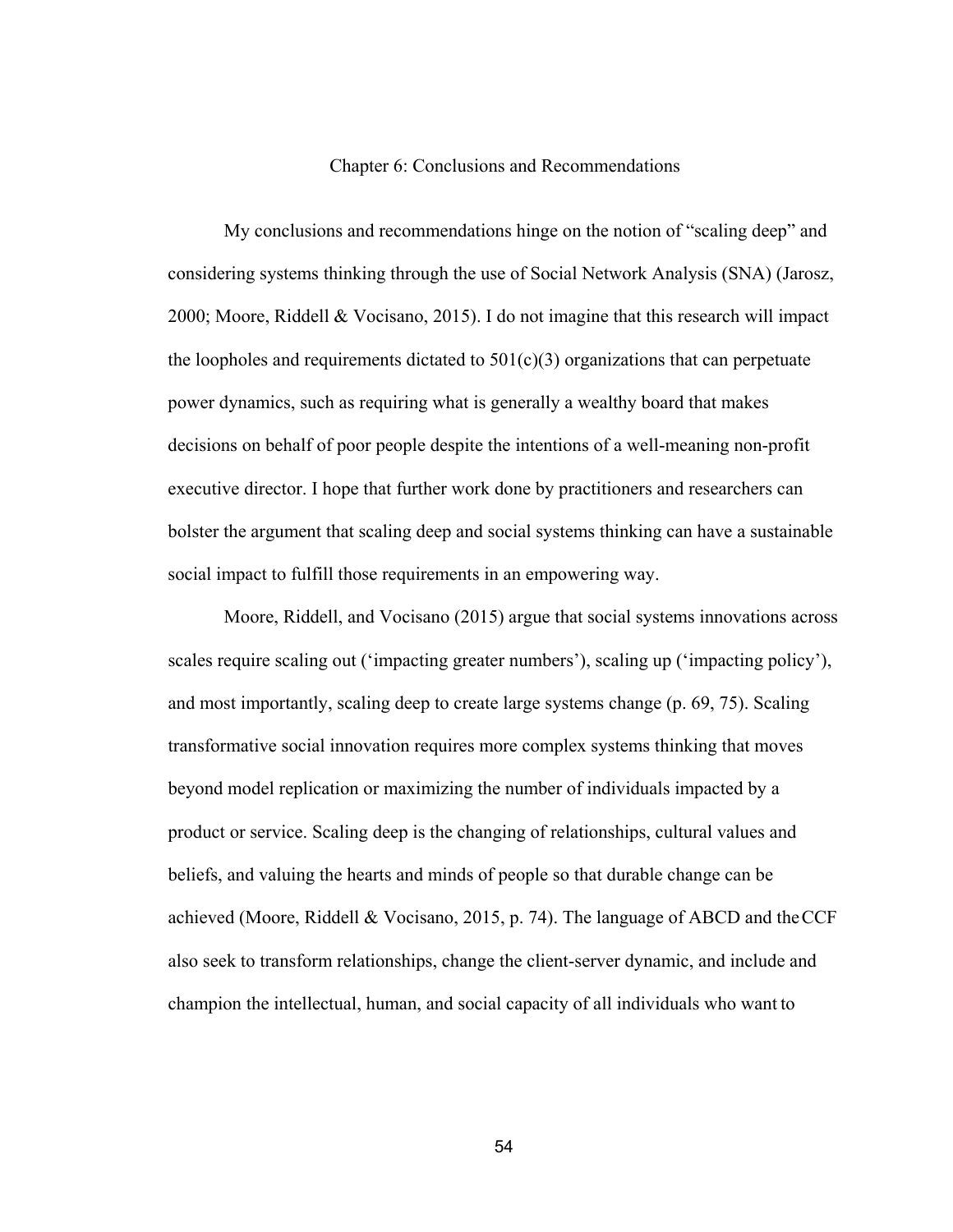# Chapter 6: Conclusions and Recommendations

My conclusions and recommendations hinge on the notion of "scaling deep" and considering systems thinking through the use of Social Network Analysis (SNA) (Jarosz, 2000; Moore, Riddell & Vocisano, 2015). I do not imagine that this research will impact the loopholes and requirements dictated to 501(c)(3) organizations that can perpetuate power dynamics, such as requiring what is generally a wealthy board that makes decisions on behalf of poor people despite the intentions of a well-meaning non-profit executive director. I hope that further work done by practitioners and researchers can bolster the argument that scaling deep and social systems thinking can have a sustainable social impact to fulfill those requirements in an empowering way.

Moore, Riddell, and Vocisano (2015) argue that social systems innovations across scales require scaling out ('impacting greater numbers'), scaling up ('impacting policy'), and most importantly, scaling deep to create large systems change (p. 69, 75). Scaling transformative social innovation requires more complex systems thinking that moves beyond model replication or maximizing the number of individuals impacted by a product or service. Scaling deep is the changing of relationships, cultural values and beliefs, and valuing the hearts and minds of people so that durable change can be achieved (Moore, Riddell & Vocisano, 2015, p. 74). The language of ABCD and the CCF also seek to transform relationships, change the client-server dynamic, and include and champion the intellectual, human, and social capacity of all individuals who want to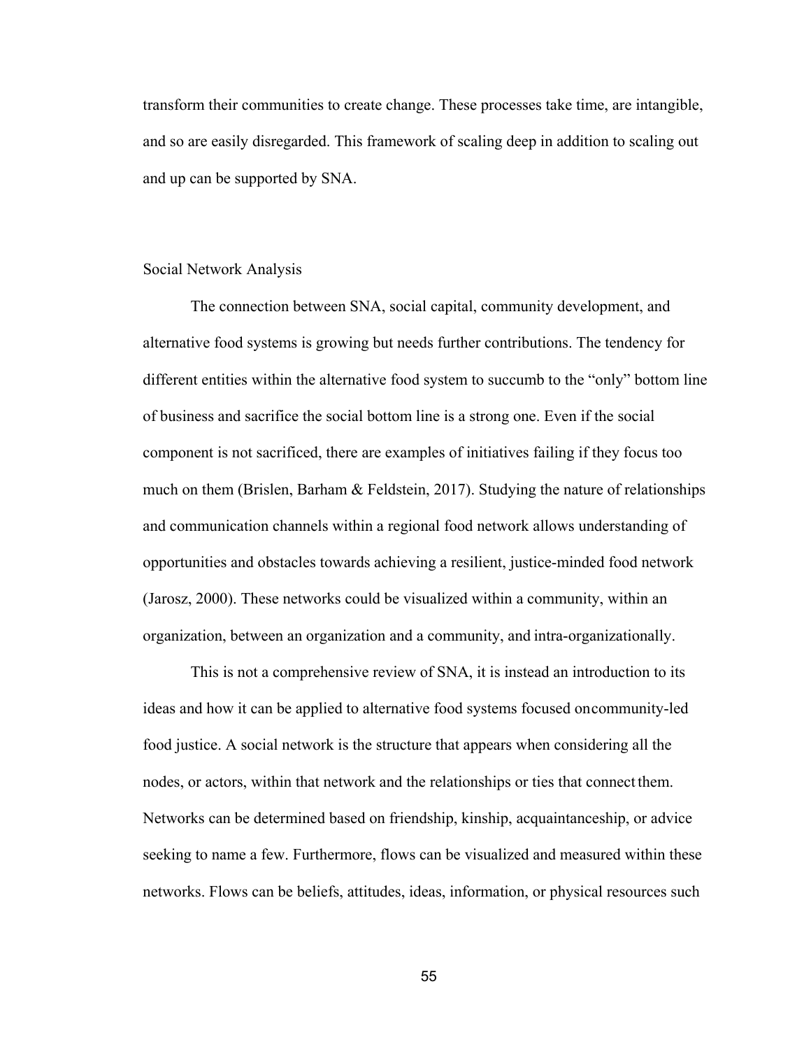transform their communities to create change. These processes take time, are intangible, and so are easily disregarded. This framework of scaling deep in addition to scaling out and up can be supported by SNA.

## Social Network Analysis

The connection between SNA, social capital, community development, and alternative food systems is growing but needs further contributions. The tendency for different entities within the alternative food system to succumb to the "only" bottom line of business and sacrifice the social bottom line is a strong one. Even if the social component is not sacrificed, there are examples of initiatives failing if they focus too much on them (Brislen, Barham & Feldstein, 2017). Studying the nature of relationships and communication channels within a regional food network allows understanding of opportunities and obstacles towards achieving a resilient, justice-minded food network (Jarosz, 2000). These networks could be visualized within a community, within an organization, between an organization and a community, and intra-organizationally.

This is not a comprehensive review of SNA, it is instead an introduction to its ideas and how it can be applied to alternative food systems focused on community-led food justice. A social network is the structure that appears when considering all the nodes, or actors, within that network and the relationships or ties that connect them. Networks can be determined based on friendship, kinship, acquaintanceship, or advice seeking to name a few. Furthermore, flows can be visualized and measured within these networks. Flows can be beliefs, attitudes, ideas, information, or physical resources such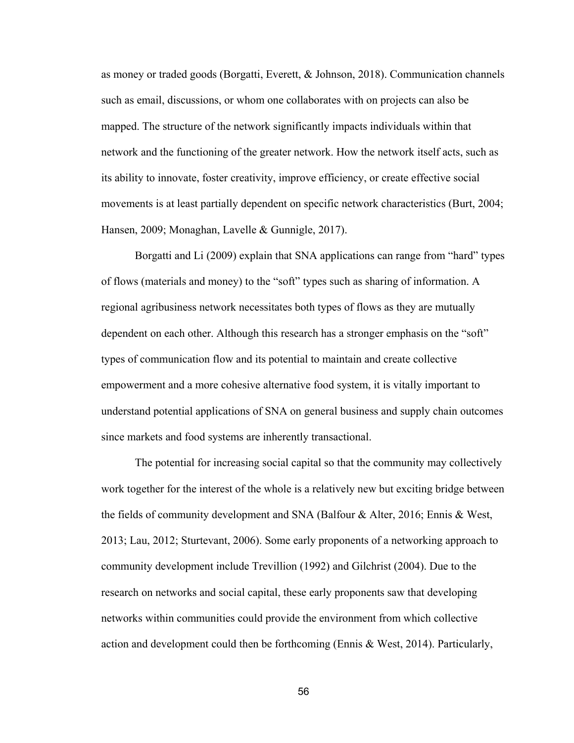as money or traded goods (Borgatti, Everett, & Johnson, 2018). Communication channels such as email, discussions, or whom one collaborates with on projects can also be mapped. The structure of the network significantly impacts individuals within that network and the functioning of the greater network. How the network itself acts, such as its ability to innovate, foster creativity, improve efficiency, or create effective social movements is at least partially dependent on specific network characteristics (Burt, 2004; Hansen, 2009; Monaghan, Lavelle & Gunnigle, 2017).

Borgatti and Li (2009) explain that SNA applications can range from "hard" types of flows (materials and money) to the "soft" types such as sharing of information. A regional agribusiness network necessitates both types of flows as they are mutually dependent on each other. Although this research has a stronger emphasis on the "soft" types of communication flow and its potential to maintain and create collective empowerment and a more cohesive alternative food system, it is vitally important to understand potential applications of SNA on general business and supply chain outcomes since markets and food systems are inherently transactional.

The potential for increasing social capital so that the community may collectively work together for the interest of the whole is a relatively new but exciting bridge between the fields of community development and SNA (Balfour & Alter, 2016; Ennis & West, 2013; Lau, 2012; Sturtevant, 2006). Some early proponents of a networking approach to community development include Trevillion (1992) and Gilchrist (2004). Due to the research on networks and social capital, these early proponents saw that developing networks within communities could provide the environment from which collective action and development could then be forthcoming (Ennis & West, 2014). Particularly,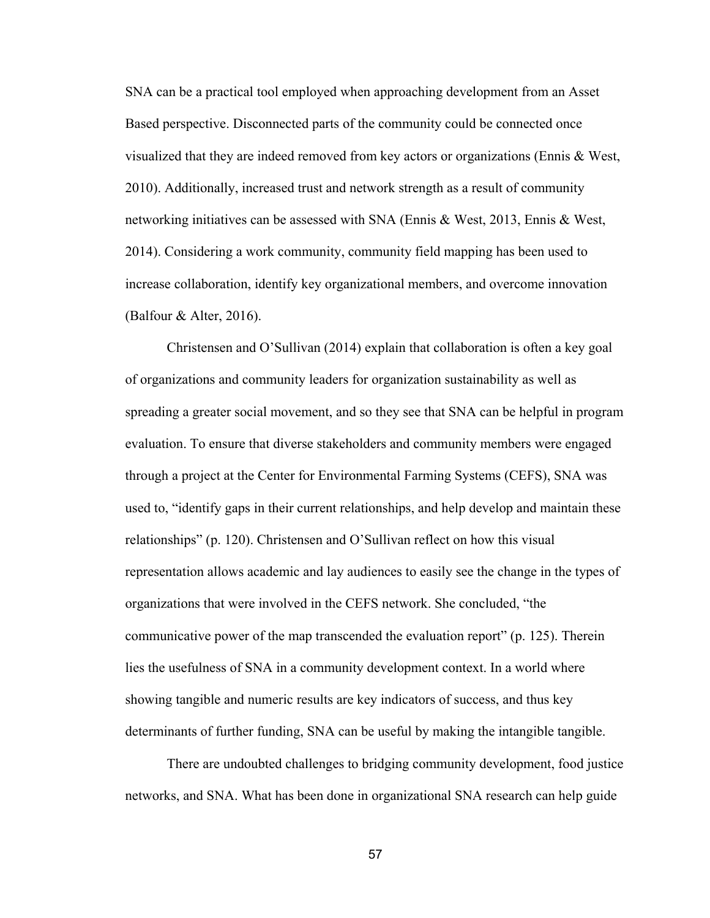SNA can be a practical tool employed when approaching development from an Asset Based perspective. Disconnected parts of the community could be connected once visualized that they are indeed removed from key actors or organizations (Ennis & West, 2010). Additionally, increased trust and network strength as a result of community networking initiatives can be assessed with SNA (Ennis & West, 2013, Ennis & West, 2014). Considering a work community, community field mapping has been used to increase collaboration, identify key organizational members, and overcome innovation (Balfour & Alter, 2016).

Christensen and O'Sullivan (2014) explain that collaboration is often a key goal of organizations and community leaders for organization sustainability as well as spreading a greater social movement, and so they see that SNA can be helpful in program evaluation. To ensure that diverse stakeholders and community members were engaged through a project at the Center for Environmental Farming Systems (CEFS), SNA was used to, "identify gaps in their current relationships, and help develop and maintain these relationships" (p. 120). Christensen and O'Sullivan reflect on how this visual representation allows academic and lay audiences to easily see the change in the types of organizations that were involved in the CEFS network. She concluded, "the communicative power of the map transcended the evaluation report" (p. 125). Therein lies the usefulness of SNA in a community development context. In a world where showing tangible and numeric results are key indicators of success, and thus key determinants of further funding, SNA can be useful by making the intangible tangible.

There are undoubted challenges to bridging community development, food justice networks, and SNA. What has been done in organizational SNA research can help guide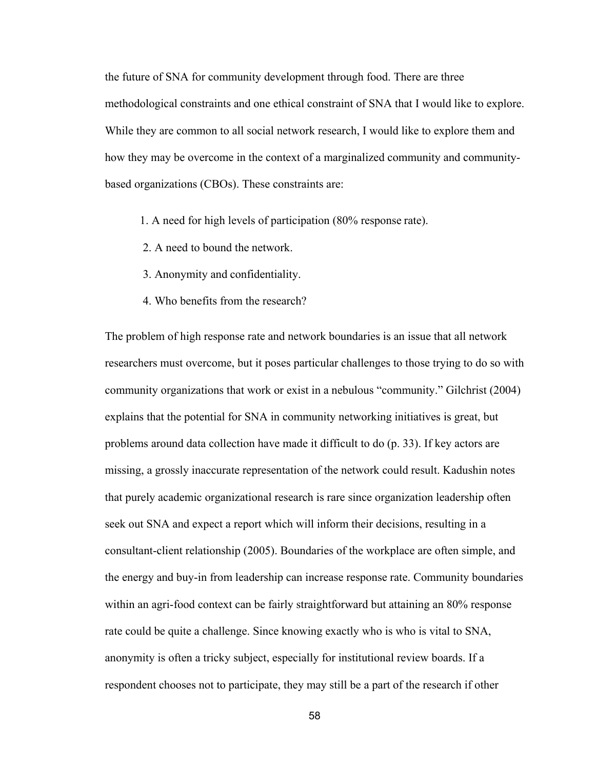the future of SNA for community development through food. There are three methodological constraints and one ethical constraint of SNA that I would like to explore. While they are common to all social network research, I would like to explore them and how they may be overcome in the context of a marginalized community and community-based organizations (CBOs). These constraints are:

1. A need for high levels of participation (80% response rate).
2. A need to bound the network.
3. Anonymity and confidentiality.
4. Who benefits from the research?

The problem of high response rate and network boundaries is an issue that all network researchers must overcome, but it poses particular challenges to those trying to do so with community organizations that work or exist in a nebulous "community." Gilchrist (2004) explains that the potential for SNA in community networking initiatives is great, but problems around data collection have made it difficult to do (p. 33). If key actors are missing, a grossly inaccurate representation of the network could result. Kadushin notes that purely academic organizational research is rare since organization leadership often seek out SNA and expect a report which will inform their decisions, resulting in a consultant-client relationship (2005). Boundaries of the workplace are often simple, and the energy and buy-in from leadership can increase response rate. Community boundaries within an agri-food context can be fairly straightforward but attaining an 80% response rate could be quite a challenge. Since knowing exactly who is who is vital to SNA, anonymity is often a tricky subject, especially for institutional review boards. If a respondent chooses not to participate, they may still be a part of the research if other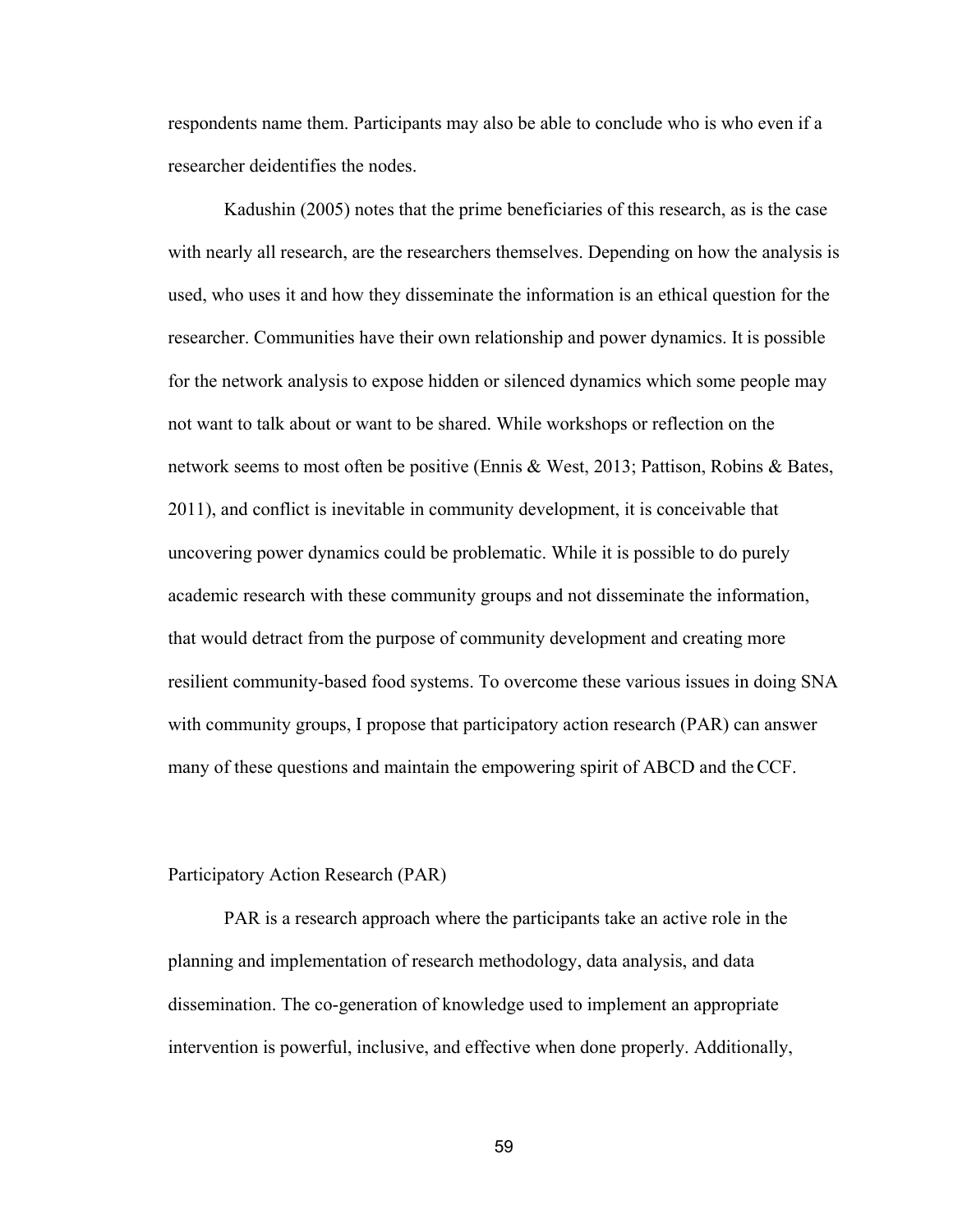respondents name them. Participants may also be able to conclude who is who even if a researcher deidentifies the nodes.

Kadushin (2005) notes that the prime beneficiaries of this research, as is the case with nearly all research, are the researchers themselves. Depending on how the analysis is used, who uses it and how they disseminate the information is an ethical question for the researcher. Communities have their own relationship and power dynamics. It is possible for the network analysis to expose hidden or silenced dynamics which some people may not want to talk about or want to be shared. While workshops or reflection on the network seems to most often be positive (Ennis & West, 2013; Pattison, Robins & Bates, 2011), and conflict is inevitable in community development, it is conceivable that uncovering power dynamics could be problematic. While it is possible to do purely academic research with these community groups and not disseminate the information, that would detract from the purpose of community development and creating more resilient community-based food systems. To overcome these various issues in doing SNA with community groups, I propose that participatory action research (PAR) can answer many of these questions and maintain the empowering spirit of ABCD and the CCF.

## Participatory Action Research (PAR)

PAR is a research approach where the participants take an active role in the planning and implementation of research methodology, data analysis, and data dissemination. The co-generation of knowledge used to implement an appropriate intervention is powerful, inclusive, and effective when done properly. Additionally,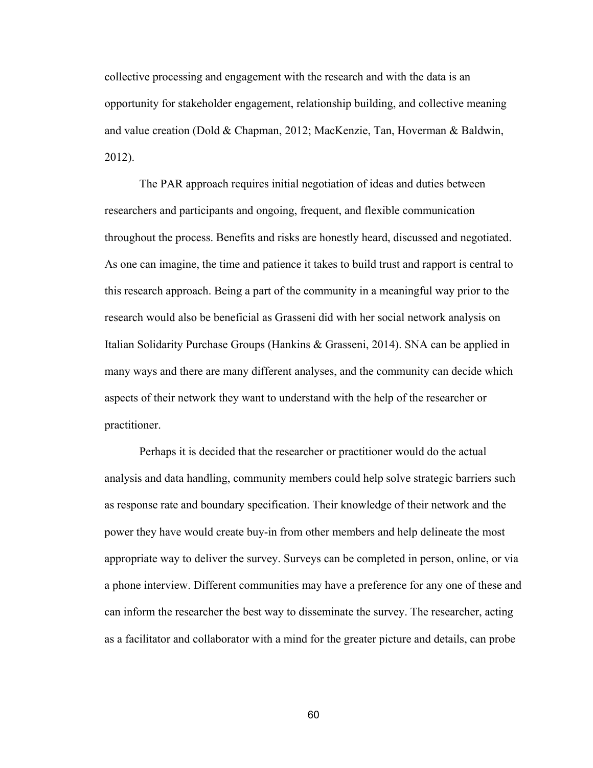collective processing and engagement with the research and with the data is an opportunity for stakeholder engagement, relationship building, and collective meaning and value creation (Dold & Chapman, 2012; MacKenzie, Tan, Hoverman & Baldwin, 2012).

The PAR approach requires initial negotiation of ideas and duties between researchers and participants and ongoing, frequent, and flexible communication throughout the process. Benefits and risks are honestly heard, discussed and negotiated. As one can imagine, the time and patience it takes to build trust and rapport is central to this research approach. Being a part of the community in a meaningful way prior to the research would also be beneficial as Grasseni did with her social network analysis on Italian Solidarity Purchase Groups (Hankins & Grasseni, 2014). SNA can be applied in many ways and there are many different analyses, and the community can decide which aspects of their network they want to understand with the help of the researcher or practitioner.

Perhaps it is decided that the researcher or practitioner would do the actual analysis and data handling, community members could help solve strategic barriers such as response rate and boundary specification. Their knowledge of their network and the power they have would create buy-in from other members and help delineate the most appropriate way to deliver the survey. Surveys can be completed in person, online, or via a phone interview. Different communities may have a preference for any one of these and can inform the researcher the best way to disseminate the survey. The researcher, acting as a facilitator and collaborator with a mind for the greater picture and details, can probe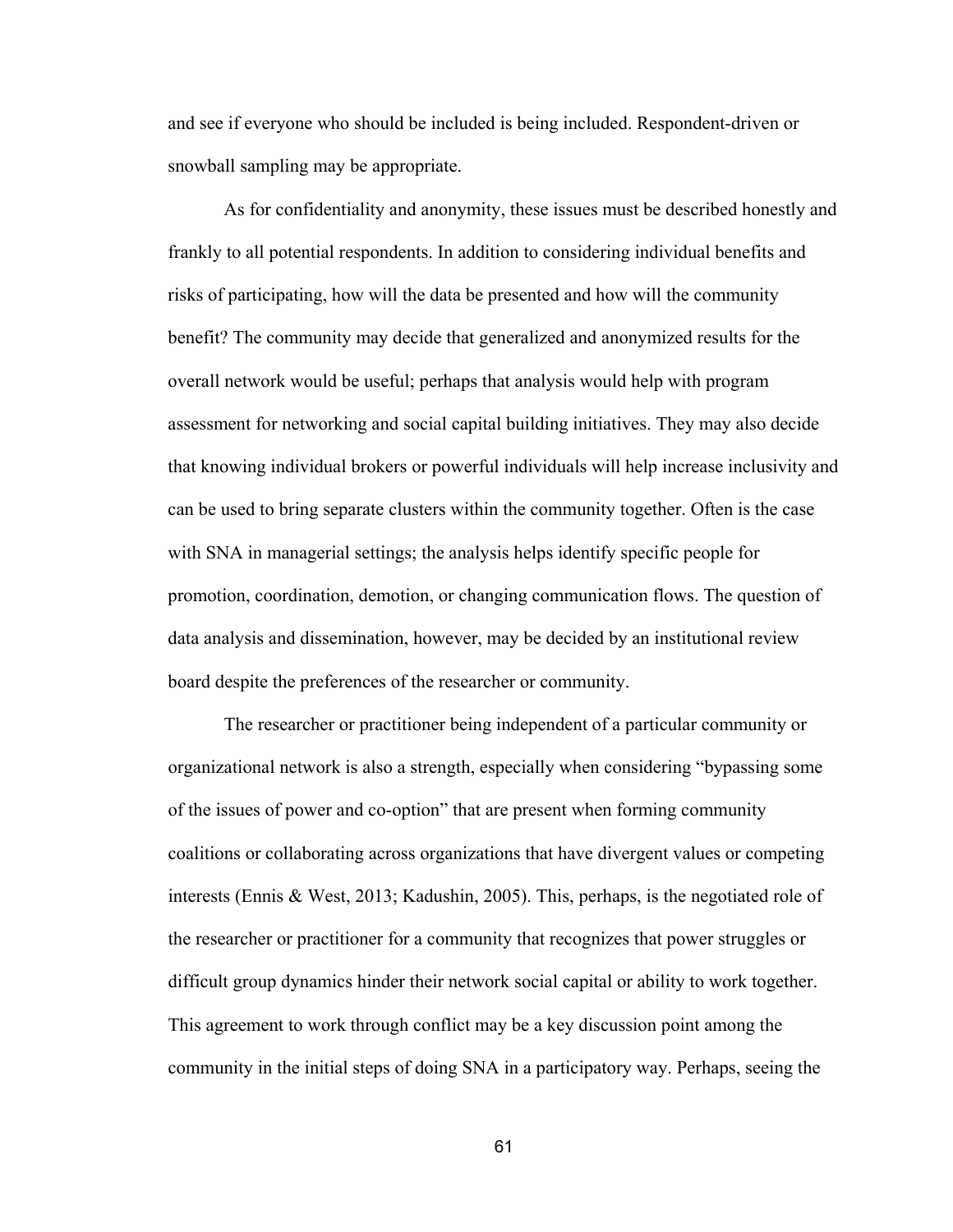and see if everyone who should be included is being included. Respondent-driven or snowball sampling may be appropriate.

As for confidentiality and anonymity, these issues must be described honestly and frankly to all potential respondents. In addition to considering individual benefits and risks of participating, how will the data be presented and how will the community benefit? The community may decide that generalized and anonymized results for the overall network would be useful; perhaps that analysis would help with program assessment for networking and social capital building initiatives. They may also decide that knowing individual brokers or powerful individuals will help increase inclusivity and can be used to bring separate clusters within the community together. Often is the case with SNA in managerial settings; the analysis helps identify specific people for promotion, coordination, demotion, or changing communication flows. The question of data analysis and dissemination, however, may be decided by an institutional review board despite the preferences of the researcher or community.

The researcher or practitioner being independent of a particular community or organizational network is also a strength, especially when considering "bypassing some of the issues of power and co-option" that are present when forming community coalitions or collaborating across organizations that have divergent values or competing interests (Ennis & West, 2013; Kadushin, 2005). This, perhaps, is the negotiated role of the researcher or practitioner for a community that recognizes that power struggles or difficult group dynamics hinder their network social capital or ability to work together. This agreement to work through conflict may be a key discussion point among the community in the initial steps of doing SNA in a participatory way. Perhaps, seeing the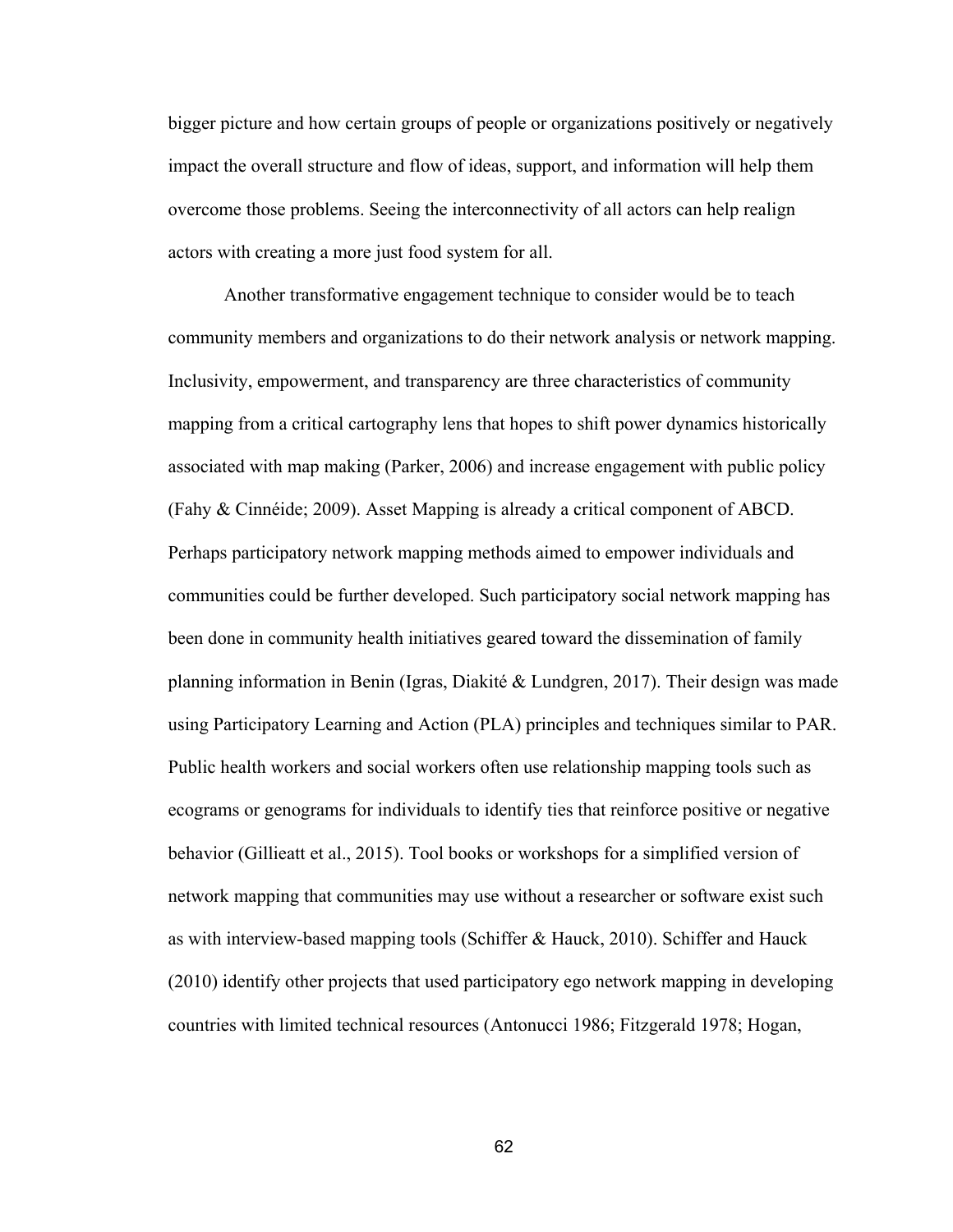bigger picture and how certain groups of people or organizations positively or negatively impact the overall structure and flow of ideas, support, and information will help them overcome those problems. Seeing the interconnectivity of all actors can help realign actors with creating a more just food system for all.

Another transformative engagement technique to consider would be to teach community members and organizations to do their network analysis or network mapping. Inclusivity, empowerment, and transparency are three characteristics of community mapping from a critical cartography lens that hopes to shift power dynamics historically associated with map making (Parker, 2006) and increase engagement with public policy (Fahy & Cinnéide; 2009). Asset Mapping is already a critical component of ABCD. Perhaps participatory network mapping methods aimed to empower individuals and communities could be further developed. Such participatory social network mapping has been done in community health initiatives geared toward the dissemination of family planning information in Benin (Igras, Diakité & Lundgren, 2017). Their design was made using Participatory Learning and Action (PLA) principles and techniques similar to PAR. Public health workers and social workers often use relationship mapping tools such as ecograms or genograms for individuals to identify ties that reinforce positive or negative behavior (Gillieatt et al., 2015). Tool books or workshops for a simplified version of network mapping that communities may use without a researcher or software exist such as with interview-based mapping tools (Schiffer & Hauck, 2010). Schiffer and Hauck (2010) identify other projects that used participatory ego network mapping in developing countries with limited technical resources (Antonucci 1986; Fitzgerald 1978; Hogan,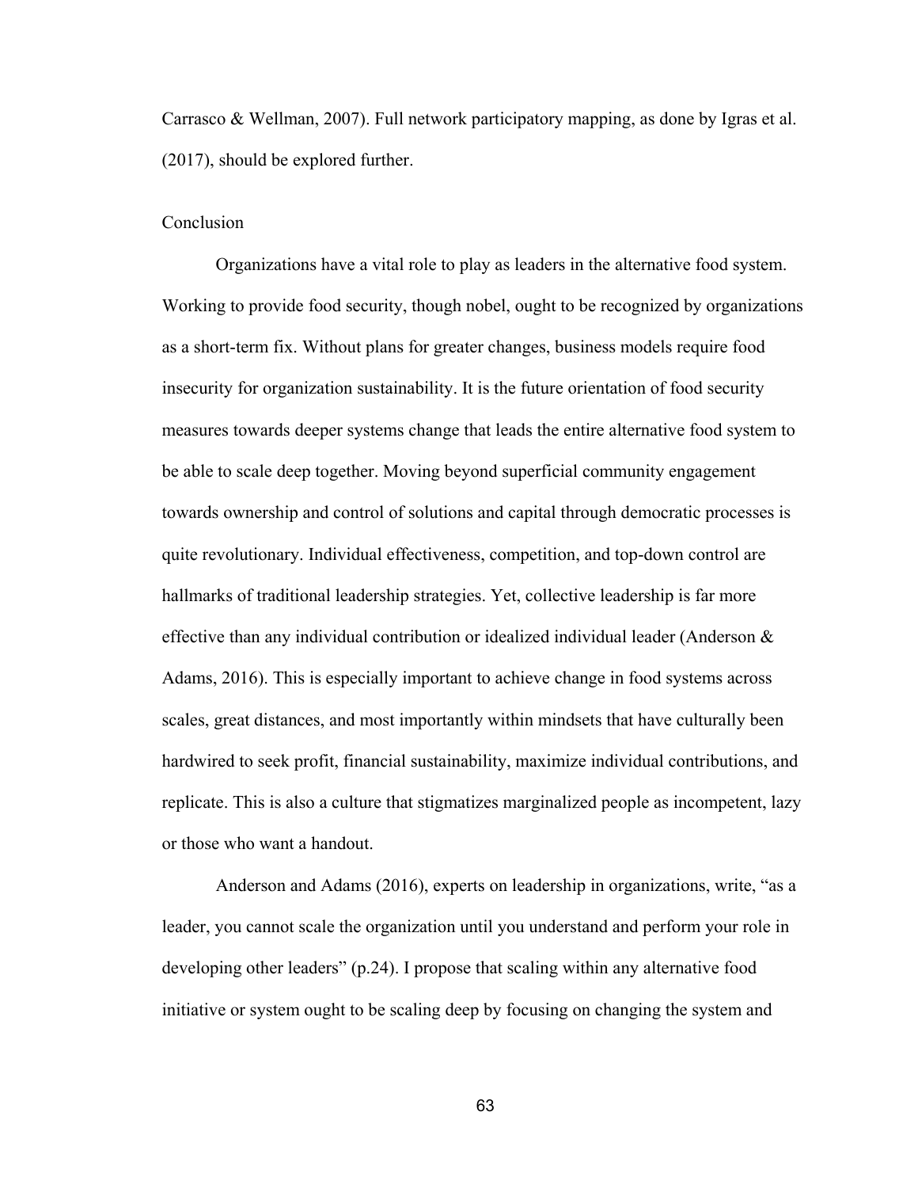Carrasco & Wellman, 2007). Full network participatory mapping, as done by Igras et al. (2017), should be explored further.

## Conclusion

Organizations have a vital role to play as leaders in the alternative food system. Working to provide food security, though nobel, ought to be recognized by organizations as a short-term fix. Without plans for greater changes, business models require food insecurity for organization sustainability. It is the future orientation of food security measures towards deeper systems change that leads the entire alternative food system to be able to scale deep together. Moving beyond superficial community engagement towards ownership and control of solutions and capital through democratic processes is quite revolutionary. Individual effectiveness, competition, and top-down control are hallmarks of traditional leadership strategies. Yet, collective leadership is far more effective than any individual contribution or idealized individual leader (Anderson & Adams, 2016). This is especially important to achieve change in food systems across scales, great distances, and most importantly within mindsets that have culturally been hardwired to seek profit, financial sustainability, maximize individual contributions, and replicate. This is also a culture that stigmatizes marginalized people as incompetent, lazy or those who want a handout.

Anderson and Adams (2016), experts on leadership in organizations, write, "as a leader, you cannot scale the organization until you understand and perform your role in developing other leaders" (p.24). I propose that scaling within any alternative food initiative or system ought to be scaling deep by focusing on changing the system and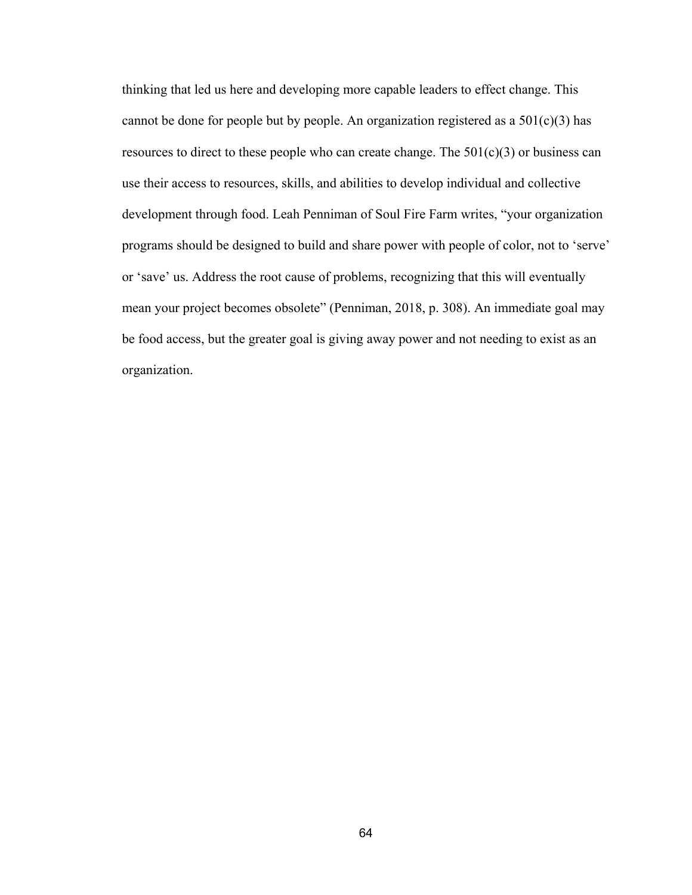thinking that led us here and developing more capable leaders to effect change. This cannot be done for people but by people. An organization registered as a 501(c)(3) has resources to direct to these people who can create change. The 501(c)(3) or business can use their access to resources, skills, and abilities to develop individual and collective development through food. Leah Penniman of Soul Fire Farm writes, "your organization programs should be designed to build and share power with people of color, not to 'serve' or 'save' us. Address the root cause of problems, recognizing that this will eventually mean your project becomes obsolete" (Penniman, 2018, p. 308). An immediate goal may be food access, but the greater goal is giving away power and not needing to exist as an organization.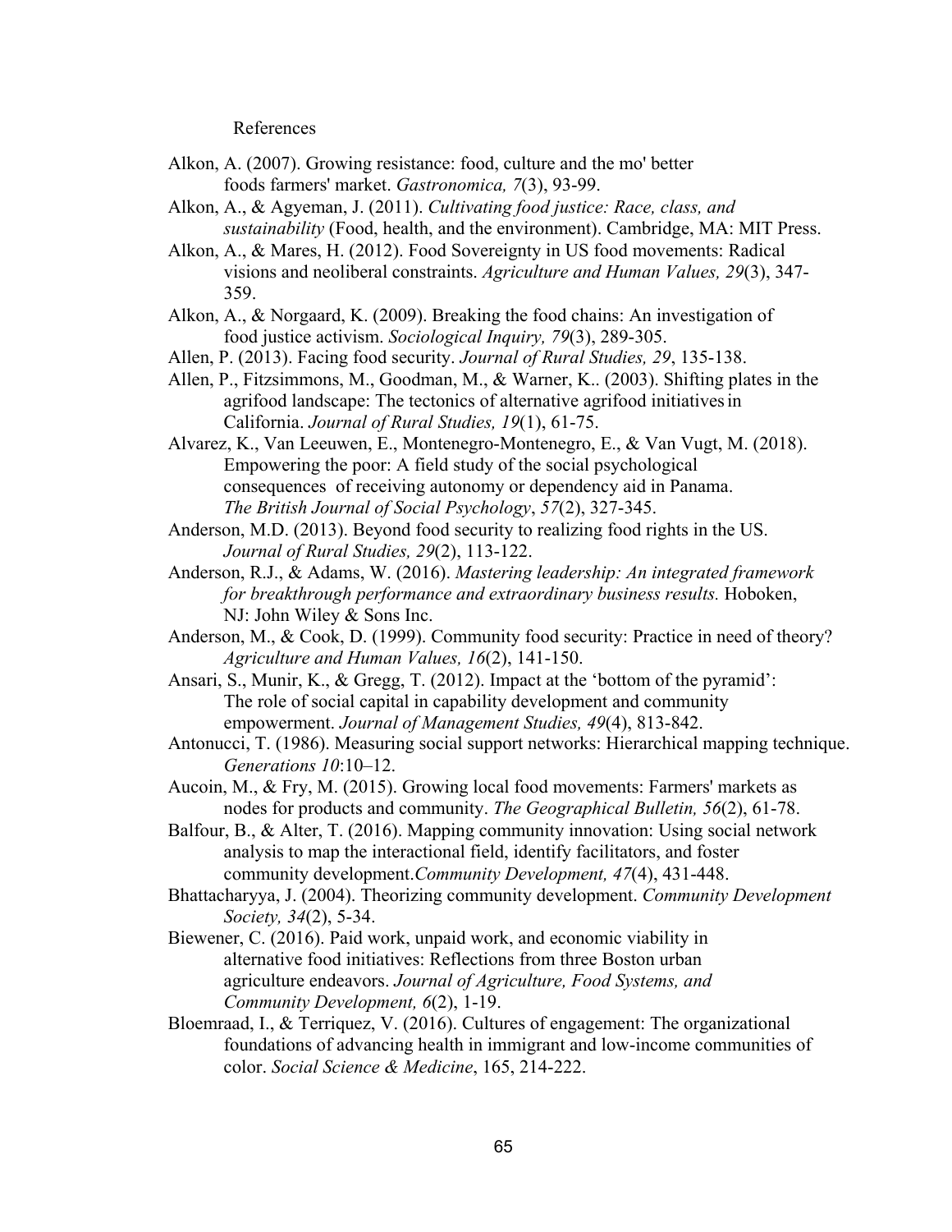# References

Alkon, A. (2007). Growing resistance: food, culture and the mo' better foods farmers' market. *Gastronomica, 7*(3), 93-99.

Alkon, A., & Agyeman, J. (2011). *Cultivating food justice: Race, class, and sustainability* (Food, health, and the environment). Cambridge, MA: MIT Press.

Alkon, A., & Mares, H. (2012). Food Sovereignty in US food movements: Radical visions and neoliberal constraints. *Agriculture and Human Values, 29*(3), 347-359.

Alkon, A., & Norgaard, K. (2009). Breaking the food chains: An investigation of food justice activism. *Sociological Inquiry, 79*(3), 289-305.

Allen, P. (2013). Facing food security. *Journal of Rural Studies, 29*, 135-138.

Allen, P., Fitzsimmons, M., Goodman, M., & Warner, K.. (2003). Shifting plates in the agrifood landscape: The tectonics of alternative agrifood initiatives in California. *Journal of Rural Studies, 19*(1), 61-75.

Alvarez, K., Van Leeuwen, E., Montenegro-Montenegro, E., & Van Vugt, M. (2018). Empowering the poor: A field study of the social psychological consequences of receiving autonomy or dependency aid in Panama. *The British Journal of Social Psychology*, *57*(2), 327-345.

Anderson, M.D. (2013). Beyond food security to realizing food rights in the US. *Journal of Rural Studies, 29*(2), 113-122.

Anderson, R.J., & Adams, W. (2016). *Mastering leadership: An integrated framework for breakthrough performance and extraordinary business results.* Hoboken, NJ: John Wiley & Sons Inc.

Anderson, M., & Cook, D. (1999). Community food security: Practice in need of theory? *Agriculture and Human Values, 16*(2), 141-150.

Ansari, S., Munir, K., & Gregg, T. (2012). Impact at the 'bottom of the pyramid': The role of social capital in capability development and community empowerment. *Journal of Management Studies, 49*(4), 813-842.

Antonucci, T. (1986). Measuring social support networks: Hierarchical mapping technique. *Generations 10*:10–12.

Aucoin, M., & Fry, M. (2015). Growing local food movements: Farmers' markets as nodes for products and community. *The Geographical Bulletin, 56*(2), 61-78.

Balfour, B., & Alter, T. (2016). Mapping community innovation: Using social network analysis to map the interactional field, identify facilitators, and foster community development.*Community Development, 47*(4), 431-448.

Bhattacharyya, J. (2004). Theorizing community development. *Community Development Society, 34*(2), 5-34.

Biewener, C. (2016). Paid work, unpaid work, and economic viability in alternative food initiatives: Reflections from three Boston urban agriculture endeavors. *Journal of Agriculture, Food Systems, and Community Development, 6*(2), 1-19.

Bloemraad, I., & Terriquez, V. (2016). Cultures of engagement: The organizational foundations of advancing health in immigrant and low-income communities of color. *Social Science & Medicine*, 165, 214-222.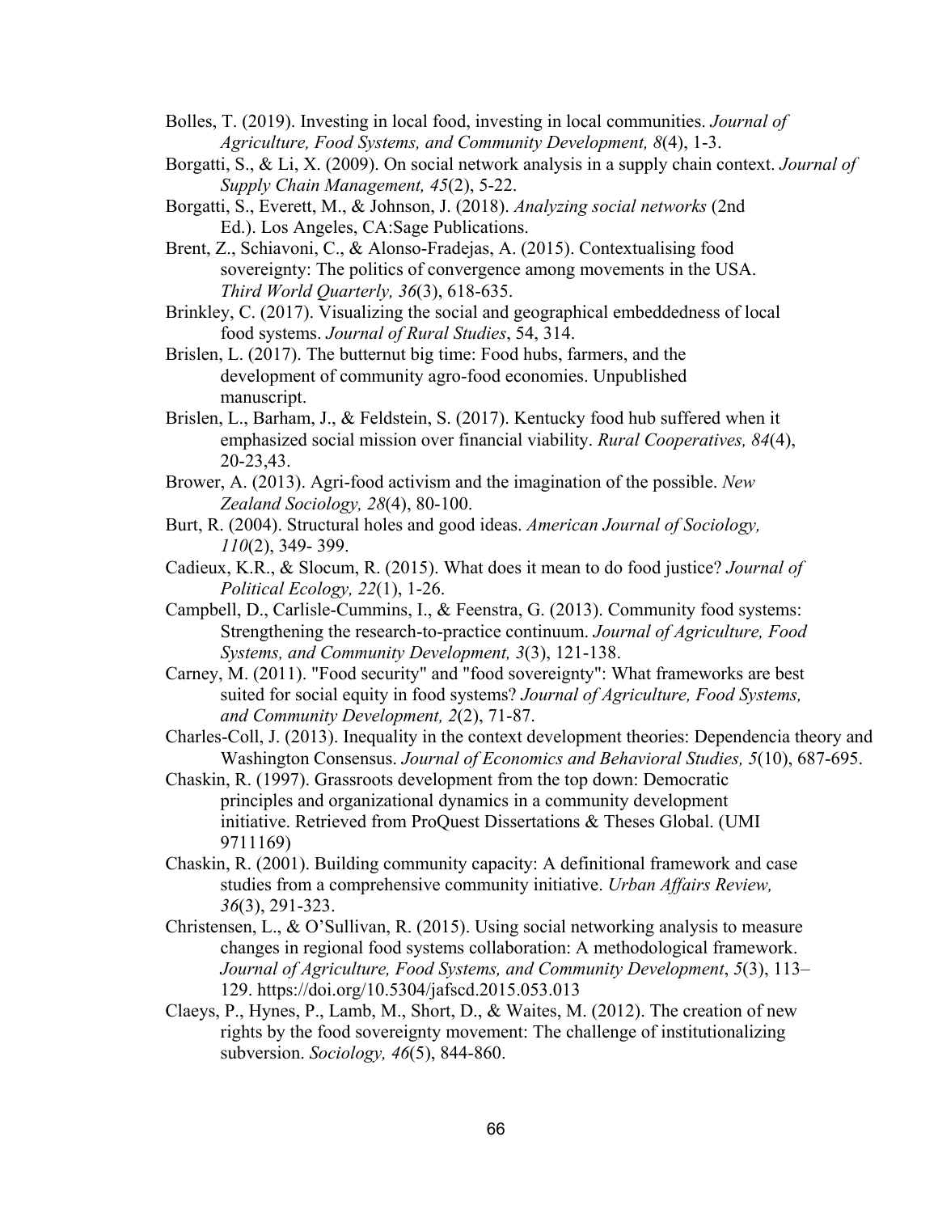Bolles, T. (2019). Investing in local food, investing in local communities. *Journal of Agriculture, Food Systems, and Community Development, 8*(4), 1-3.

Borgatti, S., & Li, X. (2009). On social network analysis in a supply chain context. *Journal of Supply Chain Management, 45*(2), 5-22.

Borgatti, S., Everett, M., & Johnson, J. (2018). *Analyzing social networks* (2nd Ed.). Los Angeles, CA:Sage Publications.

Brent, Z., Schiavoni, C., & Alonso-Fradejas, A. (2015). Contextualising food sovereignty: The politics of convergence among movements in the USA. *Third World Quarterly, 36*(3), 618-635.

Brinkley, C. (2017). Visualizing the social and geographical embeddedness of local food systems. *Journal of Rural Studies*, 54, 314.

Brislen, L. (2017). The butternut big time: Food hubs, farmers, and the development of community agro-food economies. Unpublished manuscript.

Brislen, L., Barham, J., & Feldstein, S. (2017). Kentucky food hub suffered when it emphasized social mission over financial viability. *Rural Cooperatives, 84*(4), 20-23,43.

Brower, A. (2013). Agri-food activism and the imagination of the possible. *New Zealand Sociology, 28*(4), 80-100.

Burt, R. (2004). Structural holes and good ideas. *American Journal of Sociology, 110*(2), 349- 399.

Cadieux, K.R., & Slocum, R. (2015). What does it mean to do food justice? *Journal of Political Ecology, 22*(1), 1-26.

Campbell, D., Carlisle-Cummins, I., & Feenstra, G. (2013). Community food systems: Strengthening the research-to-practice continuum. *Journal of Agriculture, Food Systems, and Community Development, 3*(3), 121-138.

Carney, M. (2011). "Food security" and "food sovereignty": What frameworks are best suited for social equity in food systems? *Journal of Agriculture, Food Systems, and Community Development, 2*(2), 71-87.

Charles-Coll, J. (2013). Inequality in the context development theories: Dependencia theory and Washington Consensus. *Journal of Economics and Behavioral Studies, 5*(10), 687-695.

Chaskin, R. (1997). Grassroots development from the top down: Democratic principles and organizational dynamics in a community development initiative. Retrieved from ProQuest Dissertations & Theses Global. (UMI 9711169)

Chaskin, R. (2001). Building community capacity: A definitional framework and case studies from a comprehensive community initiative. *Urban Affairs Review, 36*(3), 291-323.

Christensen, L., & O'Sullivan, R. (2015). Using social networking analysis to measure changes in regional food systems collaboration: A methodological framework. *Journal of Agriculture, Food Systems, and Community Development*, *5*(3), 113–129. https://doi.org/10.5304/jafscd.2015.053.013

Claeys, P., Hynes, P., Lamb, M., Short, D., & Waites, M. (2012). The creation of new rights by the food sovereignty movement: The challenge of institutionalizing subversion. *Sociology, 46*(5), 844-860.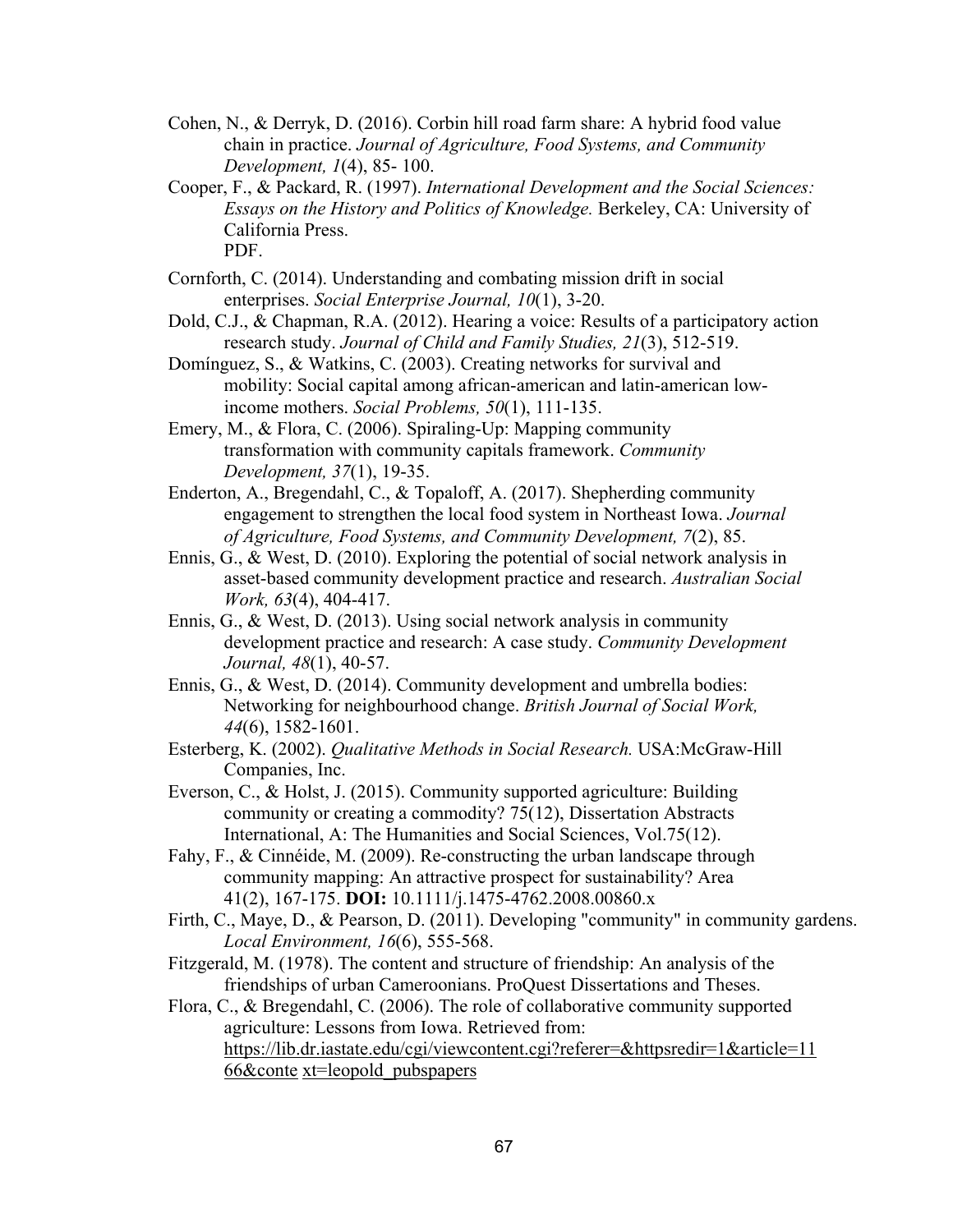Cohen, N., & Derryk, D. (2016). Corbin hill road farm share: A hybrid food value chain in practice. *Journal of Agriculture, Food Systems, and Community Development, 1*(4), 85- 100.

Cooper, F., & Packard, R. (1997). *International Development and the Social Sciences: Essays on the History and Politics of Knowledge.* Berkeley, CA: University of California Press.
PDF.

Cornforth, C. (2014). Understanding and combating mission drift in social enterprises. *Social Enterprise Journal, 10*(1), 3-20.

Dold, C.J., & Chapman, R.A. (2012). Hearing a voice: Results of a participatory action research study. *Journal of Child and Family Studies, 21*(3), 512-519.

Domínguez, S., & Watkins, C. (2003). Creating networks for survival and mobility: Social capital among african-american and latin-american low-income mothers. *Social Problems, 50*(1), 111-135.

Emery, M., & Flora, C. (2006). Spiraling-Up: Mapping community transformation with community capitals framework. *Community Development, 37*(1), 19-35.

Enderton, A., Bregendahl, C., & Topaloff, A. (2017). Shepherding community engagement to strengthen the local food system in Northeast Iowa. *Journal of Agriculture, Food Systems, and Community Development, 7*(2), 85.

Ennis, G., & West, D. (2010). Exploring the potential of social network analysis in asset-based community development practice and research. *Australian Social Work, 63*(4), 404-417.

Ennis, G., & West, D. (2013). Using social network analysis in community development practice and research: A case study. *Community Development Journal, 48*(1), 40-57.

Ennis, G., & West, D. (2014). Community development and umbrella bodies: Networking for neighbourhood change. *British Journal of Social Work, 44*(6), 1582-1601.

Esterberg, K. (2002). *Qualitative Methods in Social Research.* USA:McGraw-Hill Companies, Inc.

Everson, C., & Holst, J. (2015). Community supported agriculture: Building community or creating a commodity? 75(12), Dissertation Abstracts International, A: The Humanities and Social Sciences, Vol.75(12).

Fahy, F., & Cinnéide, M. (2009). Re-constructing the urban landscape through community mapping: An attractive prospect for sustainability? Area 41(2), 167-175. **DOI:** 10.1111/j.1475-4762.2008.00860.x

Firth, C., Maye, D., & Pearson, D. (2011). Developing "community" in community gardens. *Local Environment, 16*(6), 555-568.

Fitzgerald, M. (1978). The content and structure of friendship: An analysis of the friendships of urban Cameroonians. ProQuest Dissertations and Theses.

Flora, C., & Bregendahl, C. (2006). The role of collaborative community supported agriculture: Lessons from Iowa. Retrieved from: https://lib.dr.iastate.edu/cgi/viewcontent.cgi?referer=&httpsredir=1&article=1166&conte xt=leopold_pubspapers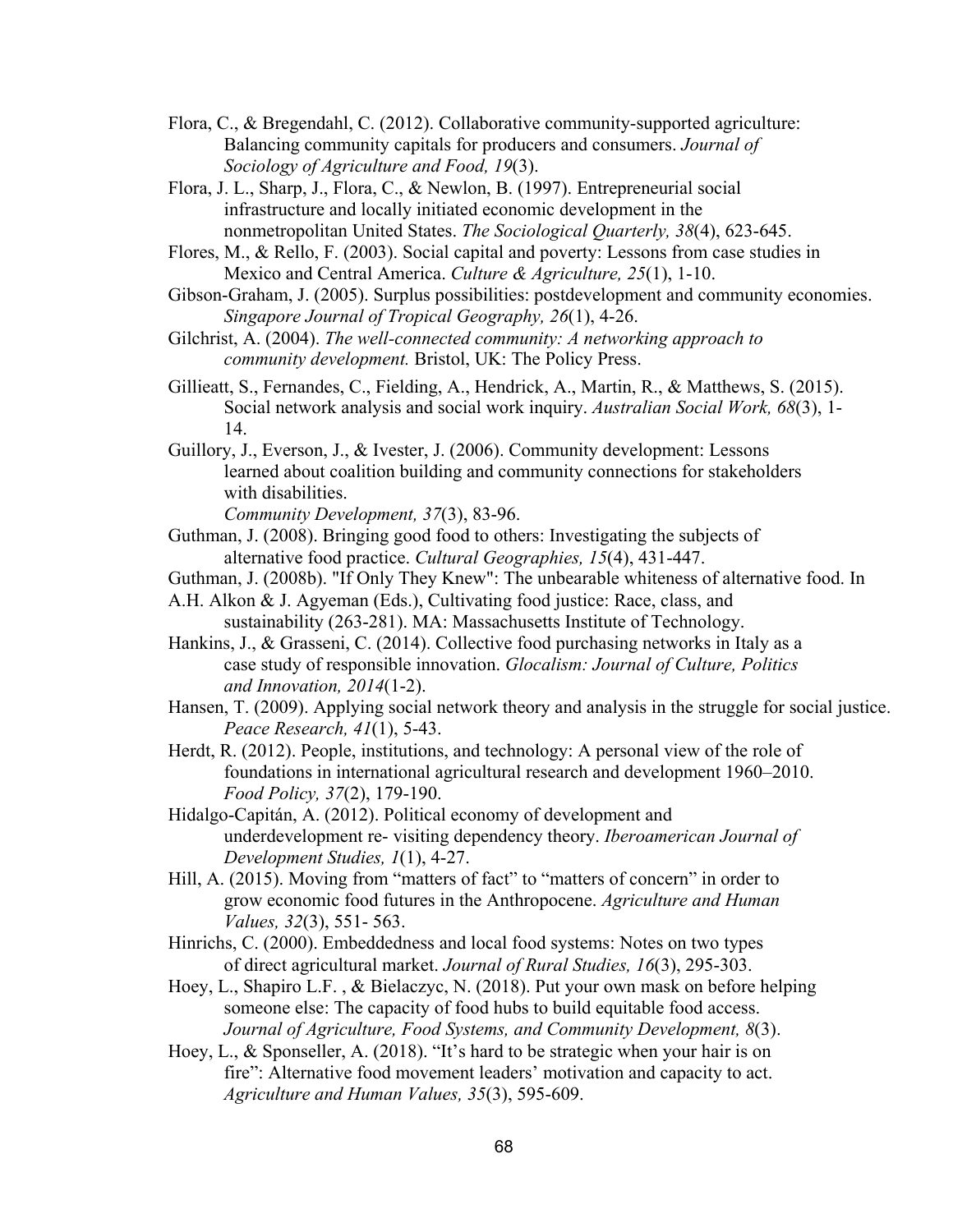Flora, C., & Bregendahl, C. (2012). Collaborative community-supported agriculture: Balancing community capitals for producers and consumers. *Journal of Sociology of Agriculture and Food, 19*(3).

Flora, J. L., Sharp, J., Flora, C., & Newlon, B. (1997). Entrepreneurial social infrastructure and locally initiated economic development in the nonmetropolitan United States. *The Sociological Quarterly, 38*(4), 623-645.

Flores, M., & Rello, F. (2003). Social capital and poverty: Lessons from case studies in Mexico and Central America. *Culture & Agriculture, 25*(1), 1-10.

Gibson-Graham, J. (2005). Surplus possibilities: postdevelopment and community economies. *Singapore Journal of Tropical Geography, 26*(1), 4-26.

Gilchrist, A. (2004). *The well-connected community: A networking approach to community development.* Bristol, UK: The Policy Press.

Gillieatt, S., Fernandes, C., Fielding, A., Hendrick, A., Martin, R., & Matthews, S. (2015). Social network analysis and social work inquiry. *Australian Social Work, 68*(3), 1-14.

Guillory, J., Everson, J., & Ivester, J. (2006). Community development: Lessons learned about coalition building and community connections for stakeholders with disabilities. *Community Development, 37*(3), 83-96.

Guthman, J. (2008). Bringing good food to others: Investigating the subjects of alternative food practice. *Cultural Geographies, 15*(4), 431-447.

Guthman, J. (2008b). "If Only They Knew": The unbearable whiteness of alternative food. In A.H. Alkon & J. Agyeman (Eds.), Cultivating food justice: Race, class, and sustainability (263-281). MA: Massachusetts Institute of Technology.

Hankins, J., & Grasseni, C. (2014). Collective food purchasing networks in Italy as a case study of responsible innovation. *Glocalism: Journal of Culture, Politics and Innovation, 2014*(1-2).

Hansen, T. (2009). Applying social network theory and analysis in the struggle for social justice. *Peace Research, 41*(1), 5-43.

Herdt, R. (2012). People, institutions, and technology: A personal view of the role of foundations in international agricultural research and development 1960–2010. *Food Policy, 37*(2), 179-190.

Hidalgo-Capitán, A. (2012). Political economy of development and underdevelopment re- visiting dependency theory. *Iberoamerican Journal of Development Studies, 1*(1), 4-27.

Hill, A. (2015). Moving from "matters of fact" to "matters of concern" in order to grow economic food futures in the Anthropocene. *Agriculture and Human Values, 32*(3), 551- 563.

Hinrichs, C. (2000). Embeddedness and local food systems: Notes on two types of direct agricultural market. *Journal of Rural Studies, 16*(3), 295-303.

Hoey, L., Shapiro L.F. , & Bielaczyc, N. (2018). Put your own mask on before helping someone else: The capacity of food hubs to build equitable food access. *Journal of Agriculture, Food Systems, and Community Development, 8*(3).

Hoey, L., & Sponseller, A. (2018). "It's hard to be strategic when your hair is on fire": Alternative food movement leaders' motivation and capacity to act. *Agriculture and Human Values, 35*(3), 595-609.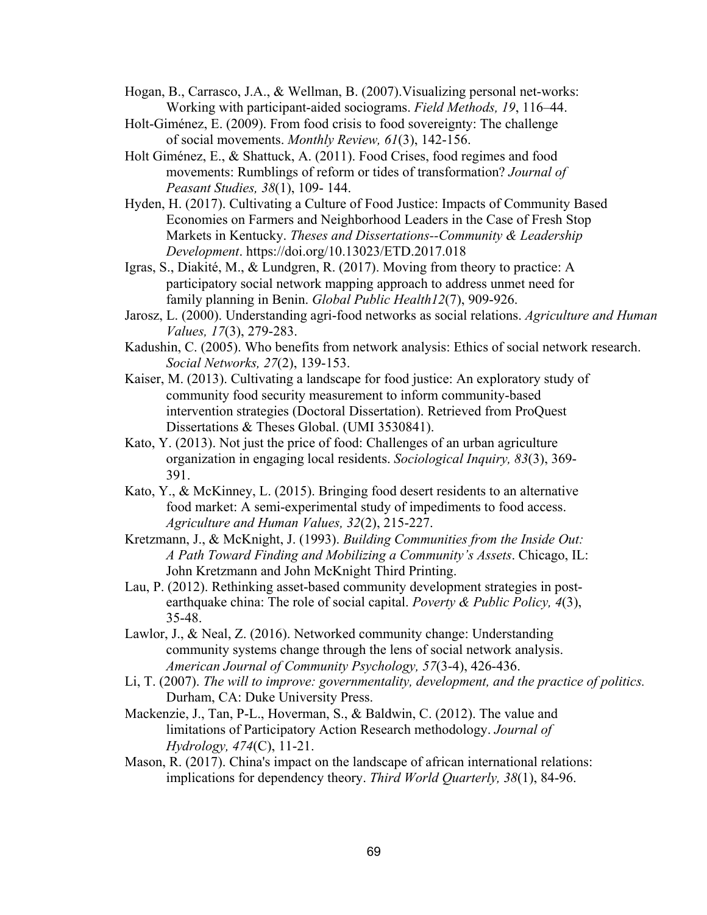Hogan, B., Carrasco, J.A., & Wellman, B. (2007).Visualizing personal net-works: Working with participant-aided sociograms. *Field Methods, 19*, 116–44.

Holt-Giménez, E. (2009). From food crisis to food sovereignty: The challenge of social movements. *Monthly Review, 61*(3), 142-156.

Holt Giménez, E., & Shattuck, A. (2011). Food Crises, food regimes and food movements: Rumblings of reform or tides of transformation? *Journal of Peasant Studies, 38*(1), 109- 144.

Hyden, H. (2017). Cultivating a Culture of Food Justice: Impacts of Community Based Economies on Farmers and Neighborhood Leaders in the Case of Fresh Stop Markets in Kentucky. *Theses and Dissertations--Community & Leadership Development*. https://doi.org/10.13023/ETD.2017.018

Igras, S., Diakité, M., & Lundgren, R. (2017). Moving from theory to practice: A participatory social network mapping approach to address unmet need for family planning in Benin. *Global Public Health12*(7), 909-926.

Jarosz, L. (2000). Understanding agri-food networks as social relations. *Agriculture and Human Values, 17*(3), 279-283.

Kadushin, C. (2005). Who benefits from network analysis: Ethics of social network research. *Social Networks, 27*(2), 139-153.

Kaiser, M. (2013). Cultivating a landscape for food justice: An exploratory study of community food security measurement to inform community-based intervention strategies (Doctoral Dissertation). Retrieved from ProQuest Dissertations & Theses Global. (UMI 3530841).

Kato, Y. (2013). Not just the price of food: Challenges of an urban agriculture organization in engaging local residents. *Sociological Inquiry, 83*(3), 369-391.

Kato, Y., & McKinney, L. (2015). Bringing food desert residents to an alternative food market: A semi-experimental study of impediments to food access. *Agriculture and Human Values, 32*(2), 215-227.

Kretzmann, J., & McKnight, J. (1993). *Building Communities from the Inside Out: A Path Toward Finding and Mobilizing a Community's Assets*. Chicago, IL: John Kretzmann and John McKnight Third Printing.

Lau, P. (2012). Rethinking asset-based community development strategies in post-earthquake china: The role of social capital. *Poverty & Public Policy, 4*(3), 35-48.

Lawlor, J., & Neal, Z. (2016). Networked community change: Understanding community systems change through the lens of social network analysis. *American Journal of Community Psychology, 57*(3-4), 426-436.

Li, T. (2007). *The will to improve: governmentality, development, and the practice of politics.* Durham, CA: Duke University Press.

Mackenzie, J., Tan, P-L., Hoverman, S., & Baldwin, C. (2012). The value and limitations of Participatory Action Research methodology. *Journal of Hydrology, 474*(C), 11-21.

Mason, R. (2017). China's impact on the landscape of african international relations: implications for dependency theory. *Third World Quarterly, 38*(1), 84-96.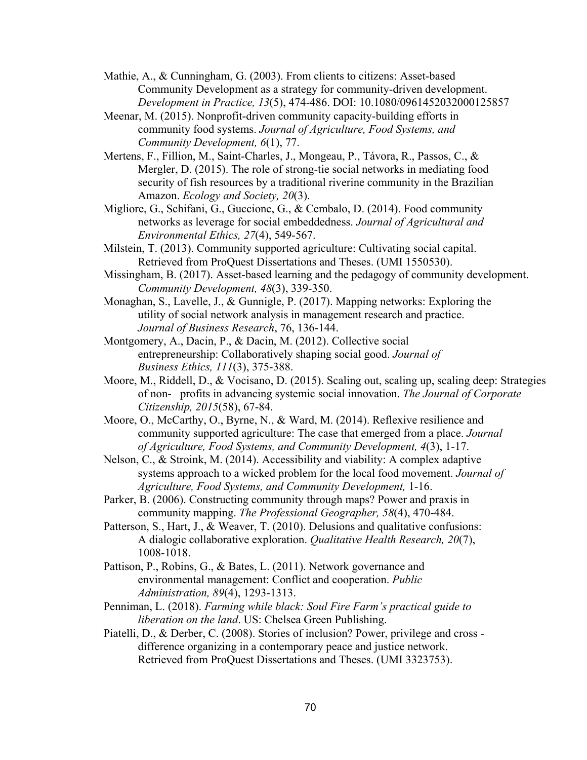Mathie, A., & Cunningham, G. (2003). From clients to citizens: Asset-based Community Development as a strategy for community-driven development. *Development in Practice, 13*(5), 474-486. DOI: 10.1080/0961452032000125857

Meenar, M. (2015). Nonprofit-driven community capacity-building efforts in community food systems. *Journal of Agriculture, Food Systems, and Community Development, 6*(1), 77.

Mertens, F., Fillion, M., Saint-Charles, J., Mongeau, P., Távora, R., Passos, C., & Mergler, D. (2015). The role of strong-tie social networks in mediating food security of fish resources by a traditional riverine community in the Brazilian Amazon. *Ecology and Society, 20*(3).

Migliore, G., Schifani, G., Guccione, G., & Cembalo, D. (2014). Food community networks as leverage for social embeddedness. *Journal of Agricultural and Environmental Ethics, 27*(4), 549-567.

Milstein, T. (2013). Community supported agriculture: Cultivating social capital. Retrieved from ProQuest Dissertations and Theses. (UMI 1550530).

Missingham, B. (2017). Asset-based learning and the pedagogy of community development. *Community Development, 48*(3), 339-350.

Monaghan, S., Lavelle, J., & Gunnigle, P. (2017). Mapping networks: Exploring the utility of social network analysis in management research and practice. *Journal of Business Research*, 76, 136-144.

Montgomery, A., Dacin, P., & Dacin, M. (2012). Collective social entrepreneurship: Collaboratively shaping social good. *Journal of Business Ethics, 111*(3), 375-388.

Moore, M., Riddell, D., & Vocisano, D. (2015). Scaling out, scaling up, scaling deep: Strategies of non- profits in advancing systemic social innovation. *The Journal of Corporate Citizenship, 2015*(58), 67-84.

Moore, O., McCarthy, O., Byrne, N., & Ward, M. (2014). Reflexive resilience and community supported agriculture: The case that emerged from a place. *Journal of Agriculture, Food Systems, and Community Development, 4*(3), 1-17.

Nelson, C., & Stroink, M. (2014). Accessibility and viability: A complex adaptive systems approach to a wicked problem for the local food movement. *Journal of Agriculture, Food Systems, and Community Development,* 1-16.

Parker, B. (2006). Constructing community through maps? Power and praxis in community mapping. *The Professional Geographer, 58*(4), 470-484.

Patterson, S., Hart, J., & Weaver, T. (2010). Delusions and qualitative confusions: A dialogic collaborative exploration. *Qualitative Health Research, 20*(7), 1008-1018.

Pattison, P., Robins, G., & Bates, L. (2011). Network governance and environmental management: Conflict and cooperation. *Public Administration, 89*(4), 1293-1313.

Penniman, L. (2018). *Farming while black: Soul Fire Farm's practical guide to liberation on the land*. US: Chelsea Green Publishing.

Piatelli, D., & Derber, C. (2008). Stories of inclusion? Power, privilege and cross - difference organizing in a contemporary peace and justice network. Retrieved from ProQuest Dissertations and Theses. (UMI 3323753).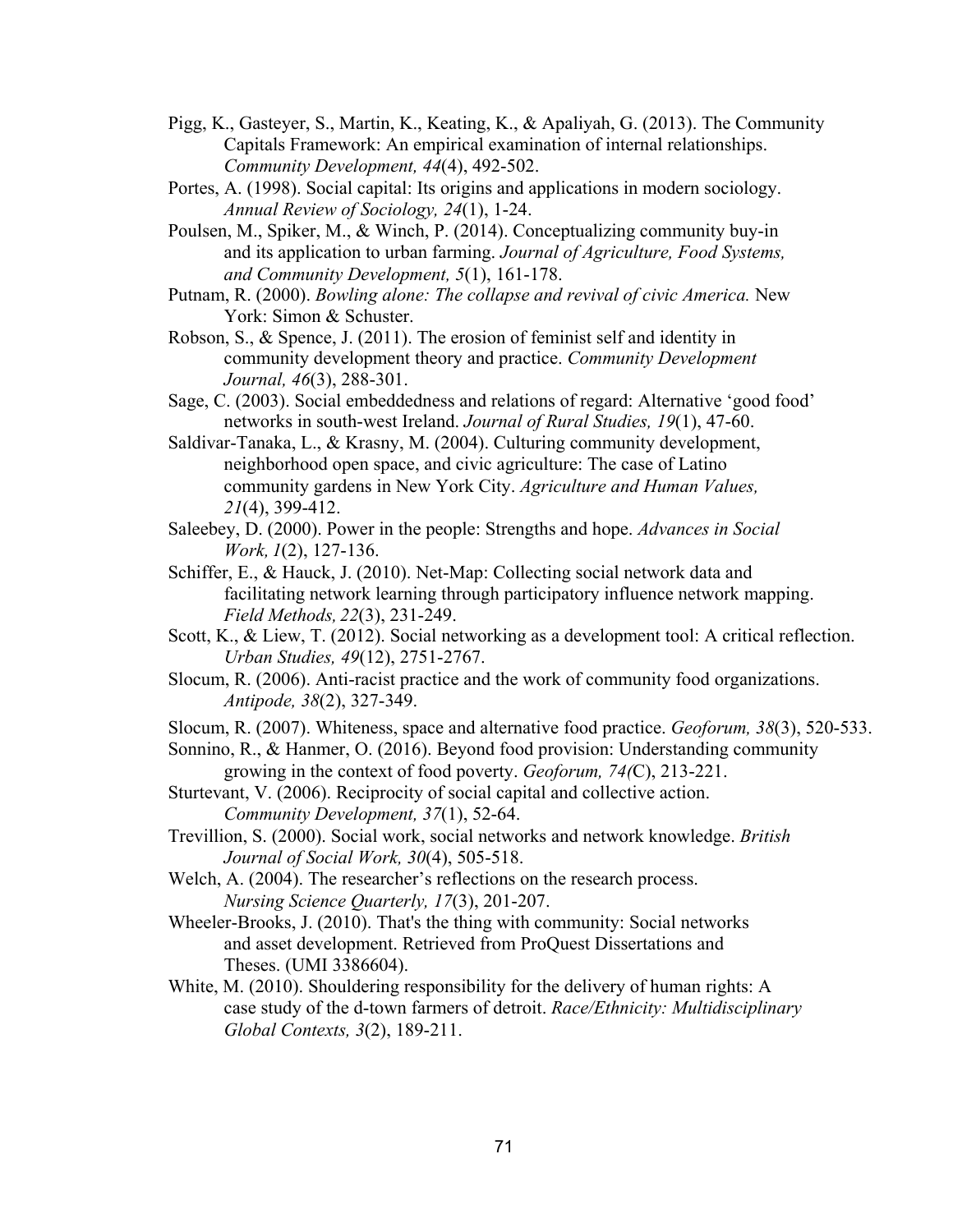Pigg, K., Gasteyer, S., Martin, K., Keating, K., & Apaliyah, G. (2013). The Community Capitals Framework: An empirical examination of internal relationships. *Community Development, 44*(4), 492-502.

Portes, A. (1998). Social capital: Its origins and applications in modern sociology. *Annual Review of Sociology, 24*(1), 1-24.

Poulsen, M., Spiker, M., & Winch, P. (2014). Conceptualizing community buy-in and its application to urban farming. *Journal of Agriculture, Food Systems, and Community Development, 5*(1), 161-178.

Putnam, R. (2000). *Bowling alone: The collapse and revival of civic America.* New York: Simon & Schuster.

Robson, S., & Spence, J. (2011). The erosion of feminist self and identity in community development theory and practice. *Community Development Journal, 46*(3), 288-301.

Sage, C. (2003). Social embeddedness and relations of regard: Alternative 'good food' networks in south-west Ireland. *Journal of Rural Studies, 19*(1), 47-60.

Saldivar-Tanaka, L., & Krasny, M. (2004). Culturing community development, neighborhood open space, and civic agriculture: The case of Latino community gardens in New York City. *Agriculture and Human Values, 21*(4), 399-412.

Saleebey, D. (2000). Power in the people: Strengths and hope. *Advances in Social Work, 1*(2), 127-136.

Schiffer, E., & Hauck, J. (2010). Net-Map: Collecting social network data and facilitating network learning through participatory influence network mapping. *Field Methods, 22*(3), 231-249.

Scott, K., & Liew, T. (2012). Social networking as a development tool: A critical reflection. *Urban Studies, 49*(12), 2751-2767.

Slocum, R. (2006). Anti-racist practice and the work of community food organizations. *Antipode, 38*(2), 327-349.

Slocum, R. (2007). Whiteness, space and alternative food practice. *Geoforum, 38*(3), 520-533.

Sonnino, R., & Hanmer, O. (2016). Beyond food provision: Understanding community growing in the context of food poverty. *Geoforum, 74(*C), 213-221.

Sturtevant, V. (2006). Reciprocity of social capital and collective action. *Community Development, 37*(1), 52-64.

Trevillion, S. (2000). Social work, social networks and network knowledge. *British Journal of Social Work, 30*(4), 505-518.

Welch, A. (2004). The researcher's reflections on the research process. *Nursing Science Quarterly, 17*(3), 201-207.

Wheeler-Brooks, J. (2010). That's the thing with community: Social networks and asset development. Retrieved from ProQuest Dissertations and Theses. (UMI 3386604).

White, M. (2010). Shouldering responsibility for the delivery of human rights: A case study of the d-town farmers of detroit. *Race/Ethnicity: Multidisciplinary Global Contexts, 3*(2), 189-211.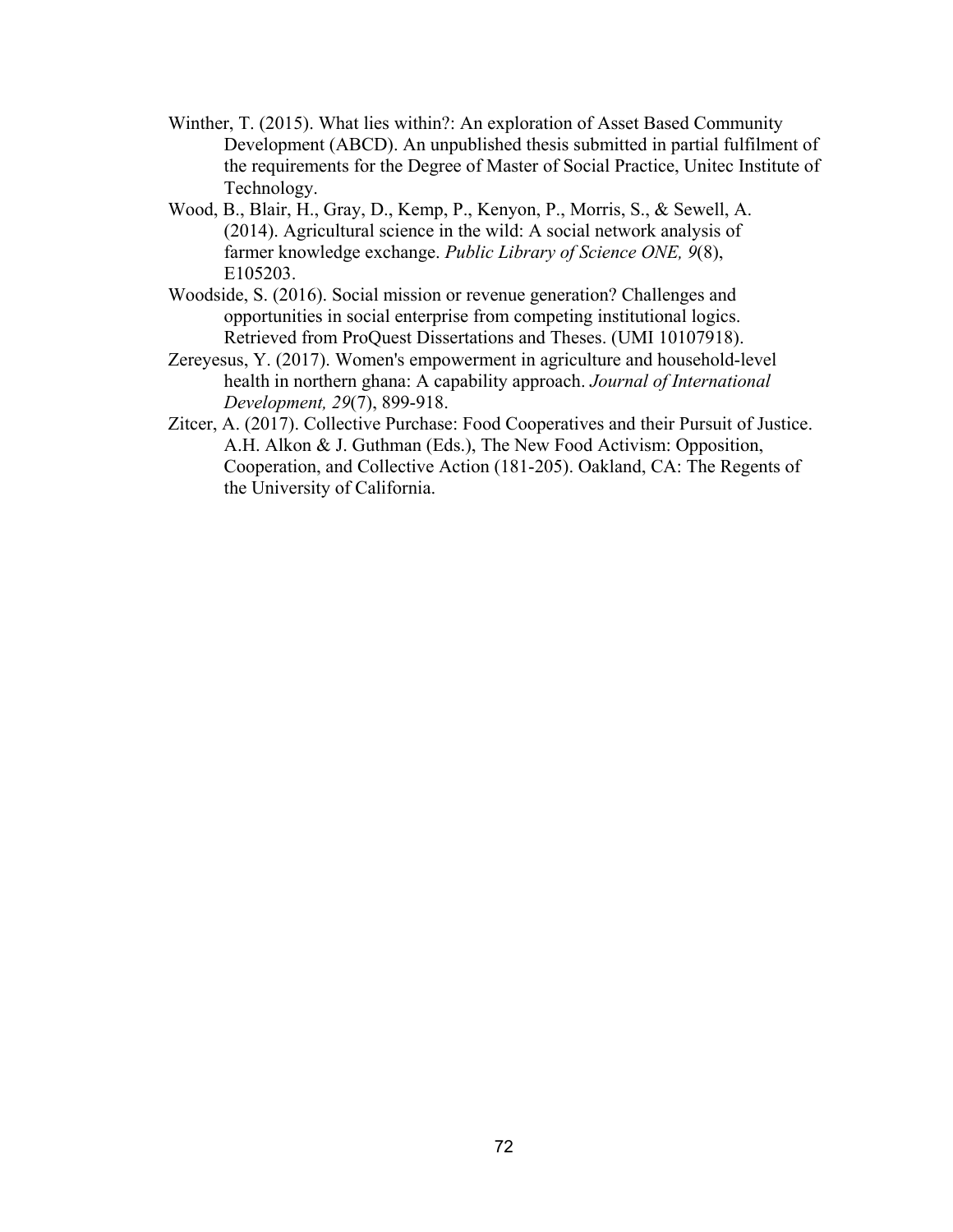Winther, T. (2015). What lies within?: An exploration of Asset Based Community Development (ABCD). An unpublished thesis submitted in partial fulfilment of the requirements for the Degree of Master of Social Practice, Unitec Institute of Technology.

Wood, B., Blair, H., Gray, D., Kemp, P., Kenyon, P., Morris, S., & Sewell, A. (2014). Agricultural science in the wild: A social network analysis of farmer knowledge exchange. *Public Library of Science ONE, 9*(8), E105203.

Woodside, S. (2016). Social mission or revenue generation? Challenges and opportunities in social enterprise from competing institutional logics. Retrieved from ProQuest Dissertations and Theses. (UMI 10107918).

Zereyesus, Y. (2017). Women's empowerment in agriculture and household-level health in northern ghana: A capability approach. *Journal of International Development, 29*(7), 899-918.

Zitcer, A. (2017). Collective Purchase: Food Cooperatives and their Pursuit of Justice. A.H. Alkon & J. Guthman (Eds.), The New Food Activism: Opposition, Cooperation, and Collective Action (181-205). Oakland, CA: The Regents of the University of California.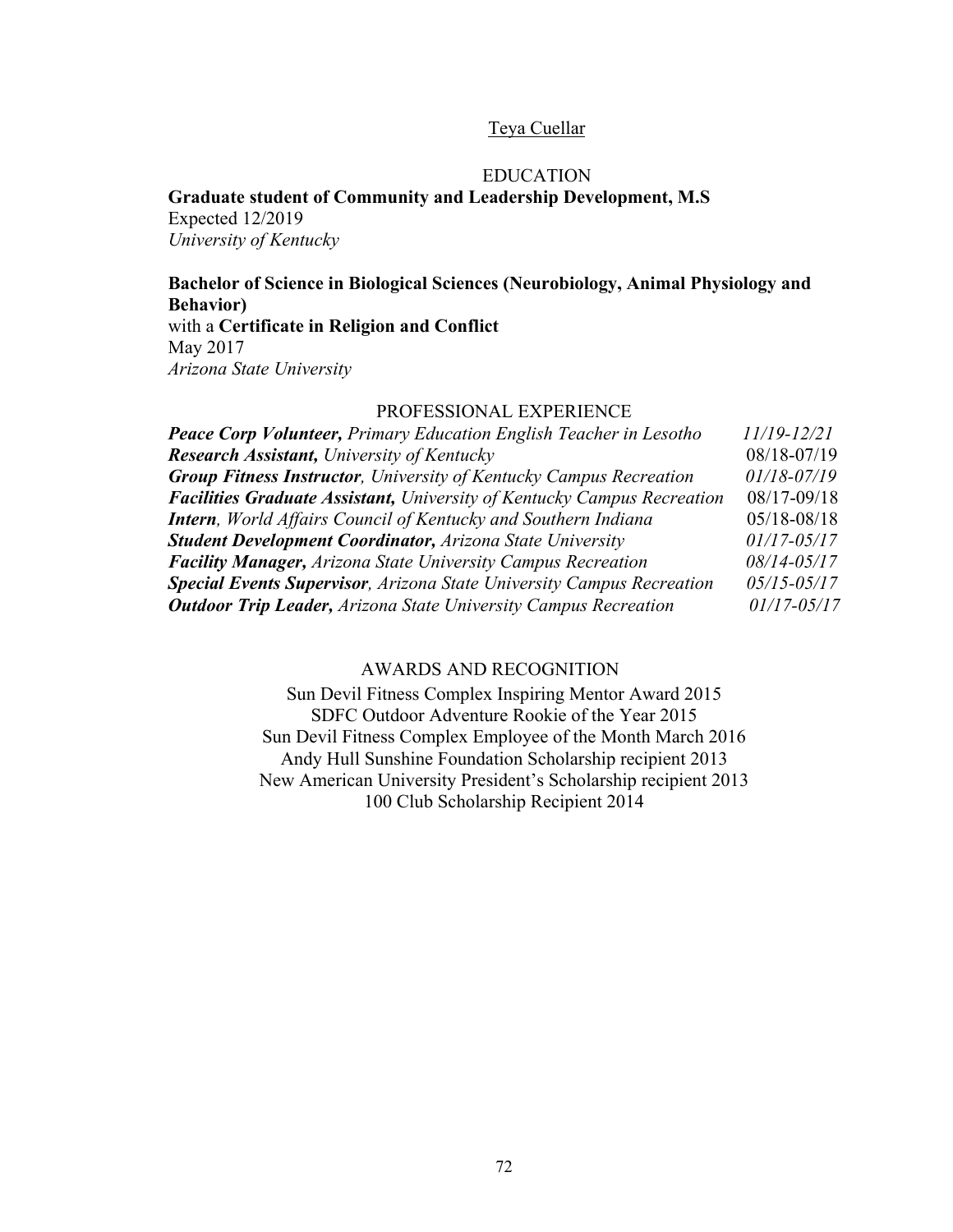<u>Teya Cuellar</u>

## EDUCATION

**Graduate student of Community and Leadership Development, M.S**
Expected 12/2019
*University of Kentucky*

**Bachelor of Science in Biological Sciences (Neurobiology, Animal Physiology and Behavior)**
with a **Certificate in Religion and Conflict**
May 2017
*Arizona State University*

## PROFESSIONAL EXPERIENCE

| | |
|---|---|
| ***Peace Corp Volunteer,*** *Primary Education English Teacher in Lesotho* | *11/19-12/21* |
| ***Research Assistant,*** *University of Kentucky* | 08/18-07/19 |
| ***Group Fitness Instructor****, University of Kentucky Campus Recreation* | *01/18-07/19* |
| ***Facilities Graduate Assistant,*** *University of Kentucky Campus Recreation* | 08/17-09/18 |
| ***Intern****, World Affairs Council of Kentucky and Southern Indiana* | 05/18-08/18 |
| ***Student Development Coordinator,*** *Arizona State University* | *01/17-05/17* |
| ***Facility Manager,*** *Arizona State University Campus Recreation* | *08/14-05/17* |
| ***Special Events Supervisor****, Arizona State University Campus Recreation* | *05/15-05/17* |
| ***Outdoor Trip Leader,*** *Arizona State University Campus Recreation* | *01/17-05/17* |

## AWARDS AND RECOGNITION

Sun Devil Fitness Complex Inspiring Mentor Award 2015
SDFC Outdoor Adventure Rookie of the Year 2015
Sun Devil Fitness Complex Employee of the Month March 2016
Andy Hull Sunshine Foundation Scholarship recipient 2013
New American University President's Scholarship recipient 2013
100 Club Scholarship Recipient 2014